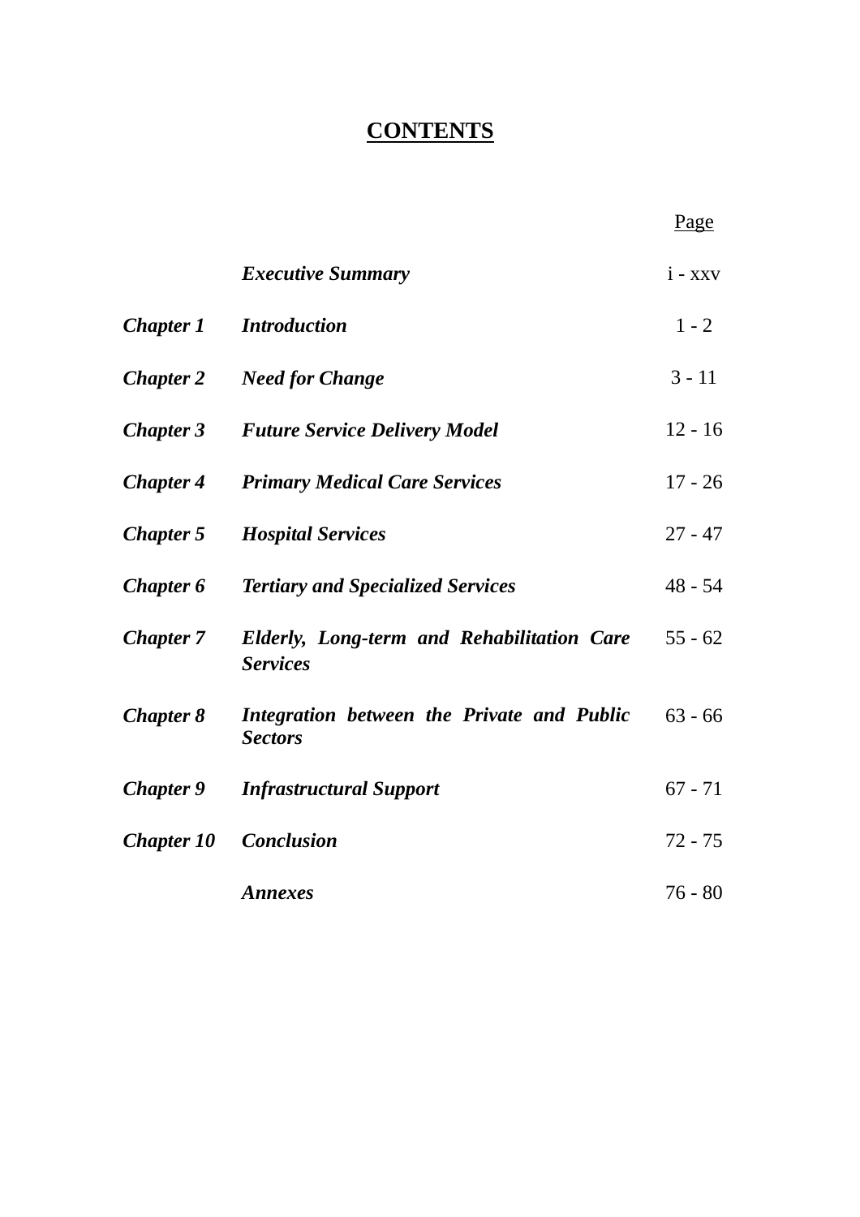# CONTENTS

| | | Page |
|---|---|---|
| | ***Executive Summary*** | i - xxv |
| ***Chapter 1*** | ***Introduction*** | 1 - 2 |
| ***Chapter 2*** | ***Need for Change*** | 3 - 11 |
| ***Chapter 3*** | ***Future Service Delivery Model*** | 12 - 16 |
| ***Chapter 4*** | ***Primary Medical Care Services*** | 17 - 26 |
| ***Chapter 5*** | ***Hospital Services*** | 27 - 47 |
| ***Chapter 6*** | ***Tertiary and Specialized Services*** | 48 - 54 |
| ***Chapter 7*** | ***Elderly, Long-term and Rehabilitation Care Services*** | 55 - 62 |
| ***Chapter 8*** | ***Integration between the Private and Public Sectors*** | 63 - 66 |
| ***Chapter 9*** | ***Infrastructural Support*** | 67 - 71 |
| ***Chapter 10*** | ***Conclusion*** | 72 - 75 |
| | ***Annexes*** | 76 - 80 |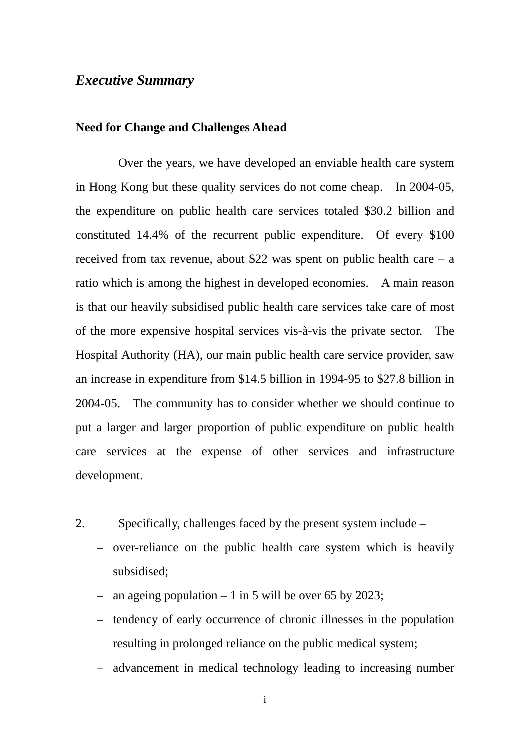*Executive Summary*

**Need for Change and Challenges Ahead**

Over the years, we have developed an enviable health care system in Hong Kong but these quality services do not come cheap. In 2004-05, the expenditure on public health care services totaled $30.2 billion and constituted 14.4% of the recurrent public expenditure. Of every $100 received from tax revenue, about $22 was spent on public health care – a ratio which is among the highest in developed economies. A main reason is that our heavily subsidised public health care services take care of most of the more expensive hospital services vis-à-vis the private sector. The Hospital Authority (HA), our main public health care service provider, saw an increase in expenditure from $14.5 billion in 1994-95 to $27.8 billion in 2004-05. The community has to consider whether we should continue to put a larger and larger proportion of public expenditure on public health care services at the expense of other services and infrastructure development.

2. Specifically, challenges faced by the present system include –

- over-reliance on the public health care system which is heavily subsidised;
- an ageing population – 1 in 5 will be over 65 by 2023;
- tendency of early occurrence of chronic illnesses in the population resulting in prolonged reliance on the public medical system;
- advancement in medical technology leading to increasing number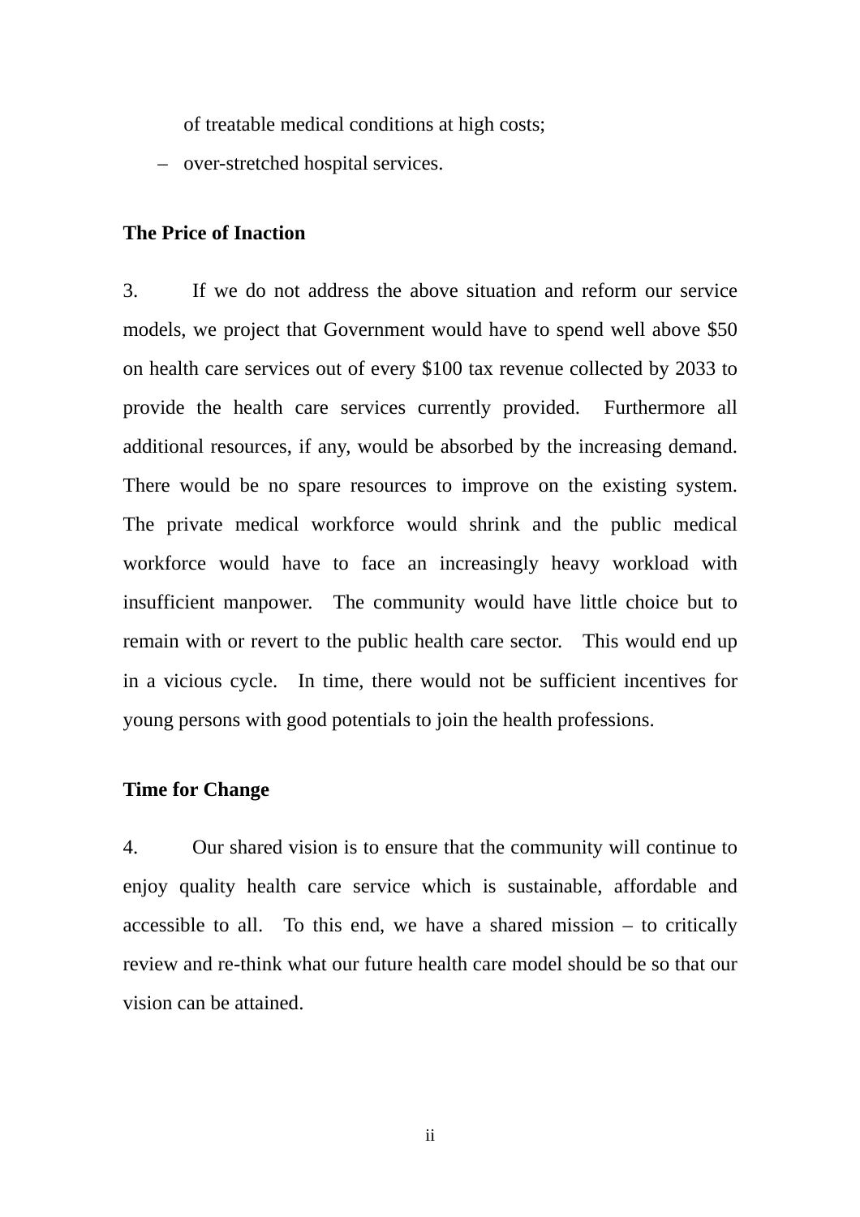of treatable medical conditions at high costs;

– over-stretched hospital services.

**The Price of Inaction**

3. If we do not address the above situation and reform our service models, we project that Government would have to spend well above $50 on health care services out of every $100 tax revenue collected by 2033 to provide the health care services currently provided. Furthermore all additional resources, if any, would be absorbed by the increasing demand. There would be no spare resources to improve on the existing system. The private medical workforce would shrink and the public medical workforce would have to face an increasingly heavy workload with insufficient manpower. The community would have little choice but to remain with or revert to the public health care sector. This would end up in a vicious cycle. In time, there would not be sufficient incentives for young persons with good potentials to join the health professions.

**Time for Change**

4. Our shared vision is to ensure that the community will continue to enjoy quality health care service which is sustainable, affordable and accessible to all. To this end, we have a shared mission – to critically review and re-think what our future health care model should be so that our vision can be attained.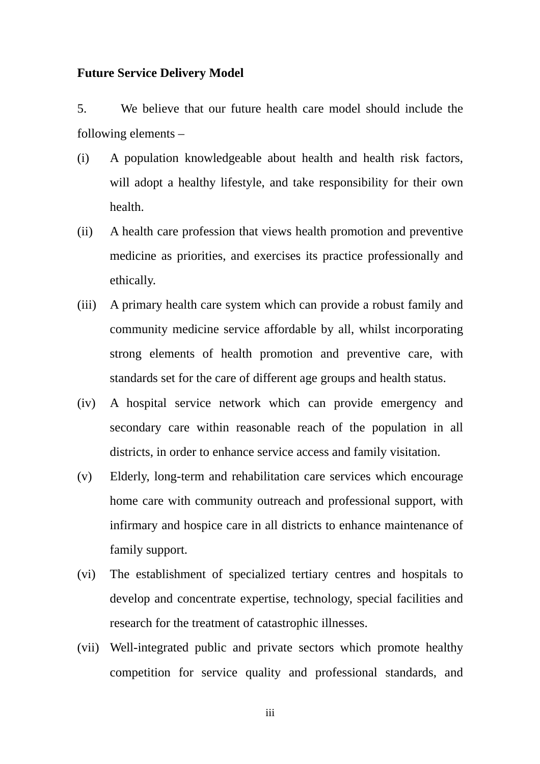**Future Service Delivery Model**

5. We believe that our future health care model should include the following elements –

(i) A population knowledgeable about health and health risk factors, will adopt a healthy lifestyle, and take responsibility for their own health.

(ii) A health care profession that views health promotion and preventive medicine as priorities, and exercises its practice professionally and ethically.

(iii) A primary health care system which can provide a robust family and community medicine service affordable by all, whilst incorporating strong elements of health promotion and preventive care, with standards set for the care of different age groups and health status.

(iv) A hospital service network which can provide emergency and secondary care within reasonable reach of the population in all districts, in order to enhance service access and family visitation.

(v) Elderly, long-term and rehabilitation care services which encourage home care with community outreach and professional support, with infirmary and hospice care in all districts to enhance maintenance of family support.

(vi) The establishment of specialized tertiary centres and hospitals to develop and concentrate expertise, technology, special facilities and research for the treatment of catastrophic illnesses.

(vii) Well-integrated public and private sectors which promote healthy competition for service quality and professional standards, and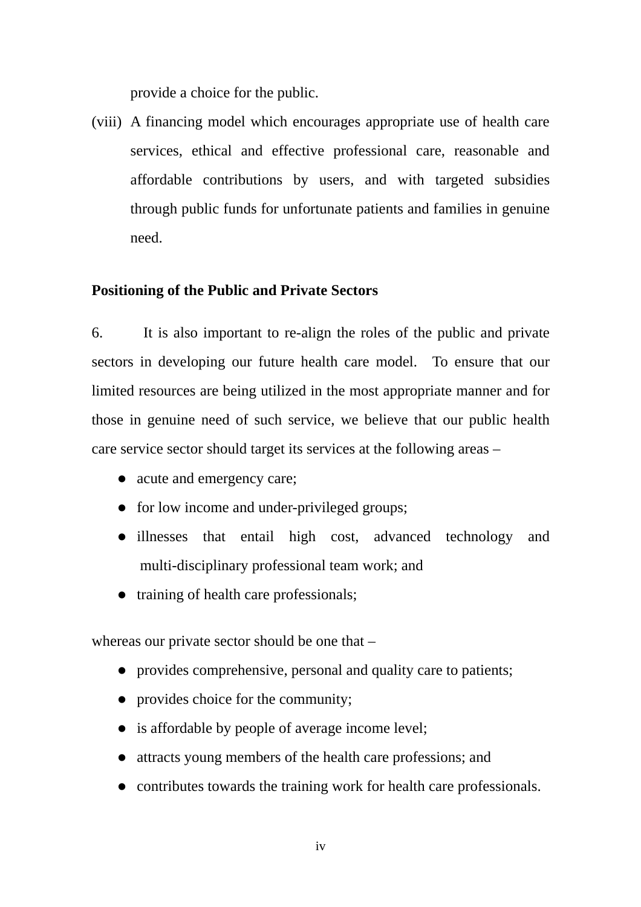provide a choice for the public.

(viii) A financing model which encourages appropriate use of health care services, ethical and effective professional care, reasonable and affordable contributions by users, and with targeted subsidies through public funds for unfortunate patients and families in genuine need.

**Positioning of the Public and Private Sectors**

6. It is also important to re-align the roles of the public and private sectors in developing our future health care model. To ensure that our limited resources are being utilized in the most appropriate manner and for those in genuine need of such service, we believe that our public health care service sector should target its services at the following areas –

- acute and emergency care;
- for low income and under-privileged groups;
- illnesses that entail high cost, advanced technology and multi-disciplinary professional team work; and
- training of health care professionals;

whereas our private sector should be one that –

- provides comprehensive, personal and quality care to patients;
- provides choice for the community;
- is affordable by people of average income level;
- attracts young members of the health care professions; and
- contributes towards the training work for health care professionals.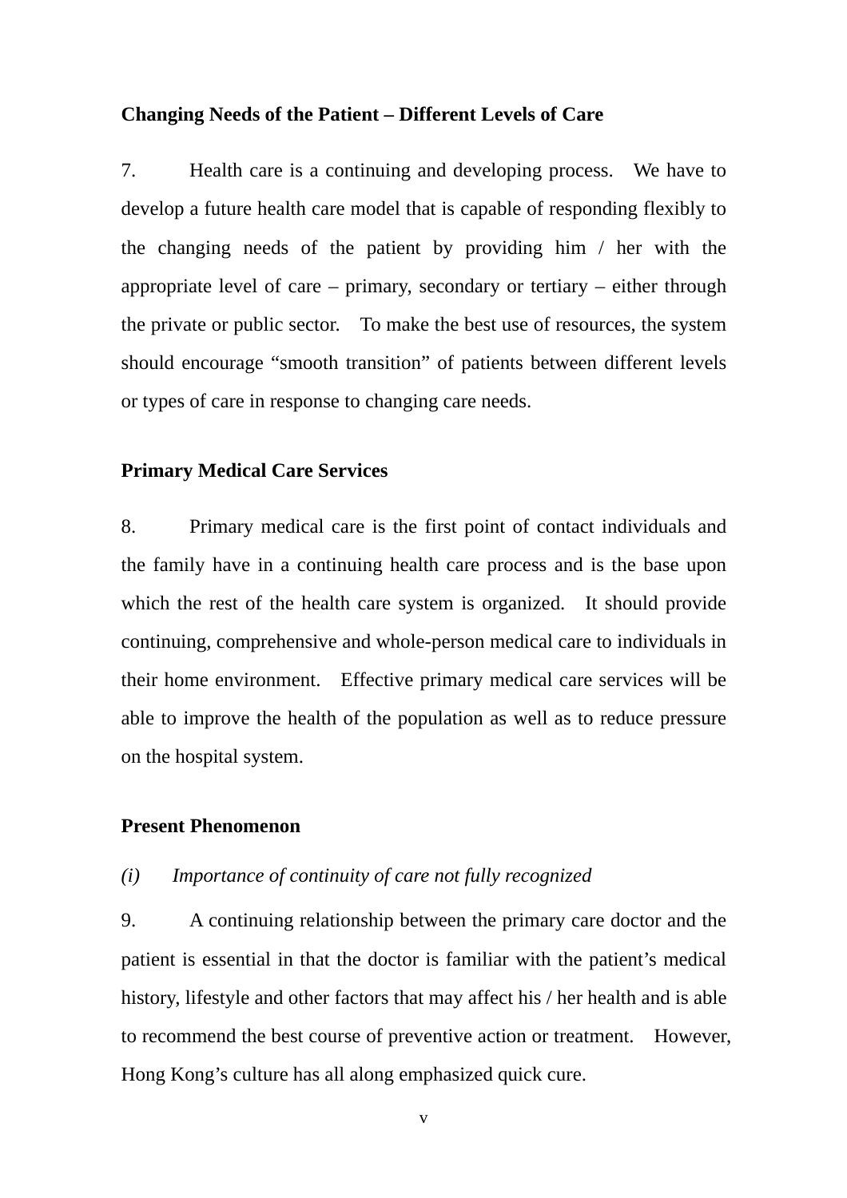**Changing Needs of the Patient – Different Levels of Care**

7. Health care is a continuing and developing process. We have to develop a future health care model that is capable of responding flexibly to the changing needs of the patient by providing him / her with the appropriate level of care – primary, secondary or tertiary – either through the private or public sector. To make the best use of resources, the system should encourage “smooth transition” of patients between different levels or types of care in response to changing care needs.

**Primary Medical Care Services**

8. Primary medical care is the first point of contact individuals and the family have in a continuing health care process and is the base upon which the rest of the health care system is organized. It should provide continuing, comprehensive and whole-person medical care to individuals in their home environment. Effective primary medical care services will be able to improve the health of the population as well as to reduce pressure on the hospital system.

**Present Phenomenon**

*(i) Importance of continuity of care not fully recognized*

9. A continuing relationship between the primary care doctor and the patient is essential in that the doctor is familiar with the patient’s medical history, lifestyle and other factors that may affect his / her health and is able to recommend the best course of preventive action or treatment. However, Hong Kong’s culture has all along emphasized quick cure.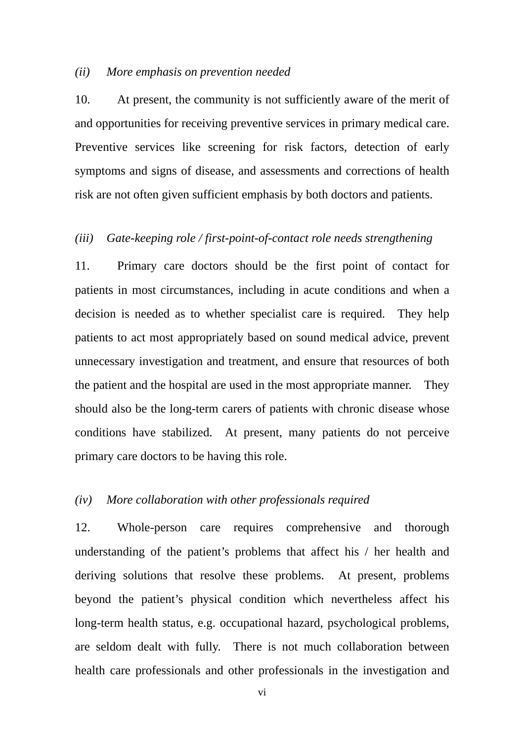*(ii) More emphasis on prevention needed*

10. At present, the community is not sufficiently aware of the merit of and opportunities for receiving preventive services in primary medical care. Preventive services like screening for risk factors, detection of early symptoms and signs of disease, and assessments and corrections of health risk are not often given sufficient emphasis by both doctors and patients.

*(iii) Gate-keeping role / first-point-of-contact role needs strengthening*

11. Primary care doctors should be the first point of contact for patients in most circumstances, including in acute conditions and when a decision is needed as to whether specialist care is required. They help patients to act most appropriately based on sound medical advice, prevent unnecessary investigation and treatment, and ensure that resources of both the patient and the hospital are used in the most appropriate manner. They should also be the long-term carers of patients with chronic disease whose conditions have stabilized. At present, many patients do not perceive primary care doctors to be having this role.

*(iv) More collaboration with other professionals required*

12. Whole-person care requires comprehensive and thorough understanding of the patient's problems that affect his / her health and deriving solutions that resolve these problems. At present, problems beyond the patient's physical condition which nevertheless affect his long-term health status, e.g. occupational hazard, psychological problems, are seldom dealt with fully. There is not much collaboration between health care professionals and other professionals in the investigation and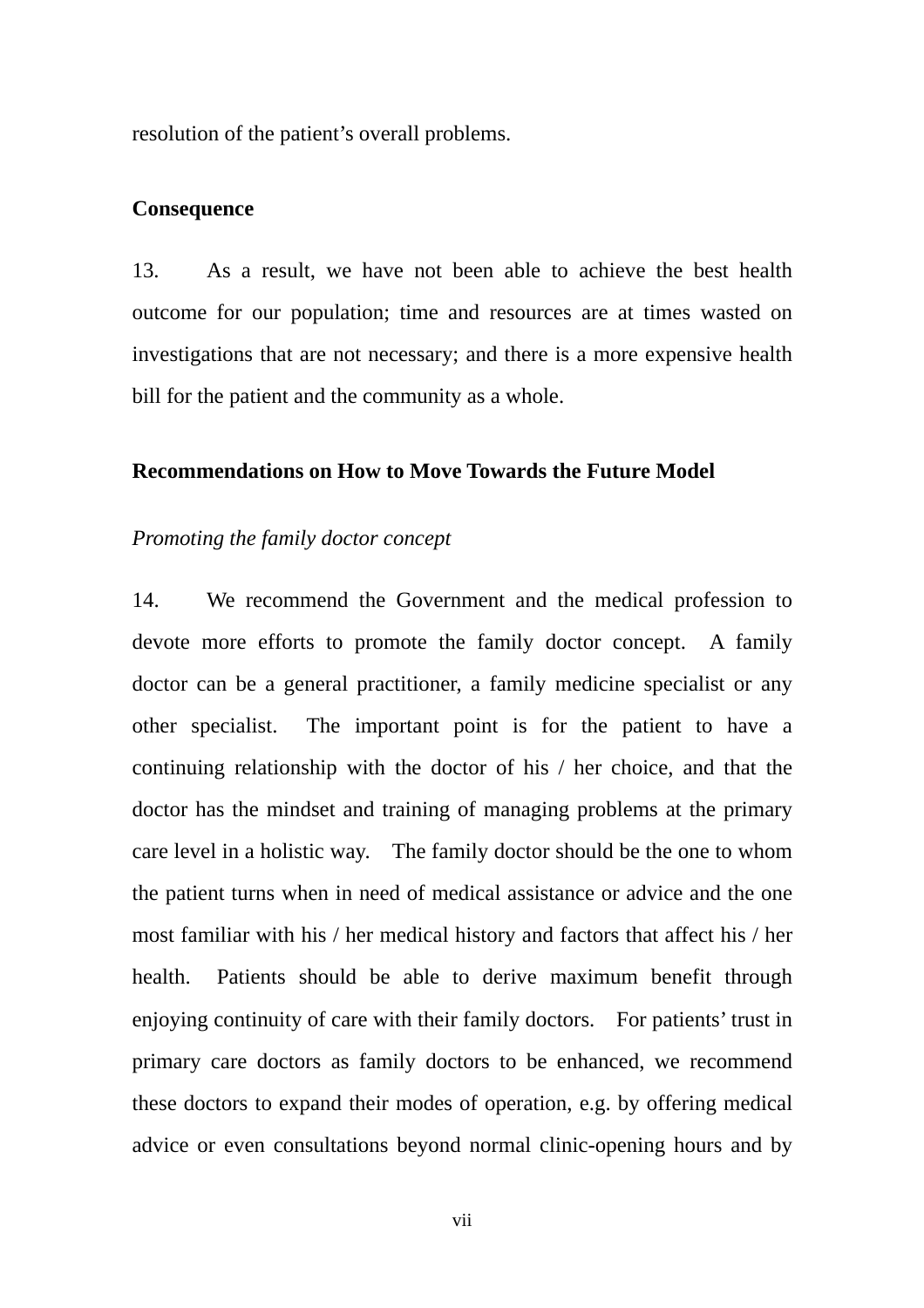resolution of the patient’s overall problems.

**Consequence**

13. As a result, we have not been able to achieve the best health outcome for our population; time and resources are at times wasted on investigations that are not necessary; and there is a more expensive health bill for the patient and the community as a whole.

**Recommendations on How to Move Towards the Future Model**

*Promoting the family doctor concept*

14. We recommend the Government and the medical profession to devote more efforts to promote the family doctor concept. A family doctor can be a general practitioner, a family medicine specialist or any other specialist. The important point is for the patient to have a continuing relationship with the doctor of his / her choice, and that the doctor has the mindset and training of managing problems at the primary care level in a holistic way. The family doctor should be the one to whom the patient turns when in need of medical assistance or advice and the one most familiar with his / her medical history and factors that affect his / her health. Patients should be able to derive maximum benefit through enjoying continuity of care with their family doctors. For patients’ trust in primary care doctors as family doctors to be enhanced, we recommend these doctors to expand their modes of operation, e.g. by offering medical advice or even consultations beyond normal clinic-opening hours and by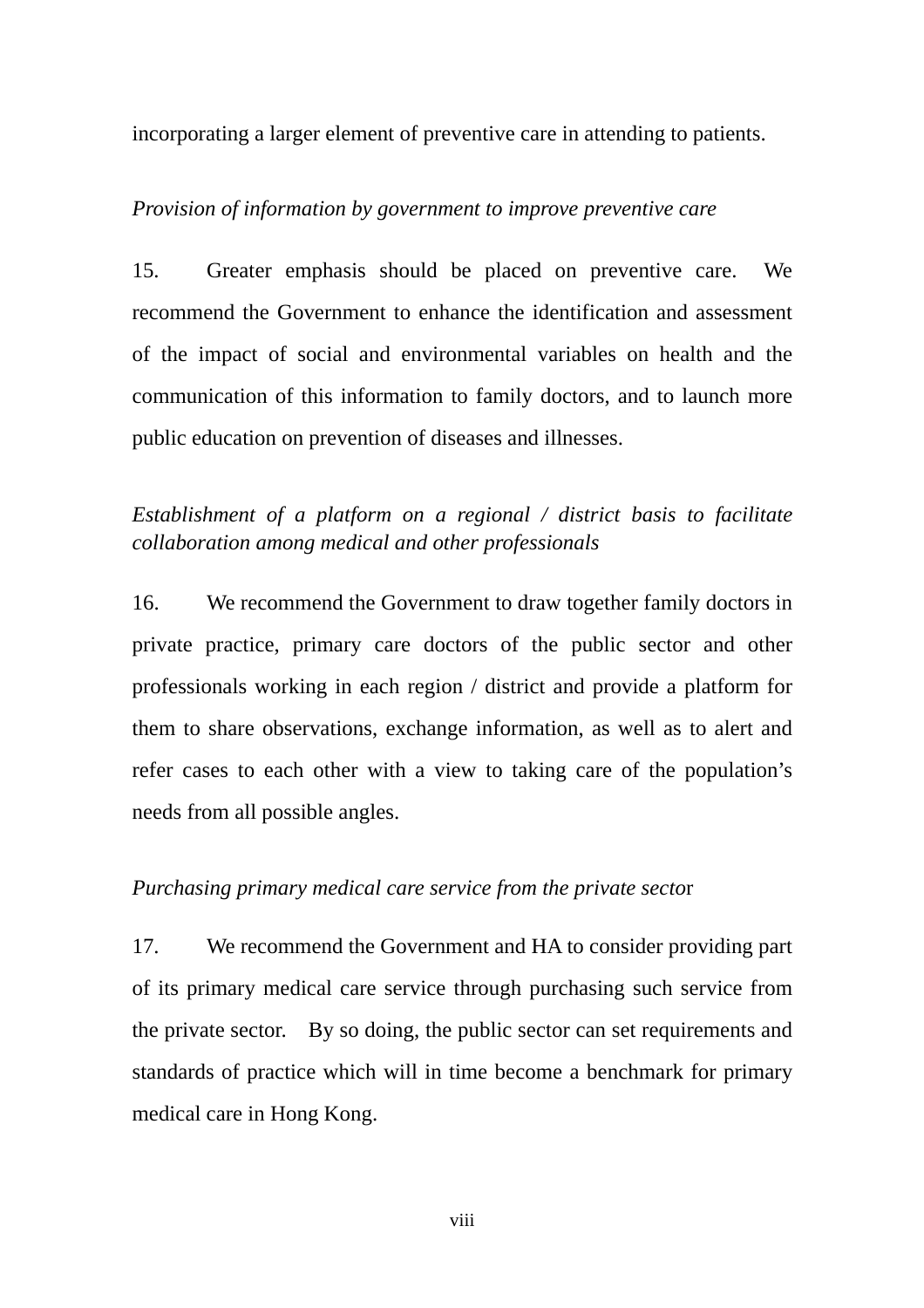incorporating a larger element of preventive care in attending to patients.

*Provision of information by government to improve preventive care*

15. Greater emphasis should be placed on preventive care. We recommend the Government to enhance the identification and assessment of the impact of social and environmental variables on health and the communication of this information to family doctors, and to launch more public education on prevention of diseases and illnesses.

*Establishment of a platform on a regional / district basis to facilitate collaboration among medical and other professionals*

16. We recommend the Government to draw together family doctors in private practice, primary care doctors of the public sector and other professionals working in each region / district and provide a platform for them to share observations, exchange information, as well as to alert and refer cases to each other with a view to taking care of the population's needs from all possible angles.

*Purchasing primary medical care service from the private sector*

17. We recommend the Government and HA to consider providing part of its primary medical care service through purchasing such service from the private sector. By so doing, the public sector can set requirements and standards of practice which will in time become a benchmark for primary medical care in Hong Kong.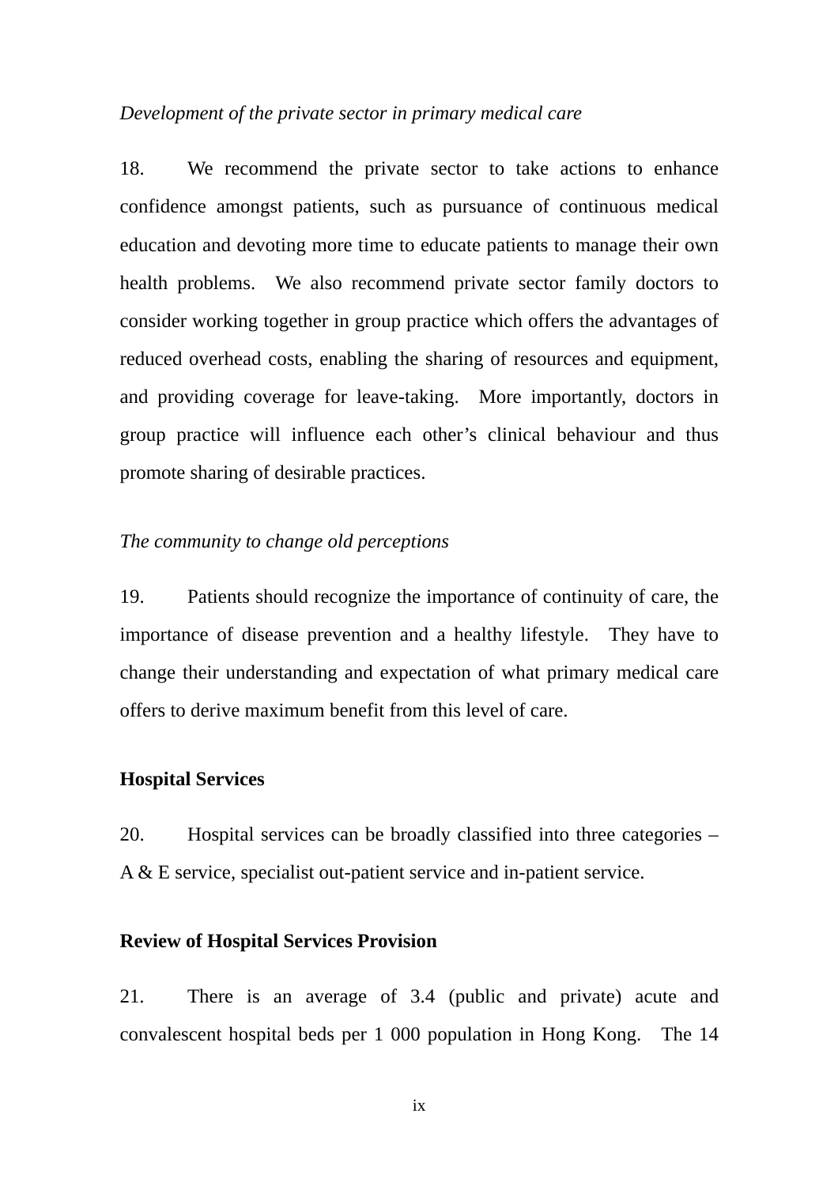*Development of the private sector in primary medical care*

18. We recommend the private sector to take actions to enhance confidence amongst patients, such as pursuance of continuous medical education and devoting more time to educate patients to manage their own health problems. We also recommend private sector family doctors to consider working together in group practice which offers the advantages of reduced overhead costs, enabling the sharing of resources and equipment, and providing coverage for leave-taking. More importantly, doctors in group practice will influence each other's clinical behaviour and thus promote sharing of desirable practices.

*The community to change old perceptions*

19. Patients should recognize the importance of continuity of care, the importance of disease prevention and a healthy lifestyle. They have to change their understanding and expectation of what primary medical care offers to derive maximum benefit from this level of care.

**Hospital Services**

20. Hospital services can be broadly classified into three categories – A & E service, specialist out-patient service and in-patient service.

**Review of Hospital Services Provision**

21. There is an average of 3.4 (public and private) acute and convalescent hospital beds per 1 000 population in Hong Kong. The 14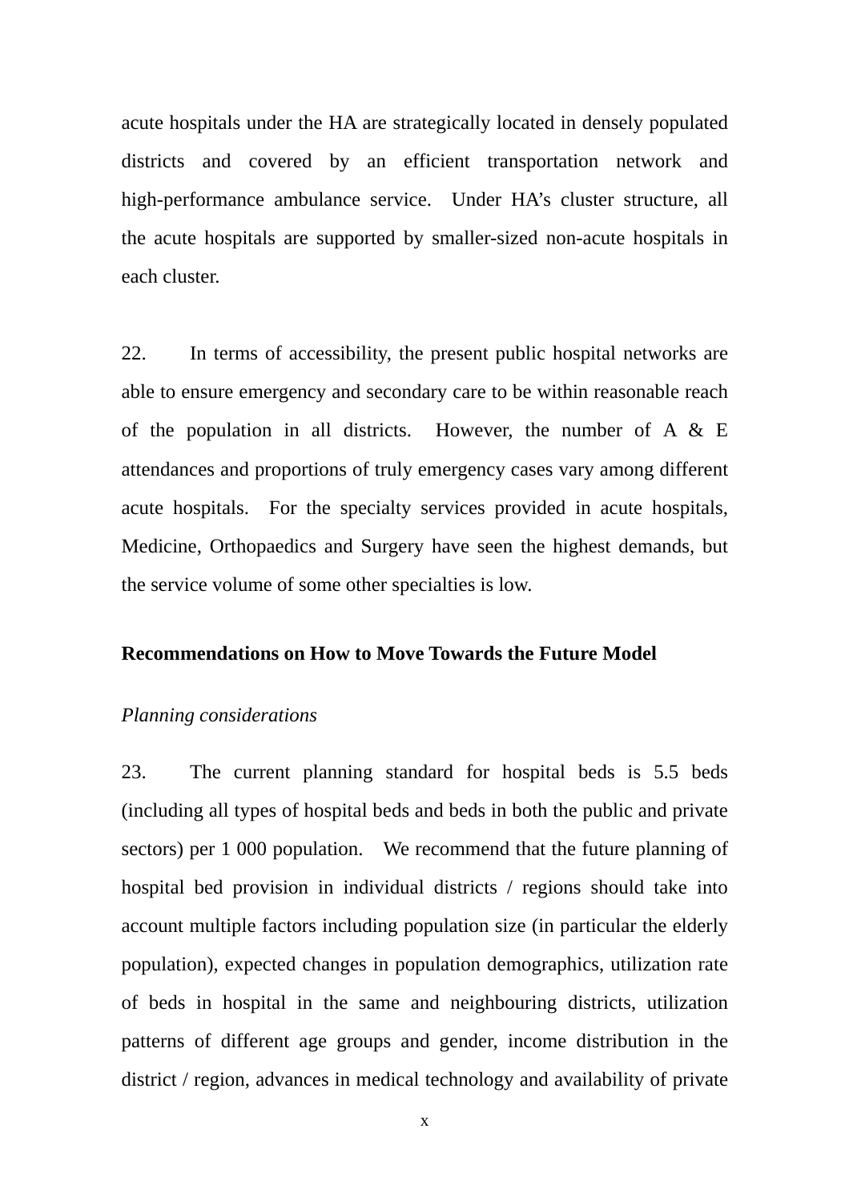acute hospitals under the HA are strategically located in densely populated districts and covered by an efficient transportation network and high-performance ambulance service. Under HA's cluster structure, all the acute hospitals are supported by smaller-sized non-acute hospitals in each cluster.

22. In terms of accessibility, the present public hospital networks are able to ensure emergency and secondary care to be within reasonable reach of the population in all districts. However, the number of A & E attendances and proportions of truly emergency cases vary among different acute hospitals. For the specialty services provided in acute hospitals, Medicine, Orthopaedics and Surgery have seen the highest demands, but the service volume of some other specialties is low.

## Recommendations on How to Move Towards the Future Model

*Planning considerations*

23. The current planning standard for hospital beds is 5.5 beds (including all types of hospital beds and beds in both the public and private sectors) per 1 000 population. We recommend that the future planning of hospital bed provision in individual districts / regions should take into account multiple factors including population size (in particular the elderly population), expected changes in population demographics, utilization rate of beds in hospital in the same and neighbouring districts, utilization patterns of different age groups and gender, income distribution in the district / region, advances in medical technology and availability of private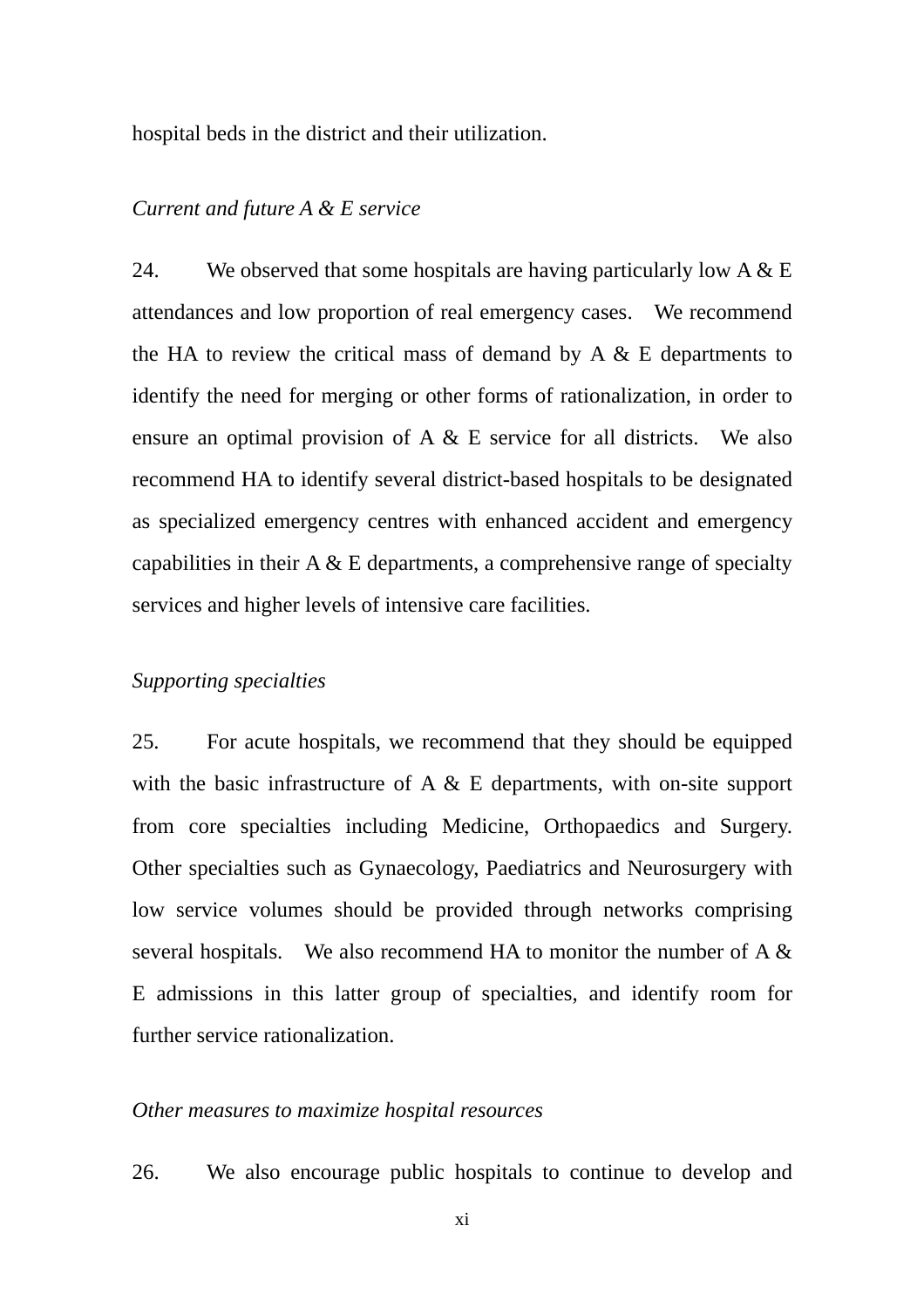hospital beds in the district and their utilization.

*Current and future A & E service*

24. We observed that some hospitals are having particularly low A & E attendances and low proportion of real emergency cases. We recommend the HA to review the critical mass of demand by A & E departments to identify the need for merging or other forms of rationalization, in order to ensure an optimal provision of A & E service for all districts. We also recommend HA to identify several district-based hospitals to be designated as specialized emergency centres with enhanced accident and emergency capabilities in their A & E departments, a comprehensive range of specialty services and higher levels of intensive care facilities.

*Supporting specialties*

25. For acute hospitals, we recommend that they should be equipped with the basic infrastructure of A & E departments, with on-site support from core specialties including Medicine, Orthopaedics and Surgery. Other specialties such as Gynaecology, Paediatrics and Neurosurgery with low service volumes should be provided through networks comprising several hospitals. We also recommend HA to monitor the number of A & E admissions in this latter group of specialties, and identify room for further service rationalization.

*Other measures to maximize hospital resources*

26. We also encourage public hospitals to continue to develop and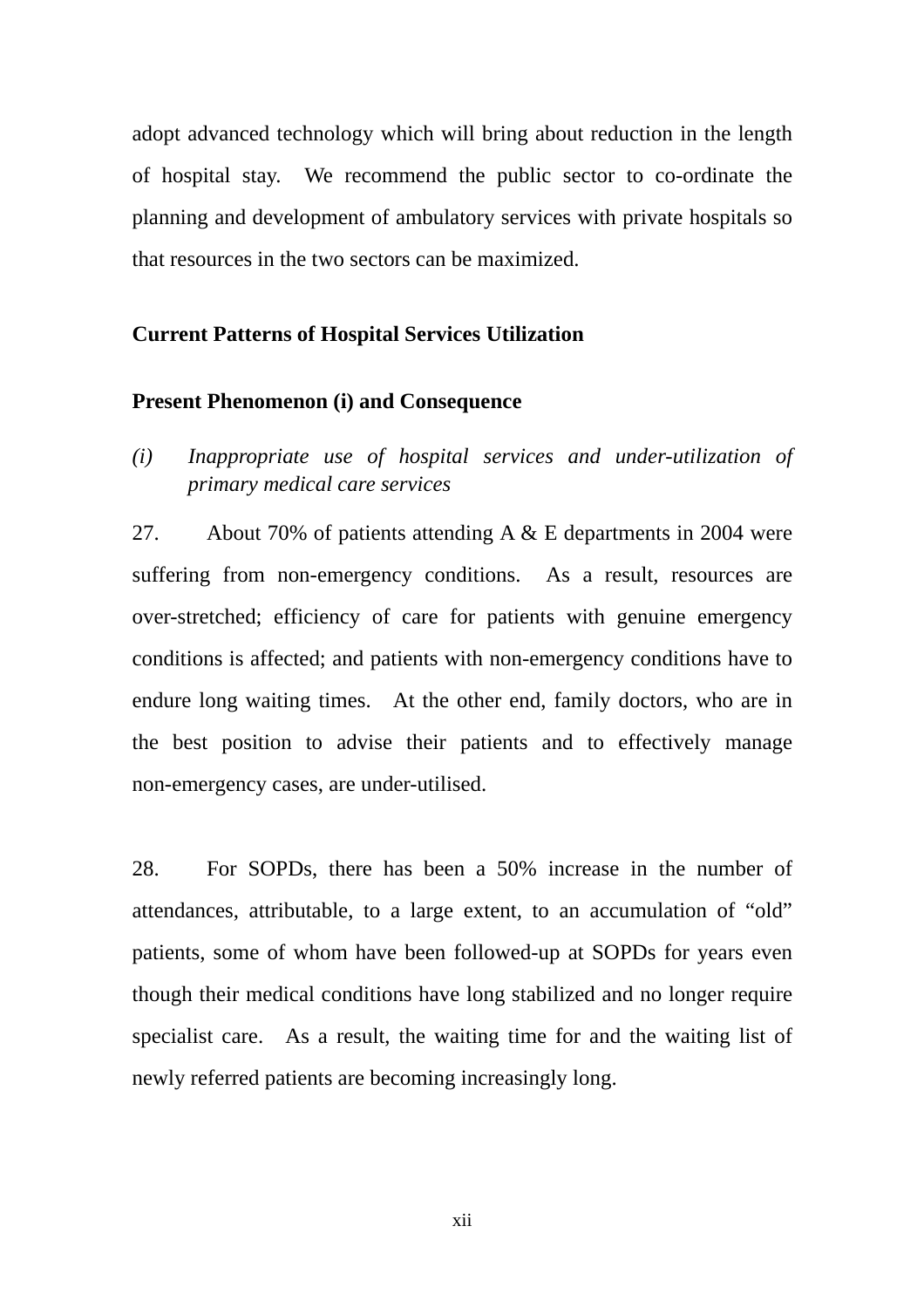adopt advanced technology which will bring about reduction in the length of hospital stay. We recommend the public sector to co-ordinate the planning and development of ambulatory services with private hospitals so that resources in the two sectors can be maximized.

**Current Patterns of Hospital Services Utilization**

**Present Phenomenon (i) and Consequence**

*(i) Inappropriate use of hospital services and under-utilization of primary medical care services*

27. About 70% of patients attending A & E departments in 2004 were suffering from non-emergency conditions. As a result, resources are over-stretched; efficiency of care for patients with genuine emergency conditions is affected; and patients with non-emergency conditions have to endure long waiting times. At the other end, family doctors, who are in the best position to advise their patients and to effectively manage non-emergency cases, are under-utilised.

28. For SOPDs, there has been a 50% increase in the number of attendances, attributable, to a large extent, to an accumulation of "old" patients, some of whom have been followed-up at SOPDs for years even though their medical conditions have long stabilized and no longer require specialist care. As a result, the waiting time for and the waiting list of newly referred patients are becoming increasingly long.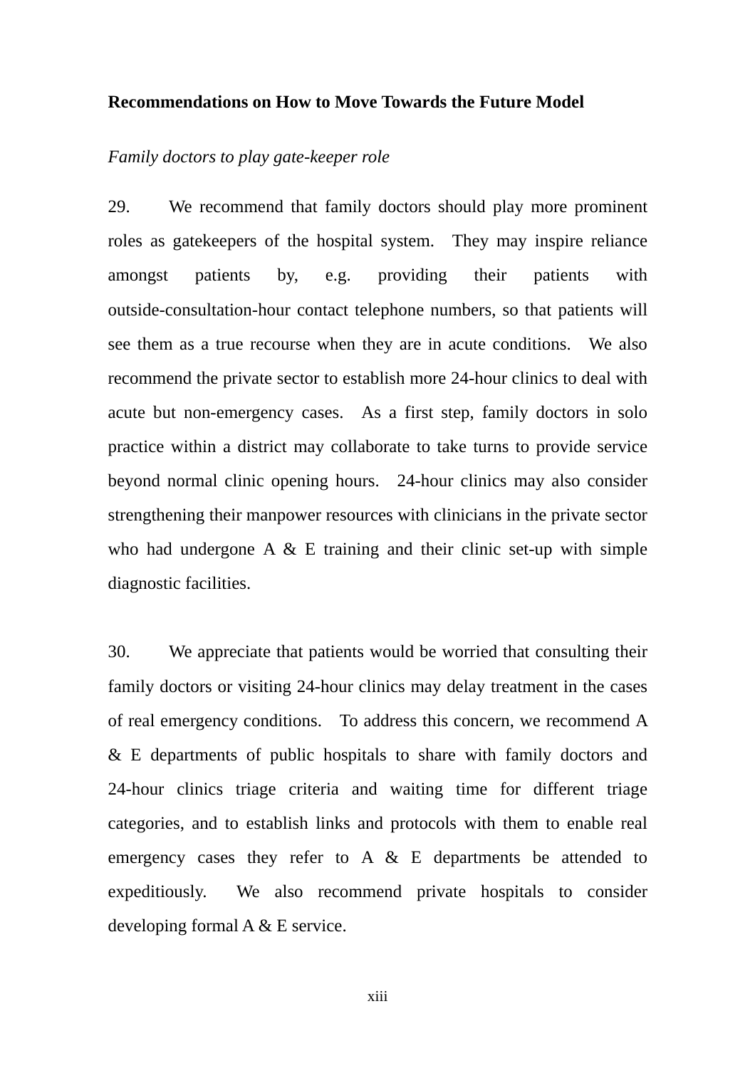**Recommendations on How to Move Towards the Future Model**

*Family doctors to play gate-keeper role*

29. We recommend that family doctors should play more prominent roles as gatekeepers of the hospital system. They may inspire reliance amongst patients by, e.g. providing their patients with outside-consultation-hour contact telephone numbers, so that patients will see them as a true recourse when they are in acute conditions. We also recommend the private sector to establish more 24-hour clinics to deal with acute but non-emergency cases. As a first step, family doctors in solo practice within a district may collaborate to take turns to provide service beyond normal clinic opening hours. 24-hour clinics may also consider strengthening their manpower resources with clinicians in the private sector who had undergone A & E training and their clinic set-up with simple diagnostic facilities.

30. We appreciate that patients would be worried that consulting their family doctors or visiting 24-hour clinics may delay treatment in the cases of real emergency conditions. To address this concern, we recommend A & E departments of public hospitals to share with family doctors and 24-hour clinics triage criteria and waiting time for different triage categories, and to establish links and protocols with them to enable real emergency cases they refer to A & E departments be attended to expeditiously. We also recommend private hospitals to consider developing formal A & E service.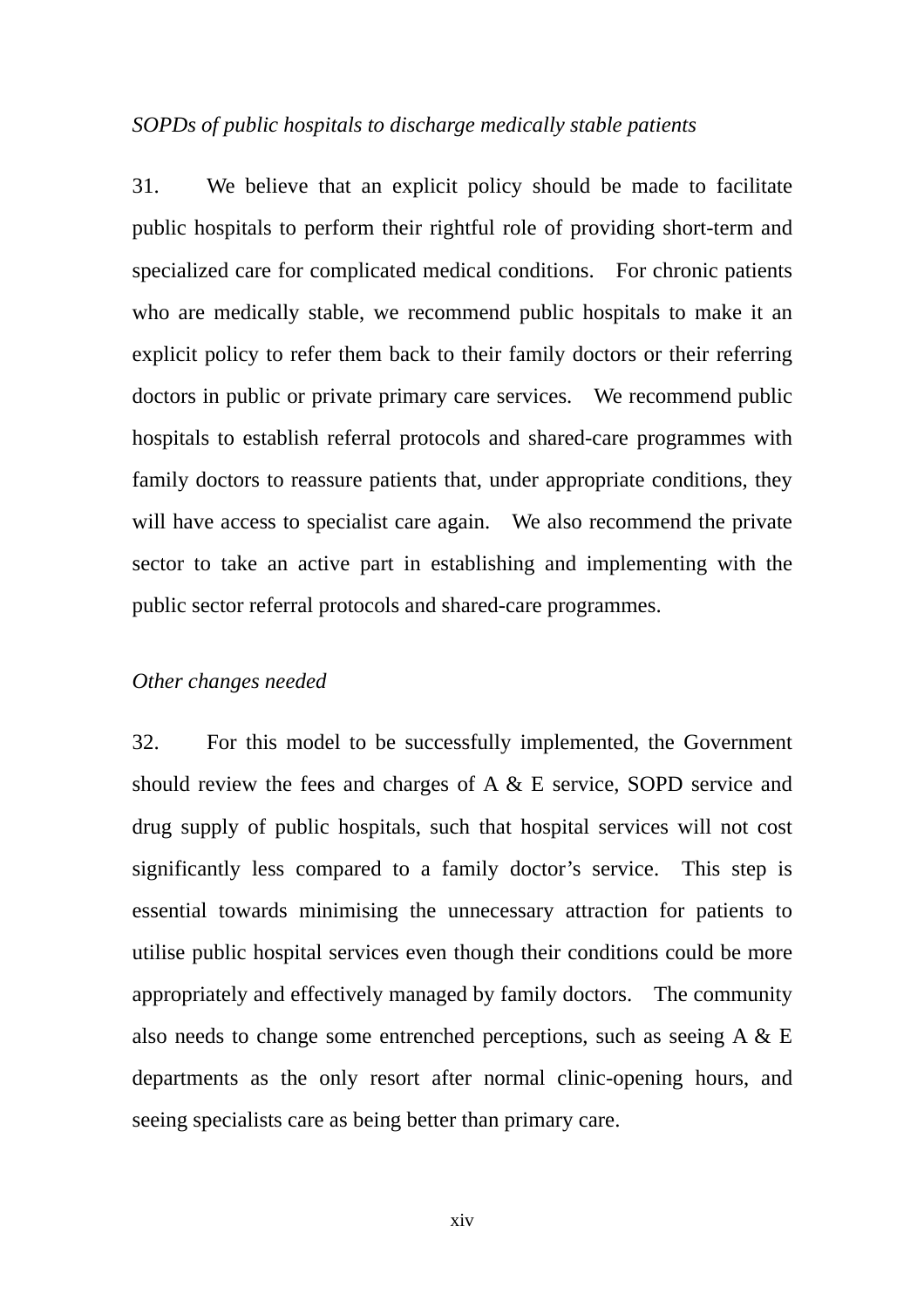*SOPDs of public hospitals to discharge medically stable patients*

31. We believe that an explicit policy should be made to facilitate public hospitals to perform their rightful role of providing short-term and specialized care for complicated medical conditions. For chronic patients who are medically stable, we recommend public hospitals to make it an explicit policy to refer them back to their family doctors or their referring doctors in public or private primary care services. We recommend public hospitals to establish referral protocols and shared-care programmes with family doctors to reassure patients that, under appropriate conditions, they will have access to specialist care again. We also recommend the private sector to take an active part in establishing and implementing with the public sector referral protocols and shared-care programmes.

*Other changes needed*

32. For this model to be successfully implemented, the Government should review the fees and charges of A & E service, SOPD service and drug supply of public hospitals, such that hospital services will not cost significantly less compared to a family doctor's service. This step is essential towards minimising the unnecessary attraction for patients to utilise public hospital services even though their conditions could be more appropriately and effectively managed by family doctors. The community also needs to change some entrenched perceptions, such as seeing A & E departments as the only resort after normal clinic-opening hours, and seeing specialists care as being better than primary care.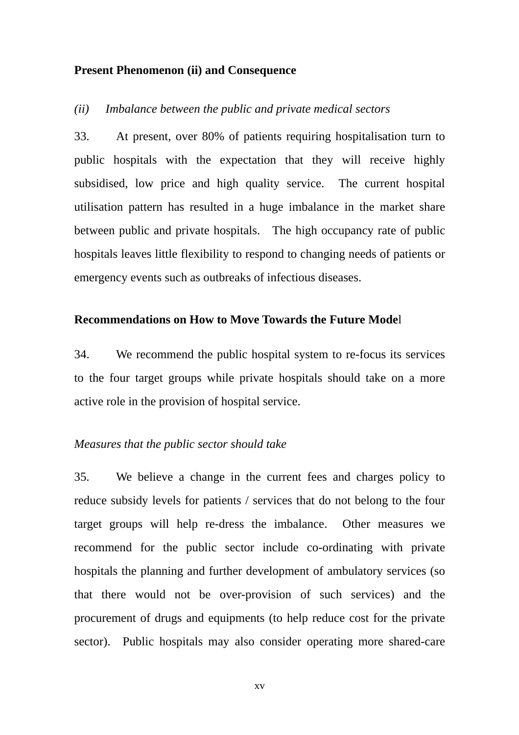**Present Phenomenon (ii) and Consequence**

*(ii) Imbalance between the public and private medical sectors*

33. At present, over 80% of patients requiring hospitalisation turn to public hospitals with the expectation that they will receive highly subsidised, low price and high quality service. The current hospital utilisation pattern has resulted in a huge imbalance in the market share between public and private hospitals. The high occupancy rate of public hospitals leaves little flexibility to respond to changing needs of patients or emergency events such as outbreaks of infectious diseases.

**Recommendations on How to Move Towards the Future Model**

34. We recommend the public hospital system to re-focus its services to the four target groups while private hospitals should take on a more active role in the provision of hospital service.

*Measures that the public sector should take*

35. We believe a change in the current fees and charges policy to reduce subsidy levels for patients / services that do not belong to the four target groups will help re-dress the imbalance. Other measures we recommend for the public sector include co-ordinating with private hospitals the planning and further development of ambulatory services (so that there would not be over-provision of such services) and the procurement of drugs and equipments (to help reduce cost for the private sector). Public hospitals may also consider operating more shared-care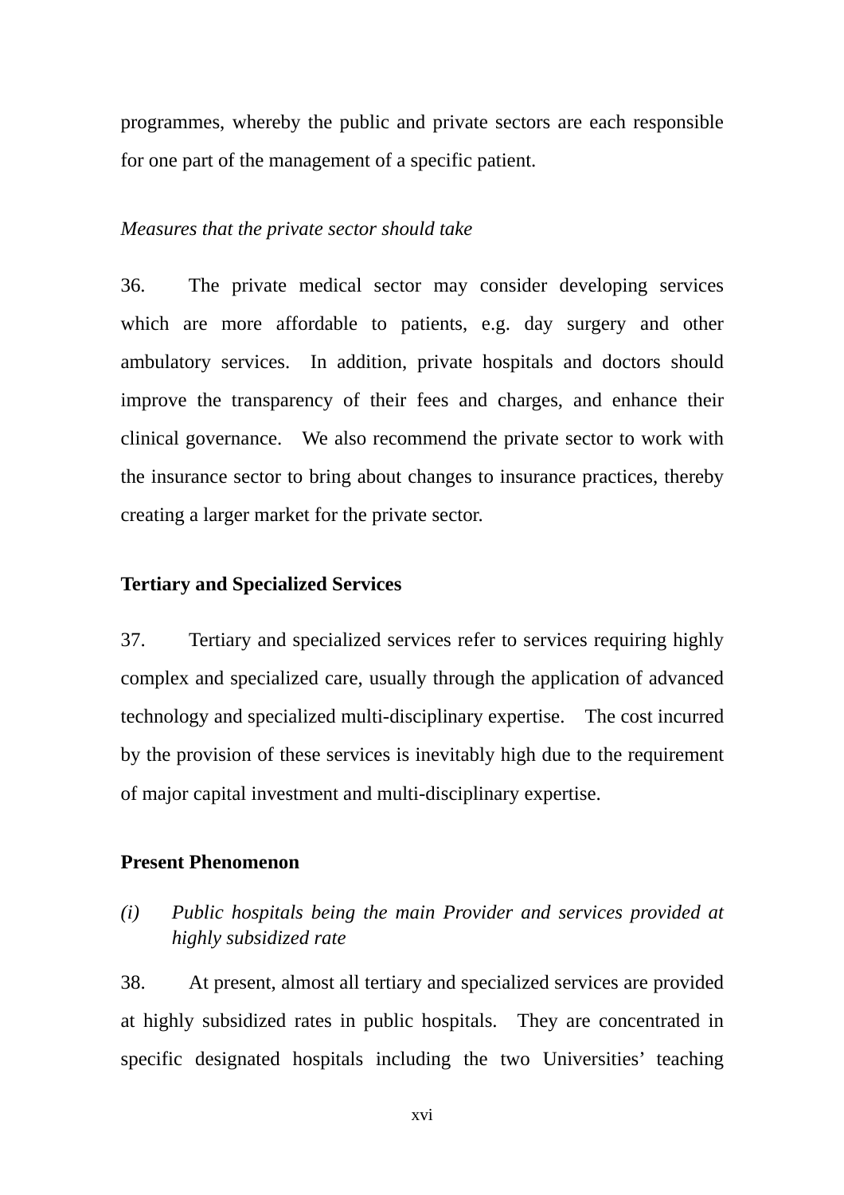programmes, whereby the public and private sectors are each responsible for one part of the management of a specific patient.

*Measures that the private sector should take*

36. The private medical sector may consider developing services which are more affordable to patients, e.g. day surgery and other ambulatory services. In addition, private hospitals and doctors should improve the transparency of their fees and charges, and enhance their clinical governance. We also recommend the private sector to work with the insurance sector to bring about changes to insurance practices, thereby creating a larger market for the private sector.

**Tertiary and Specialized Services**

37. Tertiary and specialized services refer to services requiring highly complex and specialized care, usually through the application of advanced technology and specialized multi-disciplinary expertise. The cost incurred by the provision of these services is inevitably high due to the requirement of major capital investment and multi-disciplinary expertise.

**Present Phenomenon**

*(i) Public hospitals being the main Provider and services provided at highly subsidized rate*

38. At present, almost all tertiary and specialized services are provided at highly subsidized rates in public hospitals. They are concentrated in specific designated hospitals including the two Universities' teaching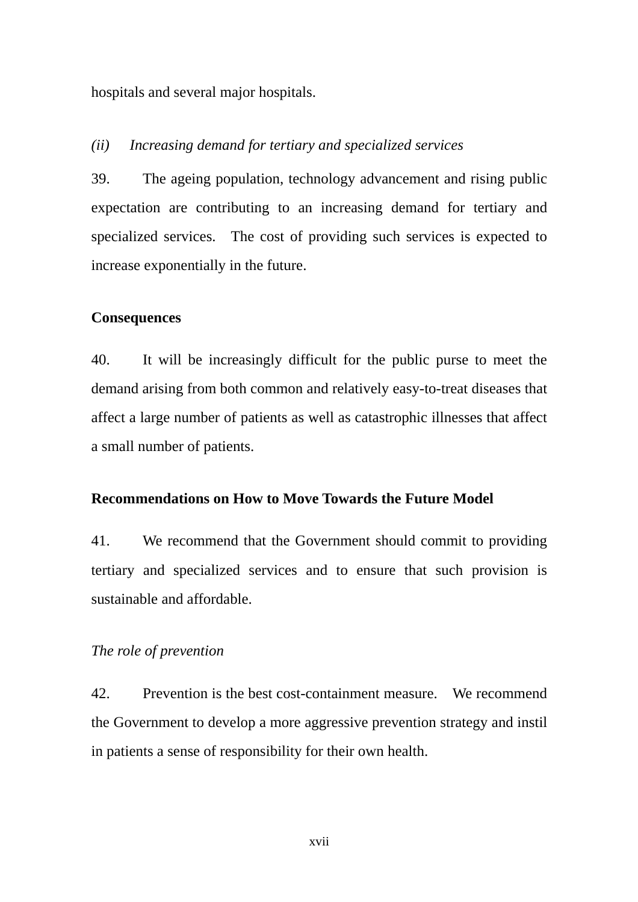hospitals and several major hospitals.

*(ii) Increasing demand for tertiary and specialized services*

39. The ageing population, technology advancement and rising public expectation are contributing to an increasing demand for tertiary and specialized services. The cost of providing such services is expected to increase exponentially in the future.

**Consequences**

40. It will be increasingly difficult for the public purse to meet the demand arising from both common and relatively easy-to-treat diseases that affect a large number of patients as well as catastrophic illnesses that affect a small number of patients.

**Recommendations on How to Move Towards the Future Model**

41. We recommend that the Government should commit to providing tertiary and specialized services and to ensure that such provision is sustainable and affordable.

*The role of prevention*

42. Prevention is the best cost-containment measure. We recommend the Government to develop a more aggressive prevention strategy and instil in patients a sense of responsibility for their own health.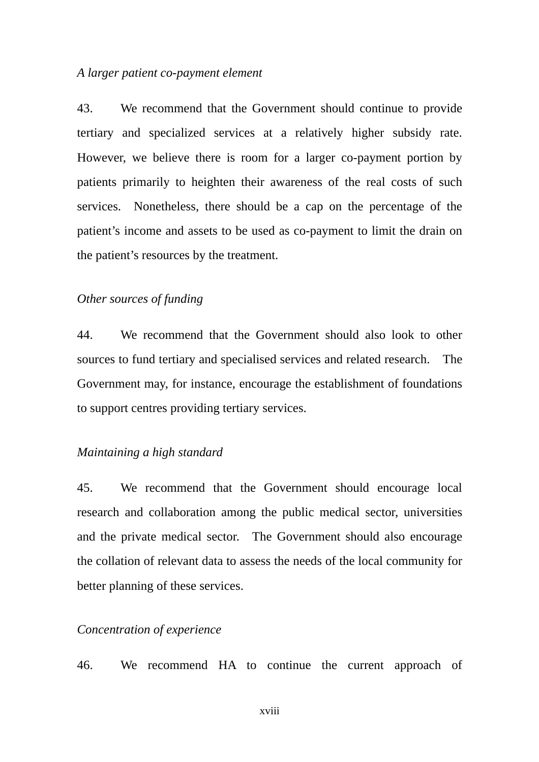*A larger patient co-payment element*

43. We recommend that the Government should continue to provide tertiary and specialized services at a relatively higher subsidy rate. However, we believe there is room for a larger co-payment portion by patients primarily to heighten their awareness of the real costs of such services. Nonetheless, there should be a cap on the percentage of the patient's income and assets to be used as co-payment to limit the drain on the patient's resources by the treatment.

*Other sources of funding*

44. We recommend that the Government should also look to other sources to fund tertiary and specialised services and related research. The Government may, for instance, encourage the establishment of foundations to support centres providing tertiary services.

*Maintaining a high standard*

45. We recommend that the Government should encourage local research and collaboration among the public medical sector, universities and the private medical sector. The Government should also encourage the collation of relevant data to assess the needs of the local community for better planning of these services.

*Concentration of experience*

46. We recommend HA to continue the current approach of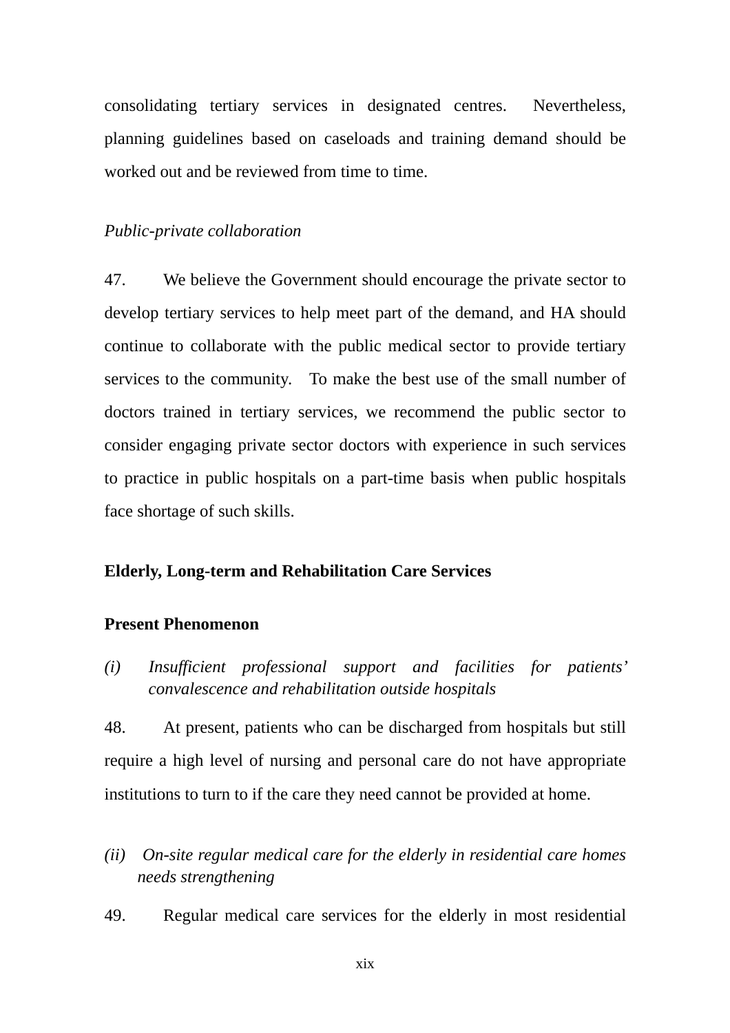consolidating tertiary services in designated centres. Nevertheless, planning guidelines based on caseloads and training demand should be worked out and be reviewed from time to time.

*Public-private collaboration*

47. We believe the Government should encourage the private sector to develop tertiary services to help meet part of the demand, and HA should continue to collaborate with the public medical sector to provide tertiary services to the community. To make the best use of the small number of doctors trained in tertiary services, we recommend the public sector to consider engaging private sector doctors with experience in such services to practice in public hospitals on a part-time basis when public hospitals face shortage of such skills.

**Elderly, Long-term and Rehabilitation Care Services**

**Present Phenomenon**

*(i) Insufficient professional support and facilities for patients' convalescence and rehabilitation outside hospitals*

48. At present, patients who can be discharged from hospitals but still require a high level of nursing and personal care do not have appropriate institutions to turn to if the care they need cannot be provided at home.

*(ii) On-site regular medical care for the elderly in residential care homes needs strengthening*

49. Regular medical care services for the elderly in most residential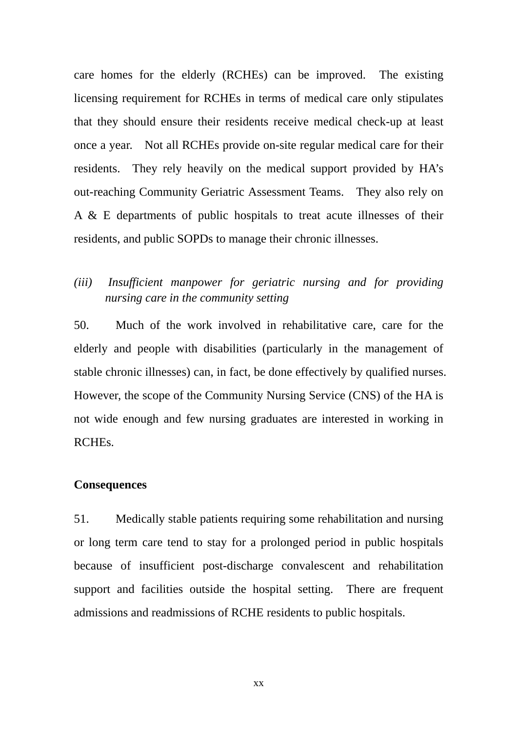care homes for the elderly (RCHEs) can be improved. The existing licensing requirement for RCHEs in terms of medical care only stipulates that they should ensure their residents receive medical check-up at least once a year. Not all RCHEs provide on-site regular medical care for their residents. They rely heavily on the medical support provided by HA's out-reaching Community Geriatric Assessment Teams. They also rely on A & E departments of public hospitals to treat acute illnesses of their residents, and public SOPDs to manage their chronic illnesses.

*(iii) Insufficient manpower for geriatric nursing and for providing nursing care in the community setting*

50. Much of the work involved in rehabilitative care, care for the elderly and people with disabilities (particularly in the management of stable chronic illnesses) can, in fact, be done effectively by qualified nurses. However, the scope of the Community Nursing Service (CNS) of the HA is not wide enough and few nursing graduates are interested in working in RCHEs.

**Consequences**

51. Medically stable patients requiring some rehabilitation and nursing or long term care tend to stay for a prolonged period in public hospitals because of insufficient post-discharge convalescent and rehabilitation support and facilities outside the hospital setting. There are frequent admissions and readmissions of RCHE residents to public hospitals.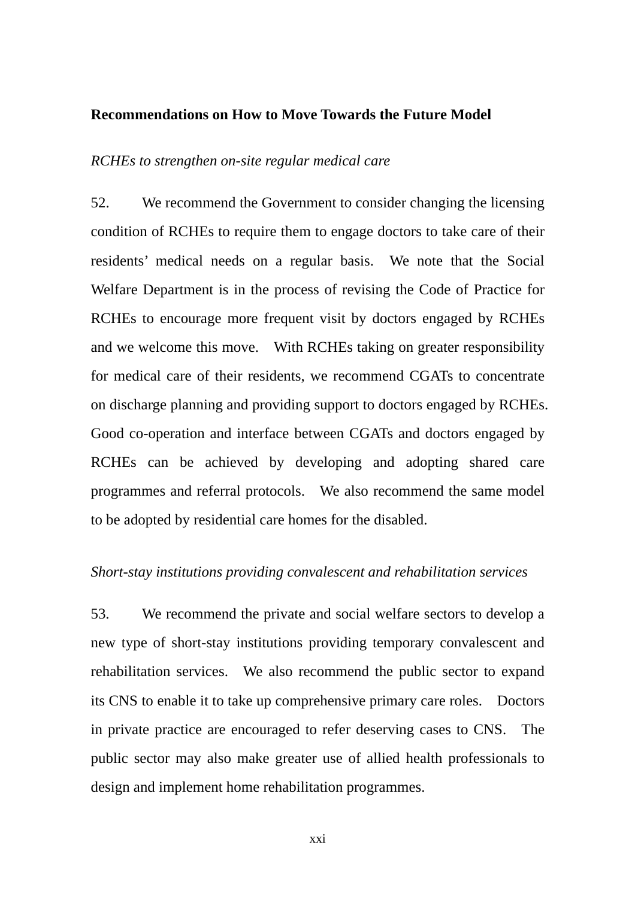**Recommendations on How to Move Towards the Future Model**

*RCHEs to strengthen on-site regular medical care*

52. We recommend the Government to consider changing the licensing condition of RCHEs to require them to engage doctors to take care of their residents' medical needs on a regular basis. We note that the Social Welfare Department is in the process of revising the Code of Practice for RCHEs to encourage more frequent visit by doctors engaged by RCHEs and we welcome this move. With RCHEs taking on greater responsibility for medical care of their residents, we recommend CGATs to concentrate on discharge planning and providing support to doctors engaged by RCHEs. Good co-operation and interface between CGATs and doctors engaged by RCHEs can be achieved by developing and adopting shared care programmes and referral protocols. We also recommend the same model to be adopted by residential care homes for the disabled.

*Short-stay institutions providing convalescent and rehabilitation services*

53. We recommend the private and social welfare sectors to develop a new type of short-stay institutions providing temporary convalescent and rehabilitation services. We also recommend the public sector to expand its CNS to enable it to take up comprehensive primary care roles. Doctors in private practice are encouraged to refer deserving cases to CNS. The public sector may also make greater use of allied health professionals to design and implement home rehabilitation programmes.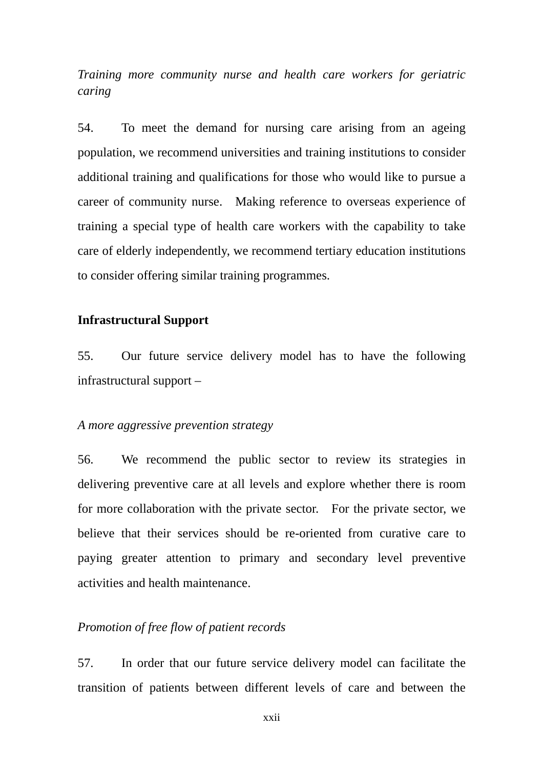*Training more community nurse and health care workers for geriatric caring*

54. To meet the demand for nursing care arising from an ageing population, we recommend universities and training institutions to consider additional training and qualifications for those who would like to pursue a career of community nurse. Making reference to overseas experience of training a special type of health care workers with the capability to take care of elderly independently, we recommend tertiary education institutions to consider offering similar training programmes.

**Infrastructural Support**

55. Our future service delivery model has to have the following infrastructural support –

*A more aggressive prevention strategy*

56. We recommend the public sector to review its strategies in delivering preventive care at all levels and explore whether there is room for more collaboration with the private sector. For the private sector, we believe that their services should be re-oriented from curative care to paying greater attention to primary and secondary level preventive activities and health maintenance.

*Promotion of free flow of patient records*

57. In order that our future service delivery model can facilitate the transition of patients between different levels of care and between the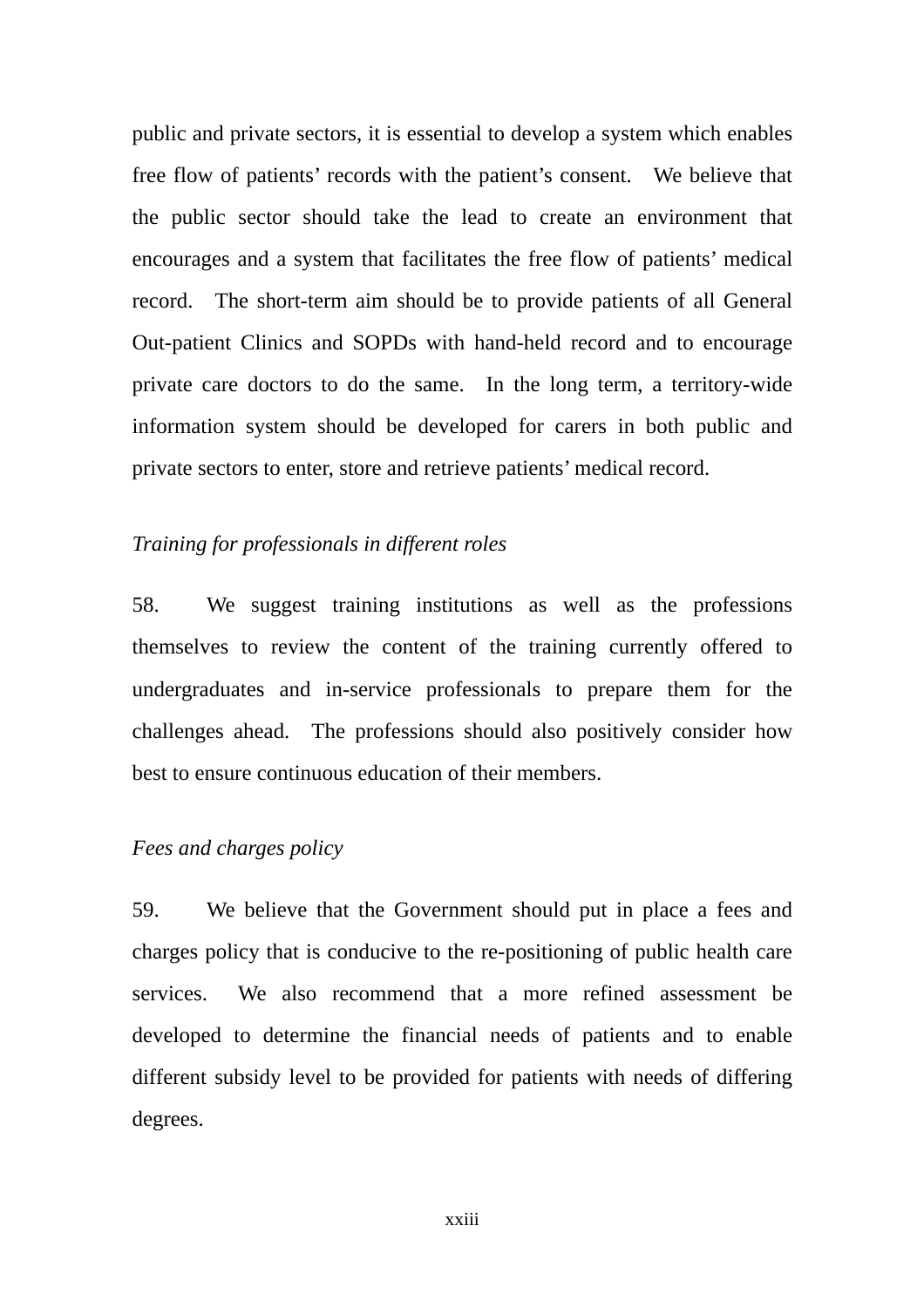public and private sectors, it is essential to develop a system which enables free flow of patients' records with the patient's consent. We believe that the public sector should take the lead to create an environment that encourages and a system that facilitates the free flow of patients' medical record. The short-term aim should be to provide patients of all General Out-patient Clinics and SOPDs with hand-held record and to encourage private care doctors to do the same. In the long term, a territory-wide information system should be developed for carers in both public and private sectors to enter, store and retrieve patients' medical record.

*Training for professionals in different roles*

58. We suggest training institutions as well as the professions themselves to review the content of the training currently offered to undergraduates and in-service professionals to prepare them for the challenges ahead. The professions should also positively consider how best to ensure continuous education of their members.

*Fees and charges policy*

59. We believe that the Government should put in place a fees and charges policy that is conducive to the re-positioning of public health care services. We also recommend that a more refined assessment be developed to determine the financial needs of patients and to enable different subsidy level to be provided for patients with needs of differing degrees.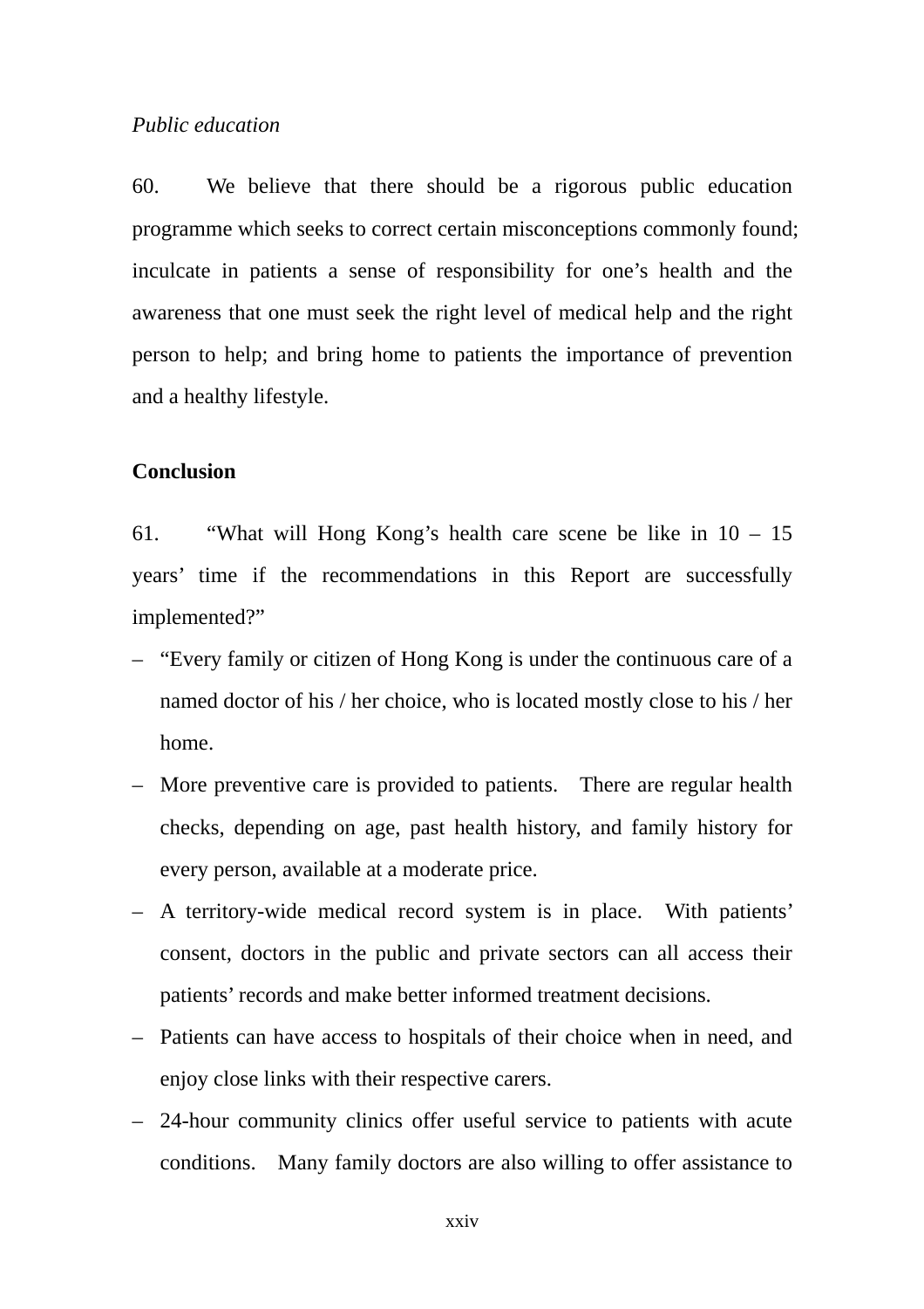*Public education*

60. We believe that there should be a rigorous public education programme which seeks to correct certain misconceptions commonly found; inculcate in patients a sense of responsibility for one's health and the awareness that one must seek the right level of medical help and the right person to help; and bring home to patients the importance of prevention and a healthy lifestyle.

**Conclusion**

61. "What will Hong Kong's health care scene be like in 10 – 15 years' time if the recommendations in this Report are successfully implemented?"

– "Every family or citizen of Hong Kong is under the continuous care of a named doctor of his / her choice, who is located mostly close to his / her home.
– More preventive care is provided to patients. There are regular health checks, depending on age, past health history, and family history for every person, available at a moderate price.
– A territory-wide medical record system is in place. With patients' consent, doctors in the public and private sectors can all access their patients' records and make better informed treatment decisions.
– Patients can have access to hospitals of their choice when in need, and enjoy close links with their respective carers.
– 24-hour community clinics offer useful service to patients with acute conditions. Many family doctors are also willing to offer assistance to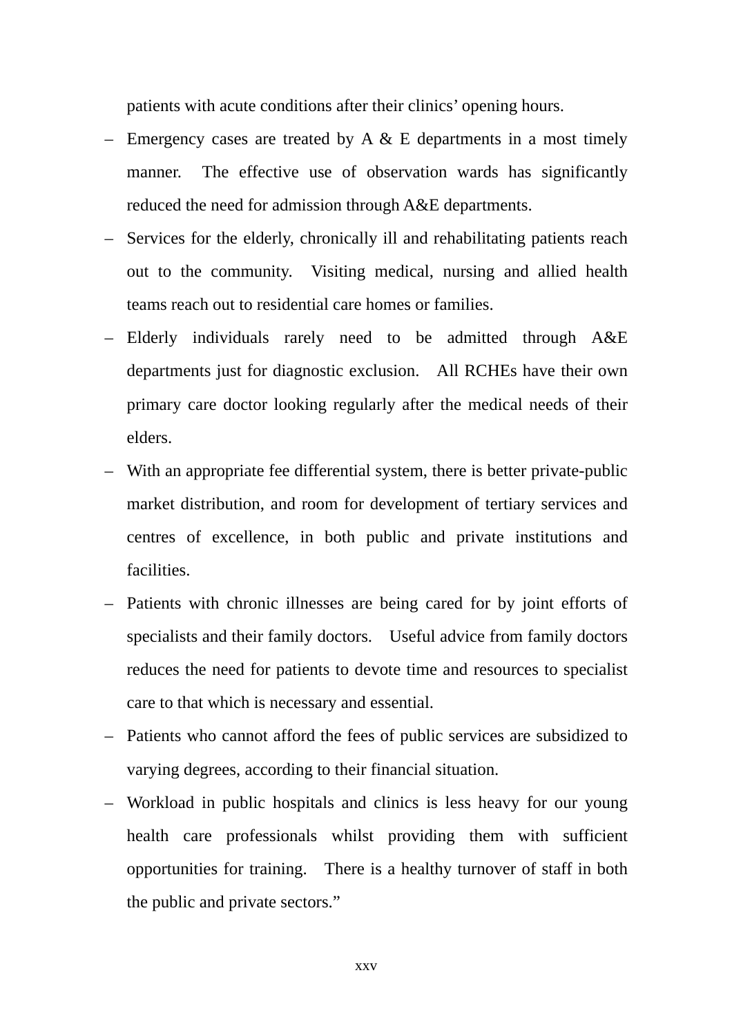patients with acute conditions after their clinics' opening hours.

– Emergency cases are treated by A & E departments in a most timely manner. The effective use of observation wards has significantly reduced the need for admission through A&E departments.

– Services for the elderly, chronically ill and rehabilitating patients reach out to the community. Visiting medical, nursing and allied health teams reach out to residential care homes or families.

– Elderly individuals rarely need to be admitted through A&E departments just for diagnostic exclusion. All RCHEs have their own primary care doctor looking regularly after the medical needs of their elders.

– With an appropriate fee differential system, there is better private-public market distribution, and room for development of tertiary services and centres of excellence, in both public and private institutions and facilities.

– Patients with chronic illnesses are being cared for by joint efforts of specialists and their family doctors. Useful advice from family doctors reduces the need for patients to devote time and resources to specialist care to that which is necessary and essential.

– Patients who cannot afford the fees of public services are subsidized to varying degrees, according to their financial situation.

– Workload in public hospitals and clinics is less heavy for our young health care professionals whilst providing them with sufficient opportunities for training. There is a healthy turnover of staff in both the public and private sectors."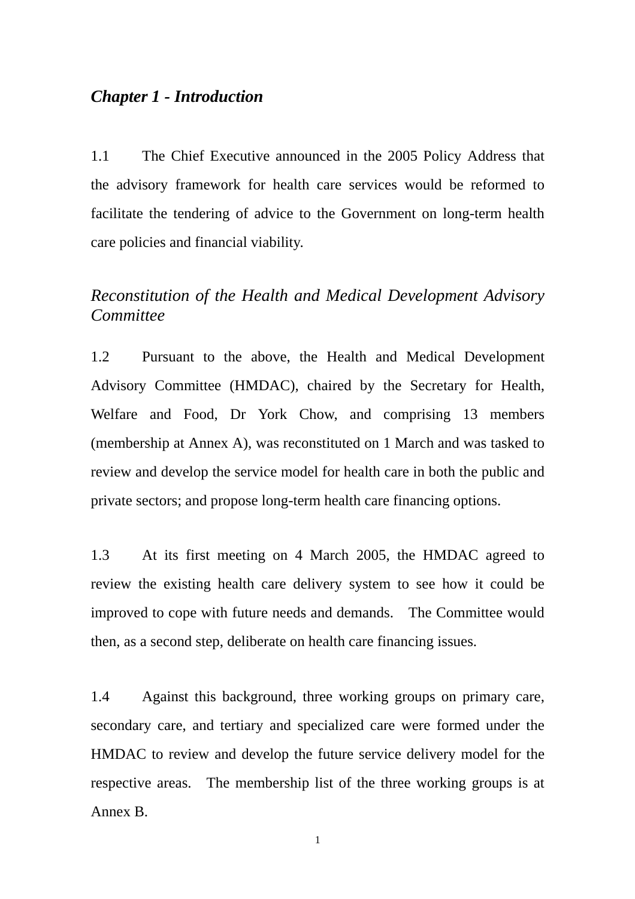## *Chapter 1 - Introduction*

1.1 The Chief Executive announced in the 2005 Policy Address that the advisory framework for health care services would be reformed to facilitate the tendering of advice to the Government on long-term health care policies and financial viability.

### *Reconstitution of the Health and Medical Development Advisory Committee*

1.2 Pursuant to the above, the Health and Medical Development Advisory Committee (HMDAC), chaired by the Secretary for Health, Welfare and Food, Dr York Chow, and comprising 13 members (membership at Annex A), was reconstituted on 1 March and was tasked to review and develop the service model for health care in both the public and private sectors; and propose long-term health care financing options.

1.3 At its first meeting on 4 March 2005, the HMDAC agreed to review the existing health care delivery system to see how it could be improved to cope with future needs and demands. The Committee would then, as a second step, deliberate on health care financing issues.

1.4 Against this background, three working groups on primary care, secondary care, and tertiary and specialized care were formed under the HMDAC to review and develop the future service delivery model for the respective areas. The membership list of the three working groups is at Annex B.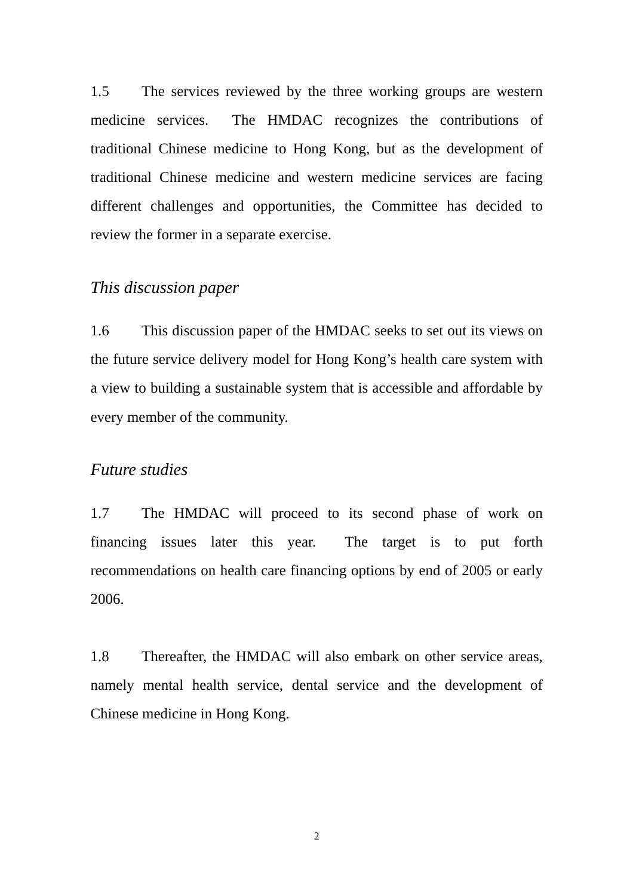1.5 The services reviewed by the three working groups are western medicine services. The HMDAC recognizes the contributions of traditional Chinese medicine to Hong Kong, but as the development of traditional Chinese medicine and western medicine services are facing different challenges and opportunities, the Committee has decided to review the former in a separate exercise.

*This discussion paper*

1.6 This discussion paper of the HMDAC seeks to set out its views on the future service delivery model for Hong Kong's health care system with a view to building a sustainable system that is accessible and affordable by every member of the community.

*Future studies*

1.7 The HMDAC will proceed to its second phase of work on financing issues later this year. The target is to put forth recommendations on health care financing options by end of 2005 or early 2006.

1.8 Thereafter, the HMDAC will also embark on other service areas, namely mental health service, dental service and the development of Chinese medicine in Hong Kong.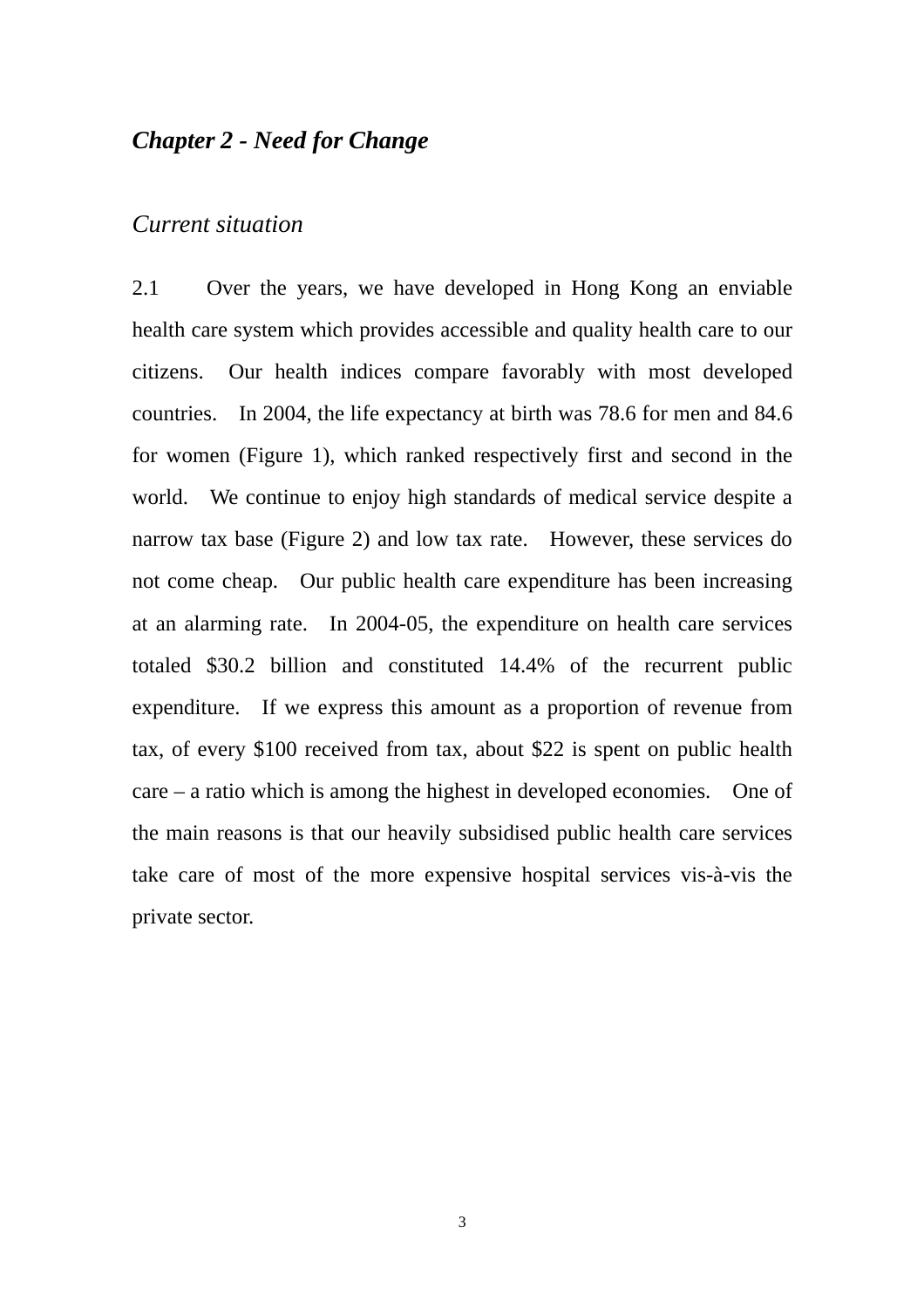## *Chapter 2 - Need for Change*

### *Current situation*

2.1 Over the years, we have developed in Hong Kong an enviable health care system which provides accessible and quality health care to our citizens. Our health indices compare favorably with most developed countries. In 2004, the life expectancy at birth was 78.6 for men and 84.6 for women (Figure 1), which ranked respectively first and second in the world. We continue to enjoy high standards of medical service despite a narrow tax base (Figure 2) and low tax rate. However, these services do not come cheap. Our public health care expenditure has been increasing at an alarming rate. In 2004-05, the expenditure on health care services totaled $30.2 billion and constituted 14.4% of the recurrent public expenditure. If we express this amount as a proportion of revenue from tax, of every $100 received from tax, about $22 is spent on public health care – a ratio which is among the highest in developed economies. One of the main reasons is that our heavily subsidised public health care services take care of most of the more expensive hospital services vis-à-vis the private sector.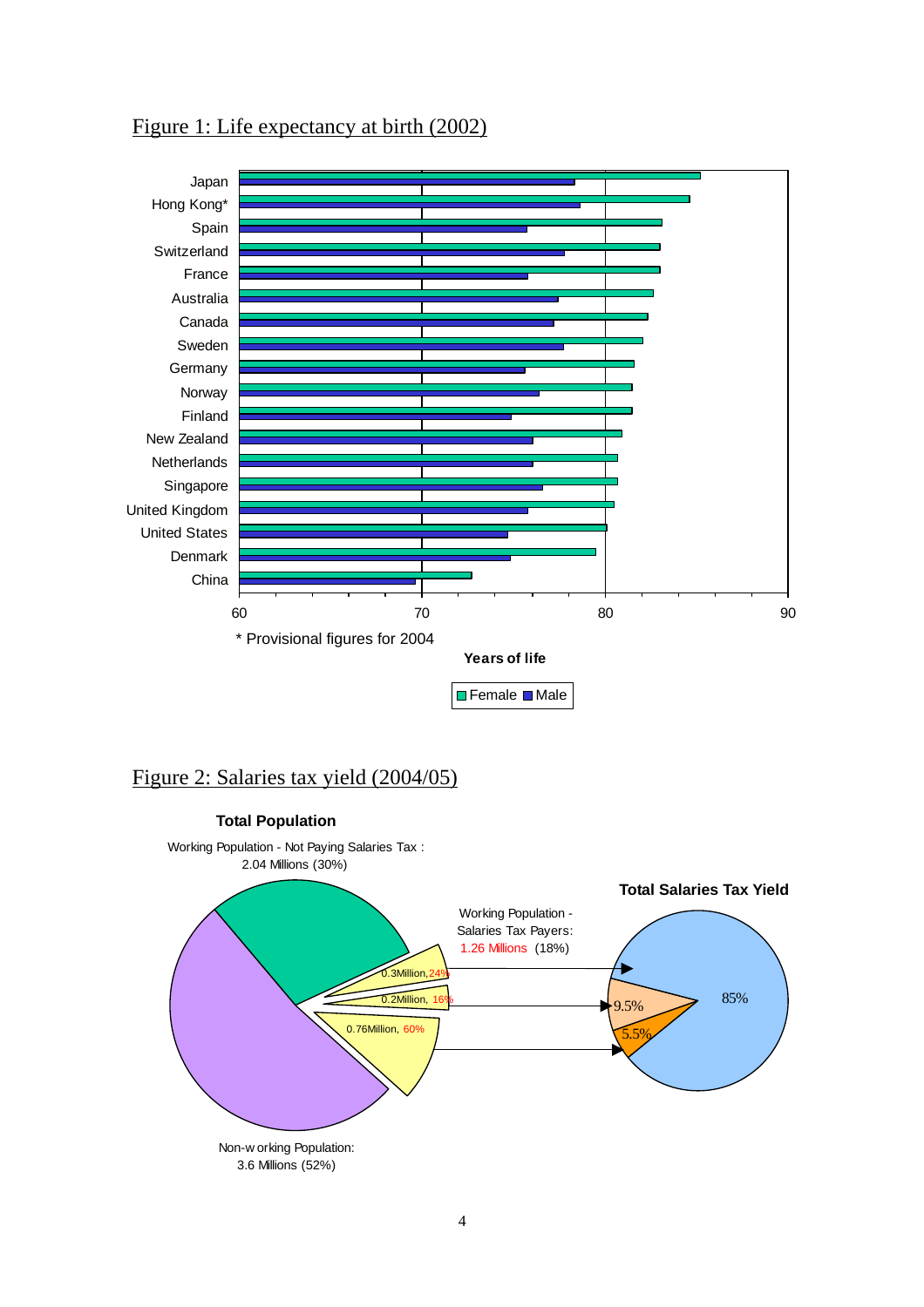Figure 1: Life expectancy at birth (2002)

Japan
Hong Kong*
Spain
Switzerland
France
Australia
Canada
Sweden
Germany
Norway
Finland
New Zealand
Netherlands
Singapore
United Kingdom
United States
Denmark
China

60 70 80 90

\* Provisional figures for 2004

**Years of life**

Female Male

Figure 2: Salaries tax yield (2004/05)

**Total Population**

Working Population - Not Paying Salaries Tax : 2.04 Millions (30%)

Working Population - Salaries Tax Payers: 1.26 Millions (18%)

0.3Million, 24%

0.2Million, 16%

0.76Million, 60%

Non-working Population: 3.6 Millions (52%)

**Total Salaries Tax Yield**

85%

9.5%

5.5%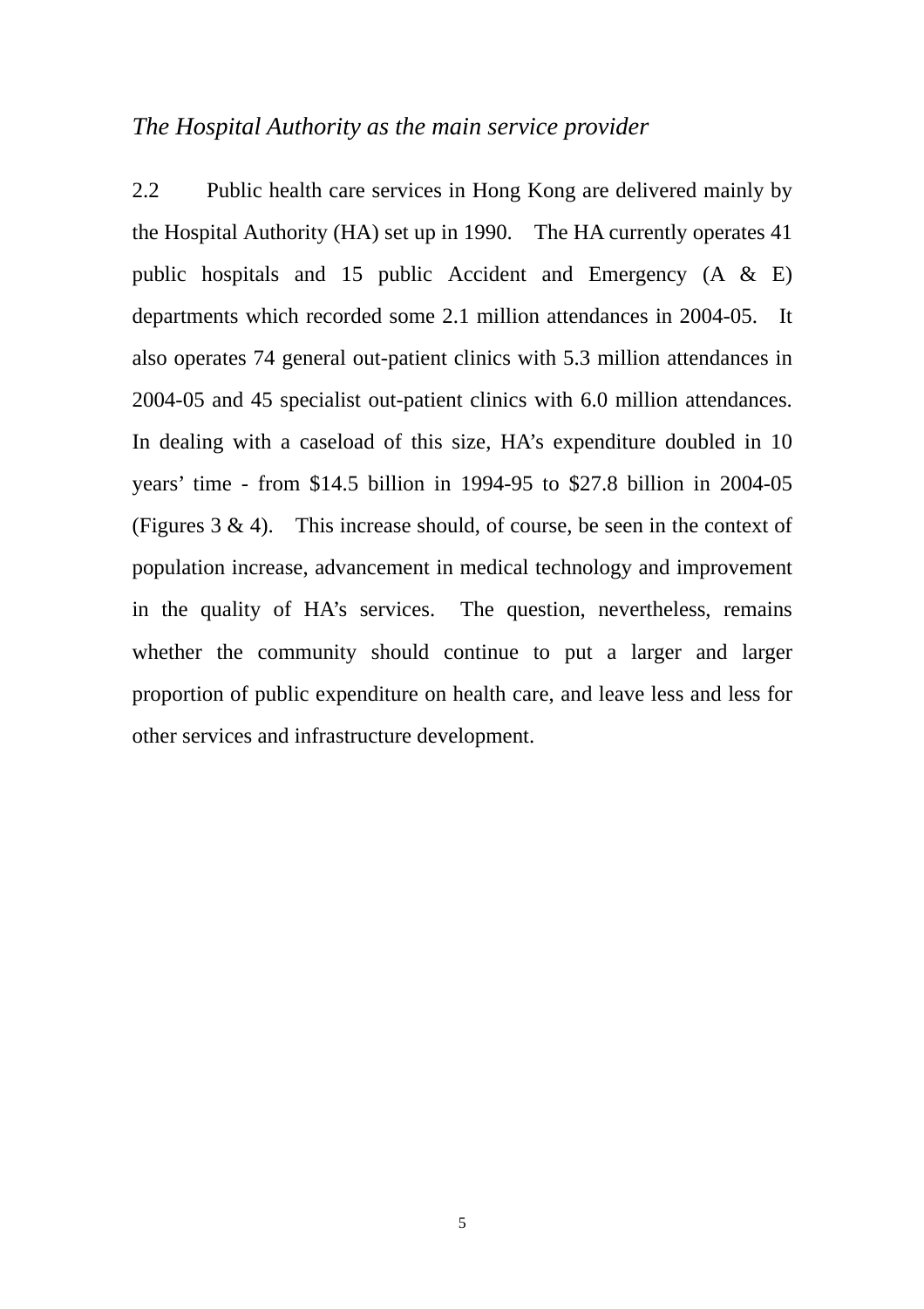*The Hospital Authority as the main service provider*

2.2 Public health care services in Hong Kong are delivered mainly by the Hospital Authority (HA) set up in 1990. The HA currently operates 41 public hospitals and 15 public Accident and Emergency (A & E) departments which recorded some 2.1 million attendances in 2004-05. It also operates 74 general out-patient clinics with 5.3 million attendances in 2004-05 and 45 specialist out-patient clinics with 6.0 million attendances. In dealing with a caseload of this size, HA's expenditure doubled in 10 years' time - from $14.5 billion in 1994-95 to $27.8 billion in 2004-05 (Figures 3 & 4). This increase should, of course, be seen in the context of population increase, advancement in medical technology and improvement in the quality of HA's services. The question, nevertheless, remains whether the community should continue to put a larger and larger proportion of public expenditure on health care, and leave less and less for other services and infrastructure development.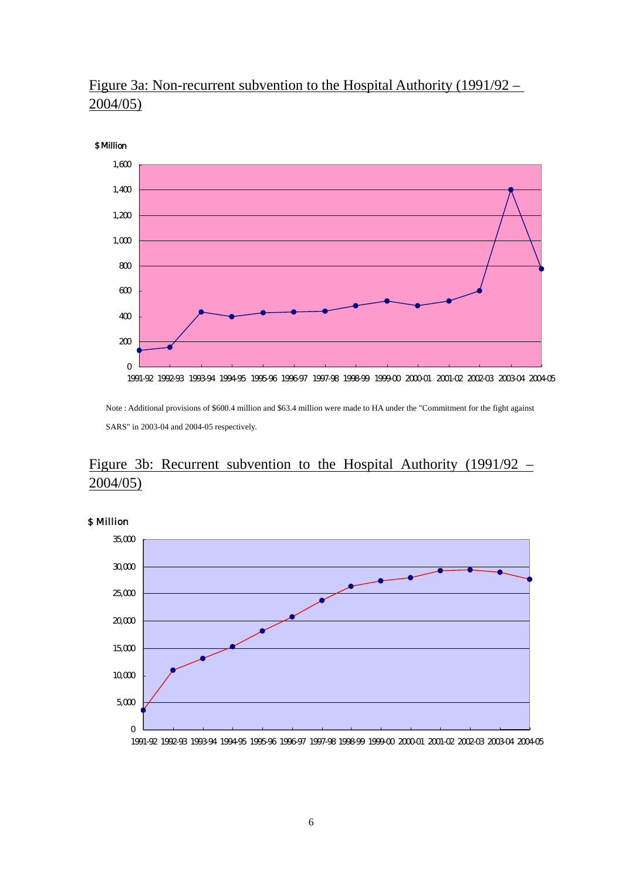Figure 3a: Non-recurrent subvention to the Hospital Authority (1991/92 – 2004/05)

Note : Additional provisions of $600.4 million and $63.4 million were made to HA under the "Commitment for the fight against SARS" in 2003-04 and 2004-05 respectively.

Figure 3b: Recurrent subvention to the Hospital Authority (1991/92 – 2004/05)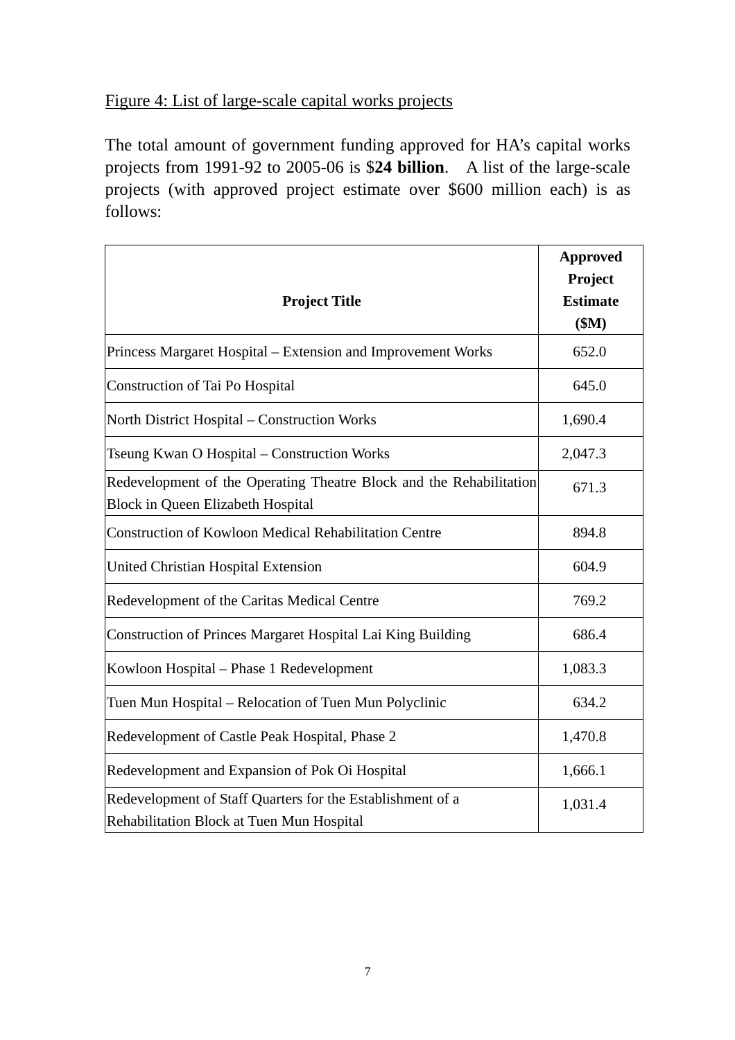<u>Figure 4: List of large-scale capital works projects</u>

The total amount of government funding approved for HA's capital works projects from 1991-92 to 2005-06 is $**24 billion**. A list of the large-scale projects (with approved project estimate over $600 million each) is as follows:

| Project Title | Approved Project Estimate ($M) |
|---|---|
| Princess Margaret Hospital – Extension and Improvement Works | 652.0 |
| Construction of Tai Po Hospital | 645.0 |
| North District Hospital – Construction Works | 1,690.4 |
| Tseung Kwan O Hospital – Construction Works | 2,047.3 |
| Redevelopment of the Operating Theatre Block and the Rehabilitation Block in Queen Elizabeth Hospital | 671.3 |
| Construction of Kowloon Medical Rehabilitation Centre | 894.8 |
| United Christian Hospital Extension | 604.9 |
| Redevelopment of the Caritas Medical Centre | 769.2 |
| Construction of Princes Margaret Hospital Lai King Building | 686.4 |
| Kowloon Hospital – Phase 1 Redevelopment | 1,083.3 |
| Tuen Mun Hospital – Relocation of Tuen Mun Polyclinic | 634.2 |
| Redevelopment of Castle Peak Hospital, Phase 2 | 1,470.8 |
| Redevelopment and Expansion of Pok Oi Hospital | 1,666.1 |
| Redevelopment of Staff Quarters for the Establishment of a Rehabilitation Block at Tuen Mun Hospital | 1,031.4 |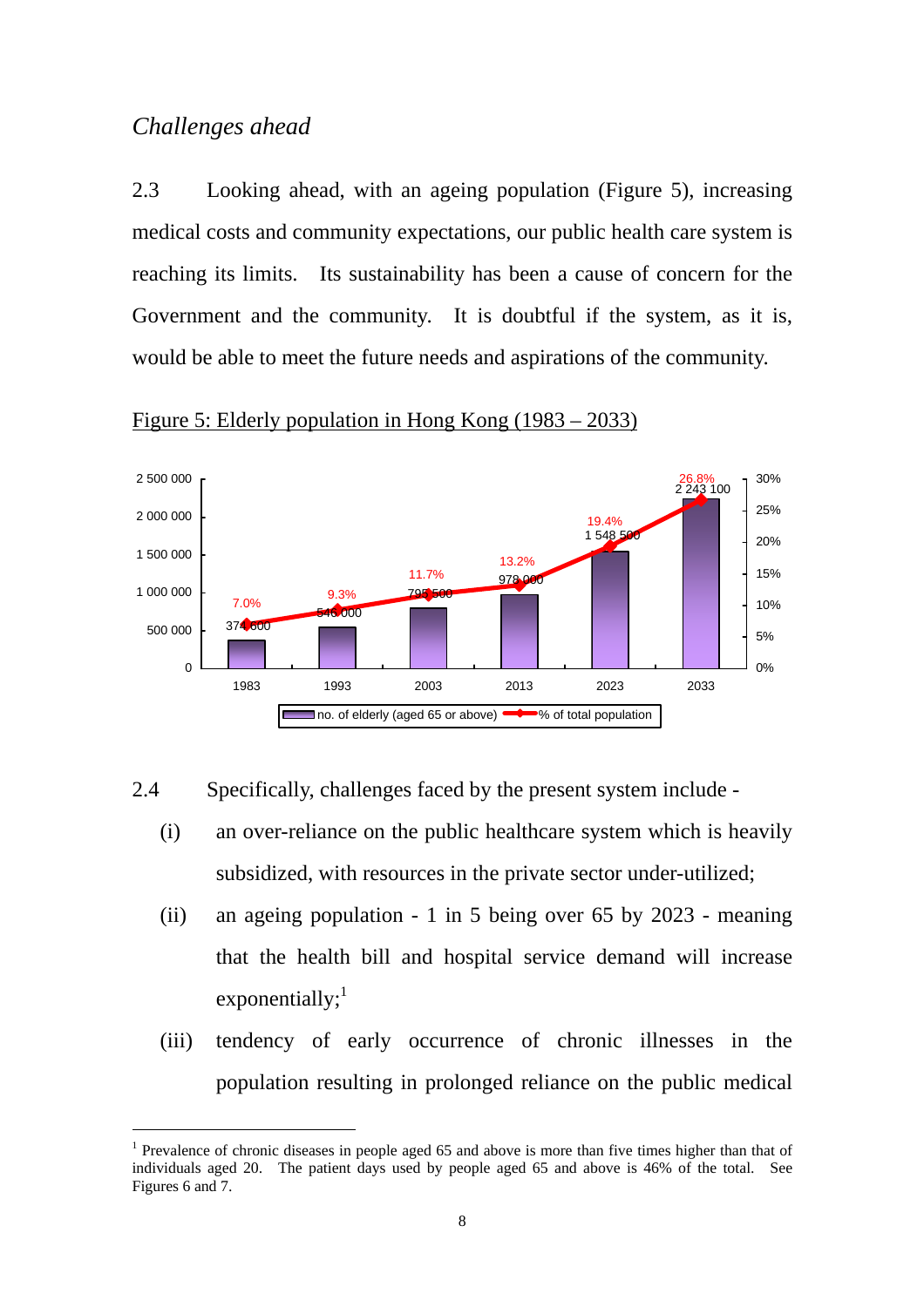*Challenges ahead*

2.3 Looking ahead, with an ageing population (Figure 5), increasing medical costs and community expectations, our public health care system is reaching its limits. Its sustainability has been a cause of concern for the Government and the community. It is doubtful if the system, as it is, would be able to meet the future needs and aspirations of the community.

Figure 5: Elderly population in Hong Kong (1983 – 2033)

| Year | no. of elderly (aged 65 or above) | % of total population |
|---|---|---|
| 1983 | 374 600 | 7.0% |
| 1993 | 546 000 | 9.3% |
| 2003 | 795 500 | 11.7% |
| 2013 | 978 000 | 13.2% |
| 2023 | 1 548 500 | 19.4% |
| 2033 | 2 243 100 | 26.8% |

2.4 Specifically, challenges faced by the present system include -

(i) an over-reliance on the public healthcare system which is heavily subsidized, with resources in the private sector under-utilized;

(ii) an ageing population - 1 in 5 being over 65 by 2023 - meaning that the health bill and hospital service demand will increase exponentially;[1]

(iii) tendency of early occurrence of chronic illnesses in the population resulting in prolonged reliance on the public medical

---

[1] Prevalence of chronic diseases in people aged 65 and above is more than five times higher than that of individuals aged 20. The patient days used by people aged 65 and above is 46% of the total. See Figures 6 and 7.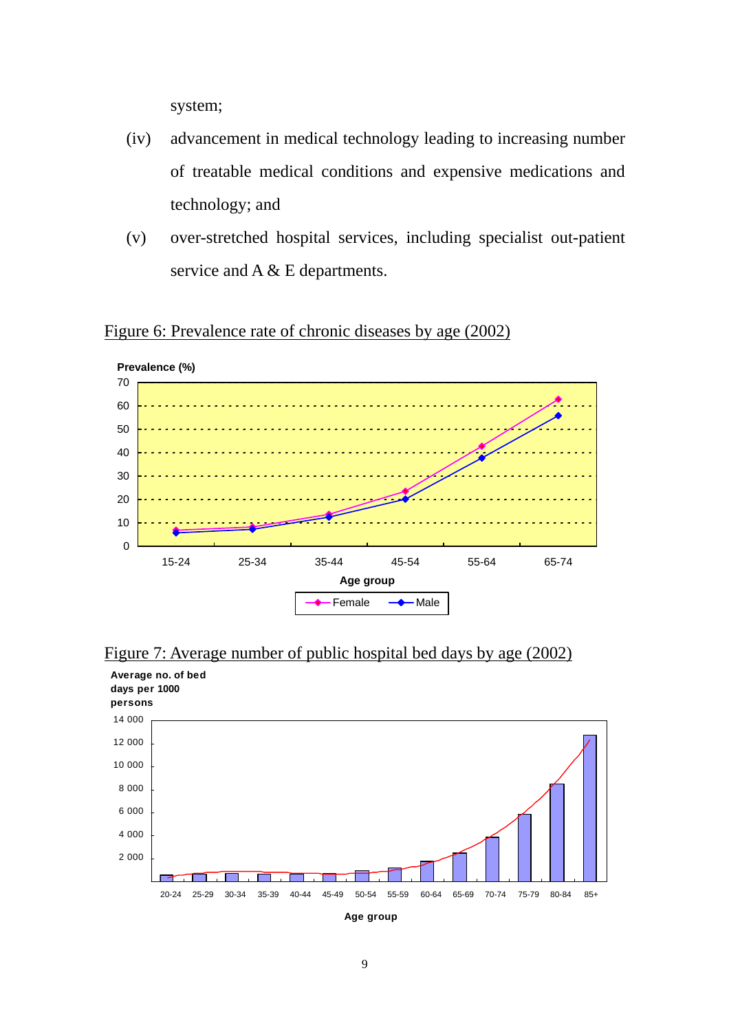system;

(iv) advancement in medical technology leading to increasing number of treatable medical conditions and expensive medications and technology; and

(v) over-stretched hospital services, including specialist out-patient service and A & E departments.

Figure 6: Prevalence rate of chronic diseases by age (2002)

Figure 7: Average number of public hospital bed days by age (2002)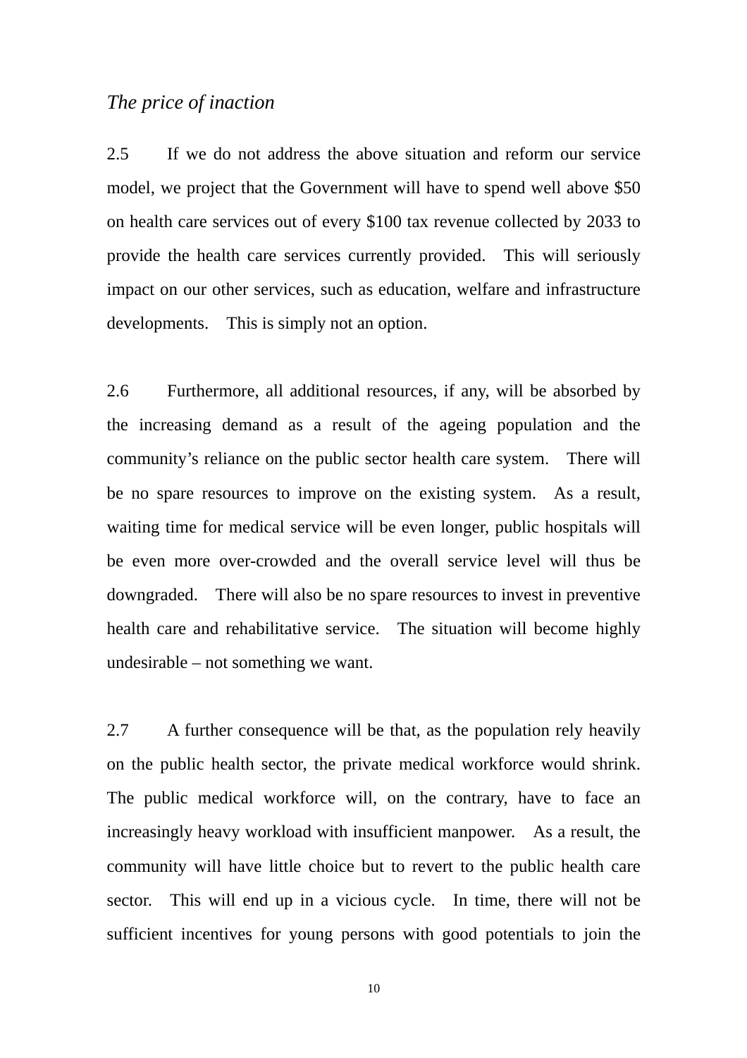*The price of inaction*

2.5 If we do not address the above situation and reform our service model, we project that the Government will have to spend well above $50 on health care services out of every $100 tax revenue collected by 2033 to provide the health care services currently provided. This will seriously impact on our other services, such as education, welfare and infrastructure developments. This is simply not an option.

2.6 Furthermore, all additional resources, if any, will be absorbed by the increasing demand as a result of the ageing population and the community's reliance on the public sector health care system. There will be no spare resources to improve on the existing system. As a result, waiting time for medical service will be even longer, public hospitals will be even more over-crowded and the overall service level will thus be downgraded. There will also be no spare resources to invest in preventive health care and rehabilitative service. The situation will become highly undesirable – not something we want.

2.7 A further consequence will be that, as the population rely heavily on the public health sector, the private medical workforce would shrink. The public medical workforce will, on the contrary, have to face an increasingly heavy workload with insufficient manpower. As a result, the community will have little choice but to revert to the public health care sector. This will end up in a vicious cycle. In time, there will not be sufficient incentives for young persons with good potentials to join the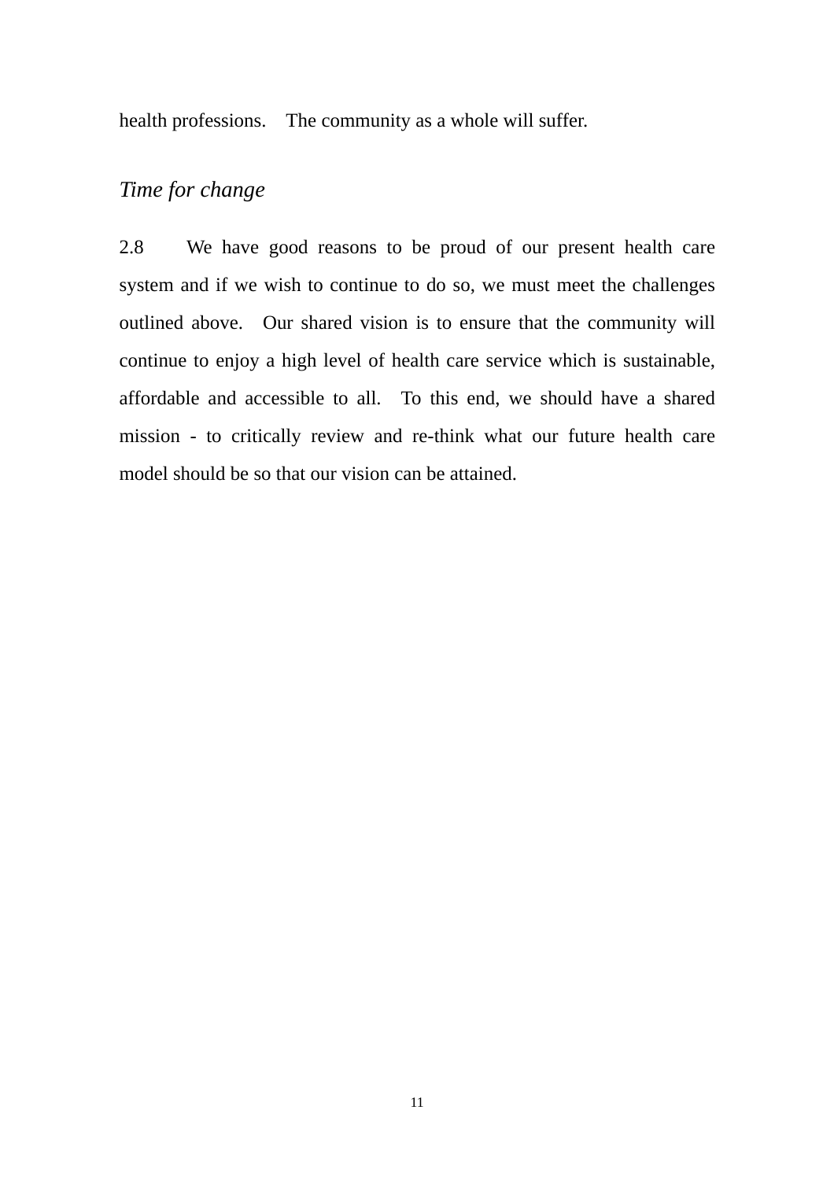health professions. The community as a whole will suffer.

*Time for change*

2.8 We have good reasons to be proud of our present health care system and if we wish to continue to do so, we must meet the challenges outlined above. Our shared vision is to ensure that the community will continue to enjoy a high level of health care service which is sustainable, affordable and accessible to all. To this end, we should have a shared mission - to critically review and re-think what our future health care model should be so that our vision can be attained.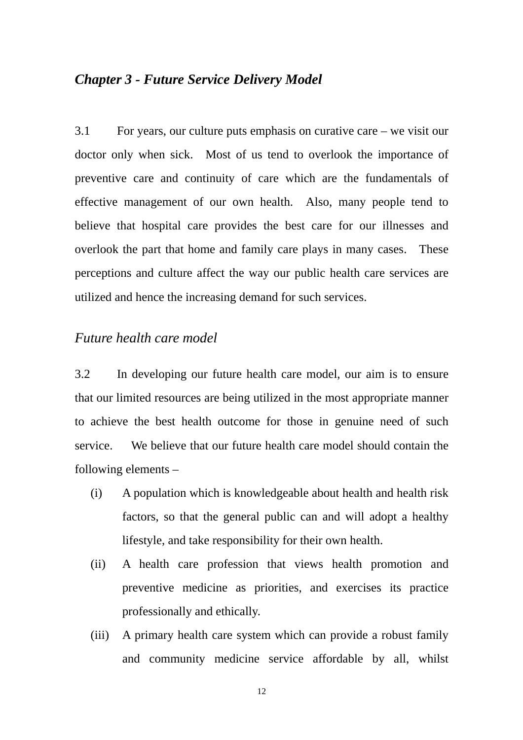## *Chapter 3 - Future Service Delivery Model*

3.1 For years, our culture puts emphasis on curative care – we visit our doctor only when sick. Most of us tend to overlook the importance of preventive care and continuity of care which are the fundamentals of effective management of our own health. Also, many people tend to believe that hospital care provides the best care for our illnesses and overlook the part that home and family care plays in many cases. These perceptions and culture affect the way our public health care services are utilized and hence the increasing demand for such services.

### *Future health care model*

3.2 In developing our future health care model, our aim is to ensure that our limited resources are being utilized in the most appropriate manner to achieve the best health outcome for those in genuine need of such service. We believe that our future health care model should contain the following elements –

(i) A population which is knowledgeable about health and health risk factors, so that the general public can and will adopt a healthy lifestyle, and take responsibility for their own health.

(ii) A health care profession that views health promotion and preventive medicine as priorities, and exercises its practice professionally and ethically.

(iii) A primary health care system which can provide a robust family and community medicine service affordable by all, whilst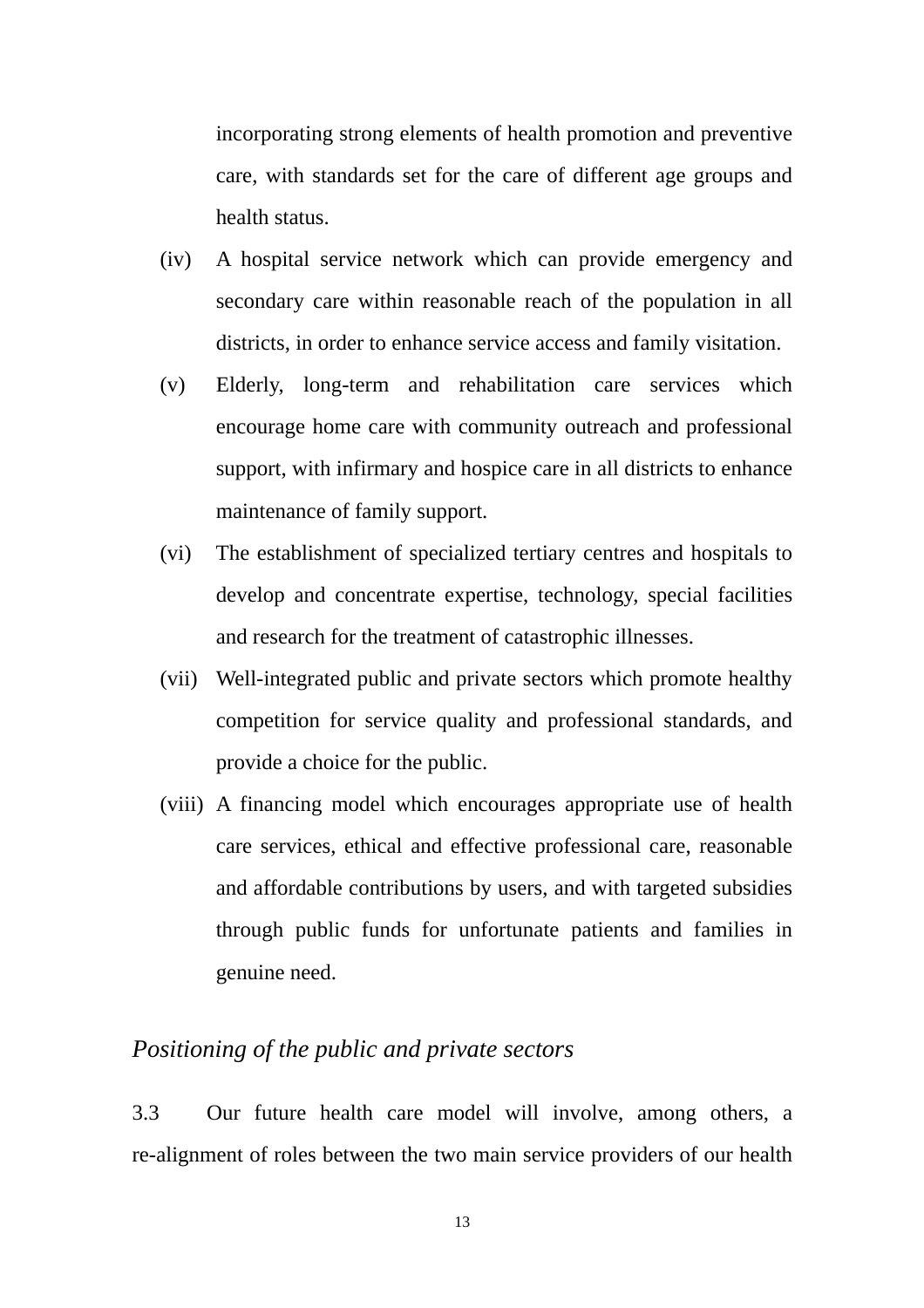incorporating strong elements of health promotion and preventive care, with standards set for the care of different age groups and health status.

(iv) A hospital service network which can provide emergency and secondary care within reasonable reach of the population in all districts, in order to enhance service access and family visitation.

(v) Elderly, long-term and rehabilitation care services which encourage home care with community outreach and professional support, with infirmary and hospice care in all districts to enhance maintenance of family support.

(vi) The establishment of specialized tertiary centres and hospitals to develop and concentrate expertise, technology, special facilities and research for the treatment of catastrophic illnesses.

(vii) Well-integrated public and private sectors which promote healthy competition for service quality and professional standards, and provide a choice for the public.

(viii) A financing model which encourages appropriate use of health care services, ethical and effective professional care, reasonable and affordable contributions by users, and with targeted subsidies through public funds for unfortunate patients and families in genuine need.

*Positioning of the public and private sectors*

3.3 Our future health care model will involve, among others, a re-alignment of roles between the two main service providers of our health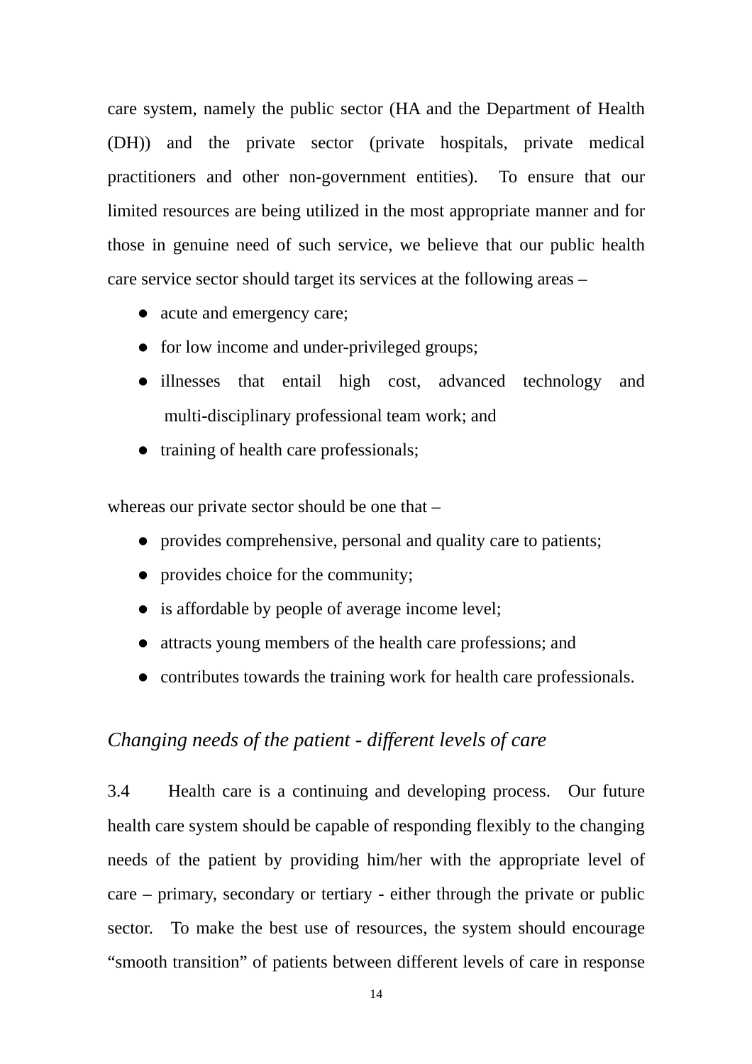care system, namely the public sector (HA and the Department of Health (DH)) and the private sector (private hospitals, private medical practitioners and other non-government entities). To ensure that our limited resources are being utilized in the most appropriate manner and for those in genuine need of such service, we believe that our public health care service sector should target its services at the following areas –

- acute and emergency care;
- for low income and under-privileged groups;
- illnesses that entail high cost, advanced technology and multi-disciplinary professional team work; and
- training of health care professionals;

whereas our private sector should be one that –

- provides comprehensive, personal and quality care to patients;
- provides choice for the community;
- is affordable by people of average income level;
- attracts young members of the health care professions; and
- contributes towards the training work for health care professionals.

### *Changing needs of the patient - different levels of care*

3.4 Health care is a continuing and developing process. Our future health care system should be capable of responding flexibly to the changing needs of the patient by providing him/her with the appropriate level of care – primary, secondary or tertiary - either through the private or public sector. To make the best use of resources, the system should encourage "smooth transition" of patients between different levels of care in response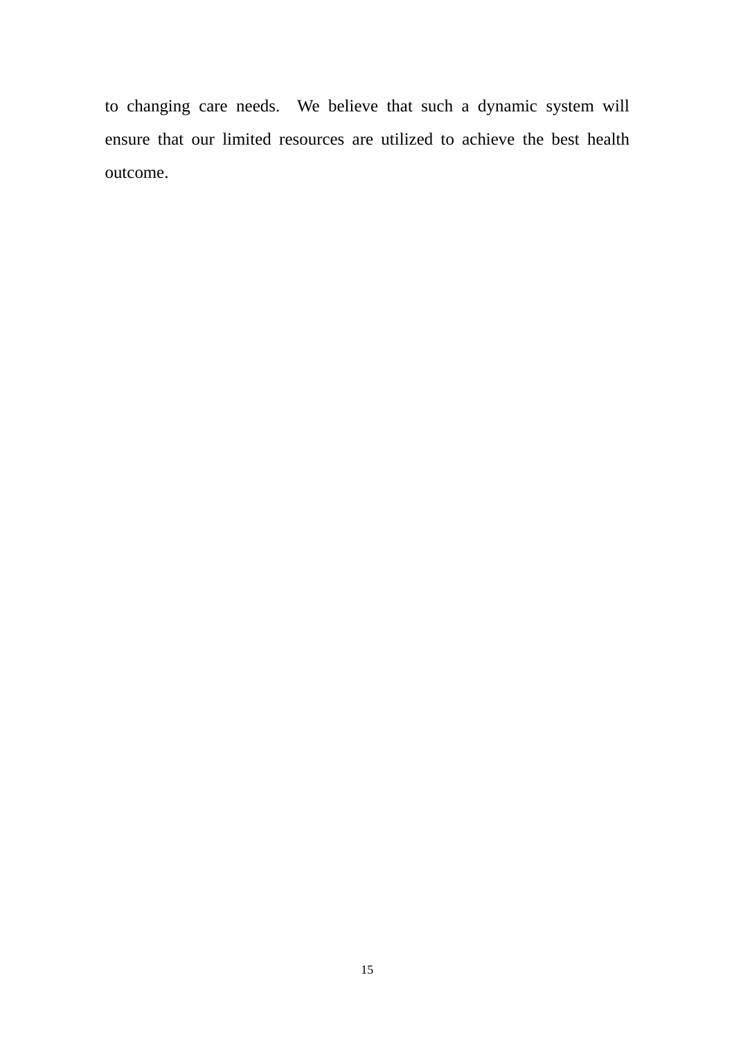to changing care needs.  We believe that such a dynamic system will ensure that our limited resources are utilized to achieve the best health outcome.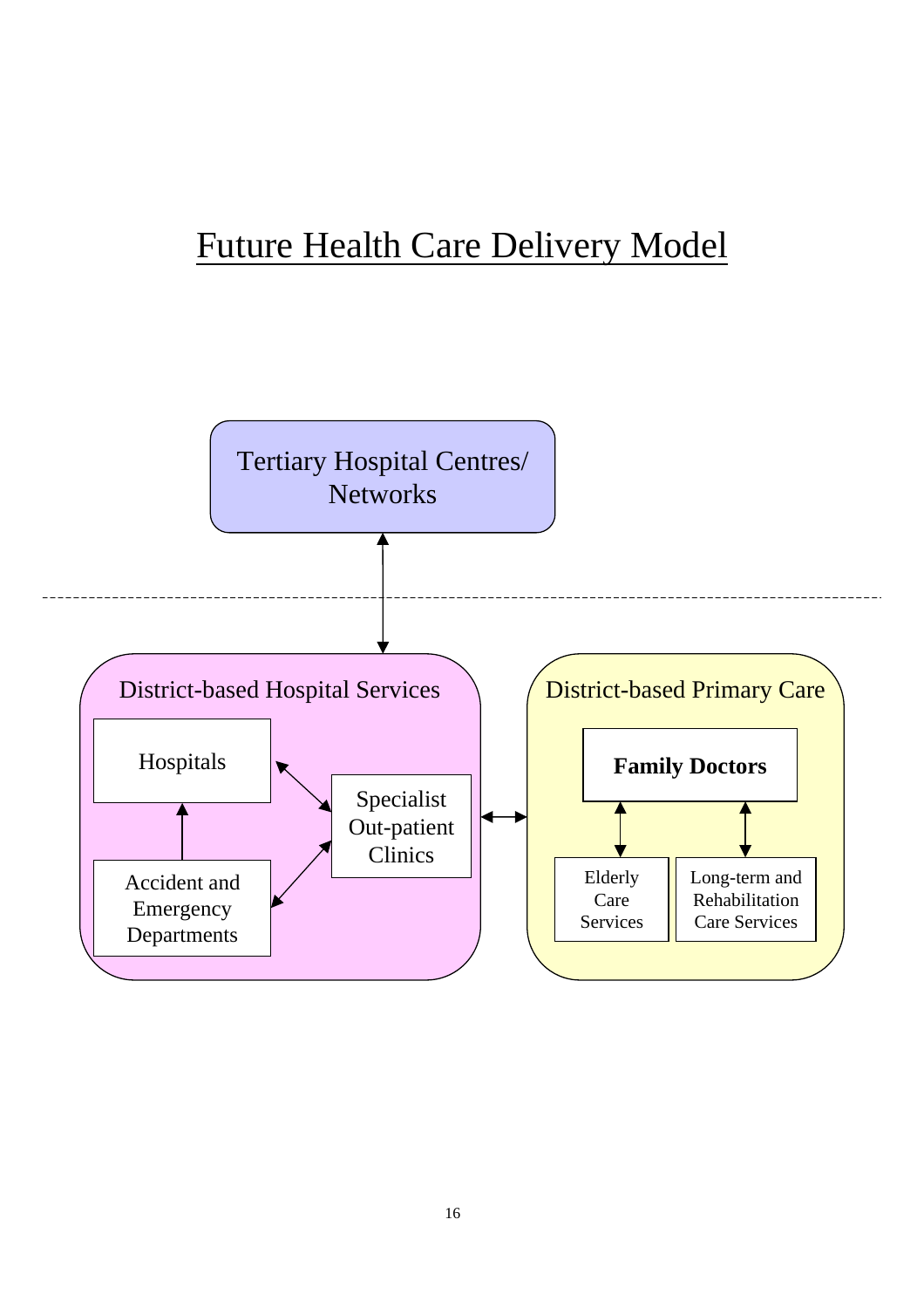# Future Health Care Delivery Model

Tertiary Hospital Centres/ Networks

District-based Hospital Services

Hospitals

Specialist Out-patient Clinics

Accident and Emergency Departments

District-based Primary Care

**Family Doctors**

Elderly Care Services

Long-term and Rehabilitation Care Services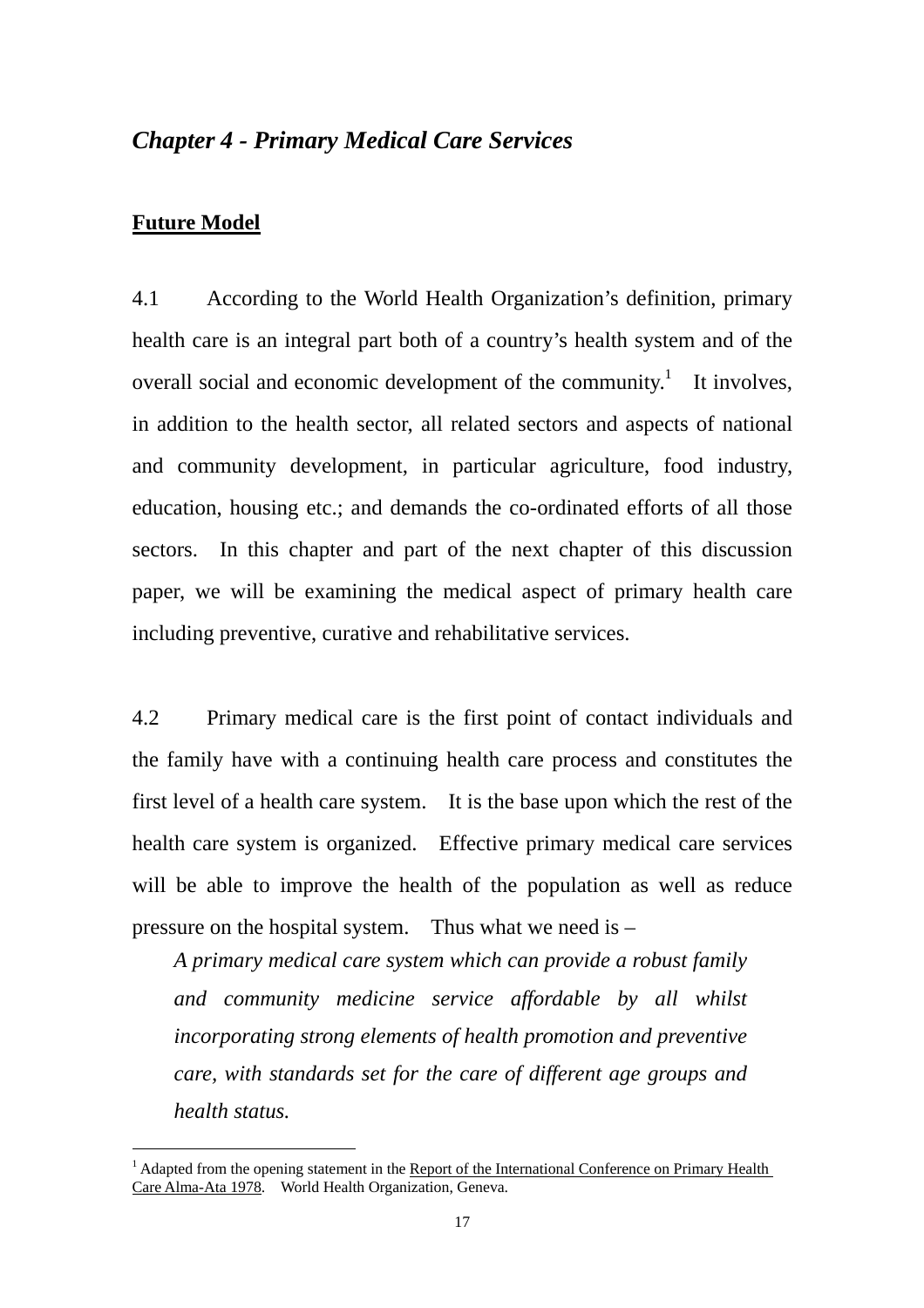## *Chapter 4 - Primary Medical Care Services*

### Future Model

4.1 According to the World Health Organization's definition, primary health care is an integral part both of a country's health system and of the overall social and economic development of the community.[1] It involves, in addition to the health sector, all related sectors and aspects of national and community development, in particular agriculture, food industry, education, housing etc.; and demands the co-ordinated efforts of all those sectors. In this chapter and part of the next chapter of this discussion paper, we will be examining the medical aspect of primary health care including preventive, curative and rehabilitative services.

4.2 Primary medical care is the first point of contact individuals and the family have with a continuing health care process and constitutes the first level of a health care system. It is the base upon which the rest of the health care system is organized. Effective primary medical care services will be able to improve the health of the population as well as reduce pressure on the hospital system. Thus what we need is –

> *A primary medical care system which can provide a robust family and community medicine service affordable by all whilst incorporating strong elements of health promotion and preventive care, with standards set for the care of different age groups and health status.*

---

[1] Adapted from the opening statement in the Report of the International Conference on Primary Health Care Alma-Ata 1978. World Health Organization, Geneva.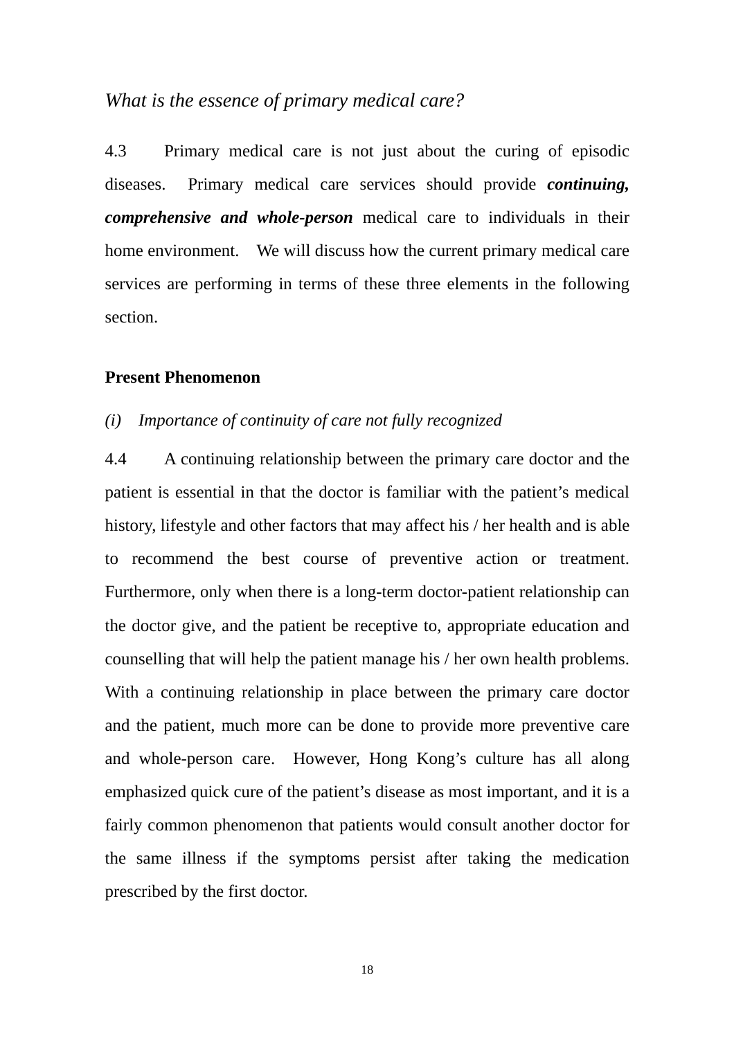*What is the essence of primary medical care?*

4.3 Primary medical care is not just about the curing of episodic diseases. Primary medical care services should provide ***continuing, comprehensive and whole-person*** medical care to individuals in their home environment. We will discuss how the current primary medical care services are performing in terms of these three elements in the following section.

**Present Phenomenon**

*(i) Importance of continuity of care not fully recognized*

4.4 A continuing relationship between the primary care doctor and the patient is essential in that the doctor is familiar with the patient's medical history, lifestyle and other factors that may affect his / her health and is able to recommend the best course of preventive action or treatment. Furthermore, only when there is a long-term doctor-patient relationship can the doctor give, and the patient be receptive to, appropriate education and counselling that will help the patient manage his / her own health problems. With a continuing relationship in place between the primary care doctor and the patient, much more can be done to provide more preventive care and whole-person care. However, Hong Kong's culture has all along emphasized quick cure of the patient's disease as most important, and it is a fairly common phenomenon that patients would consult another doctor for the same illness if the symptoms persist after taking the medication prescribed by the first doctor.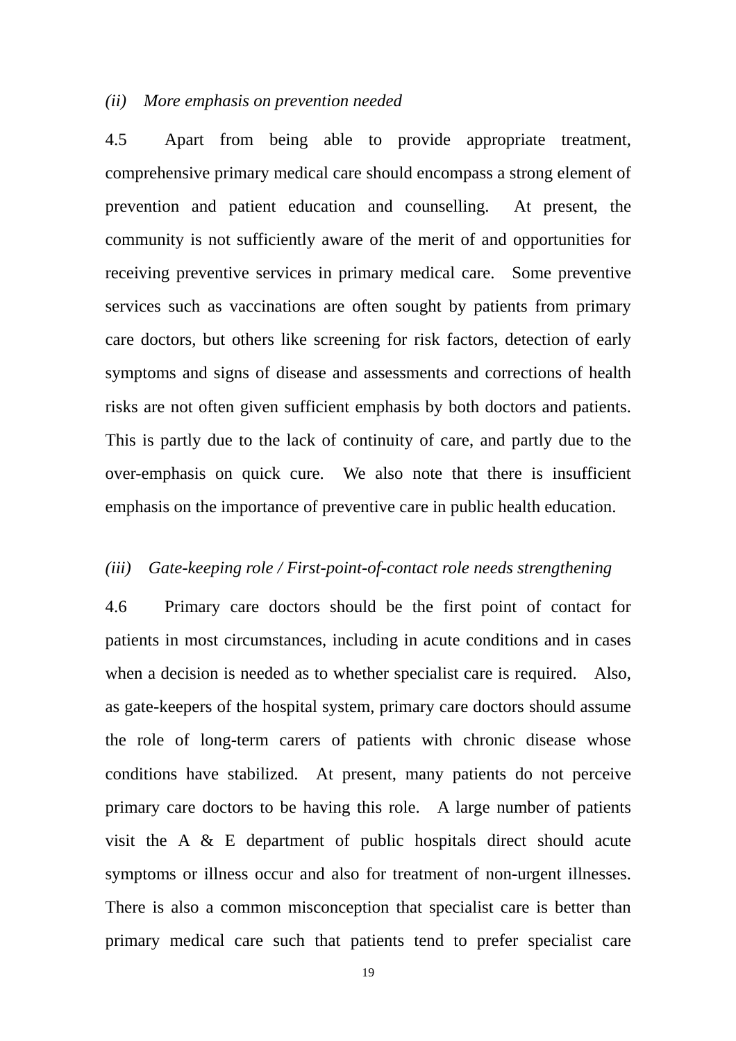*(ii) More emphasis on prevention needed*

4.5 Apart from being able to provide appropriate treatment, comprehensive primary medical care should encompass a strong element of prevention and patient education and counselling. At present, the community is not sufficiently aware of the merit of and opportunities for receiving preventive services in primary medical care. Some preventive services such as vaccinations are often sought by patients from primary care doctors, but others like screening for risk factors, detection of early symptoms and signs of disease and assessments and corrections of health risks are not often given sufficient emphasis by both doctors and patients. This is partly due to the lack of continuity of care, and partly due to the over-emphasis on quick cure. We also note that there is insufficient emphasis on the importance of preventive care in public health education.

*(iii) Gate-keeping role / First-point-of-contact role needs strengthening*

4.6 Primary care doctors should be the first point of contact for patients in most circumstances, including in acute conditions and in cases when a decision is needed as to whether specialist care is required. Also, as gate-keepers of the hospital system, primary care doctors should assume the role of long-term carers of patients with chronic disease whose conditions have stabilized. At present, many patients do not perceive primary care doctors to be having this role. A large number of patients visit the A & E department of public hospitals direct should acute symptoms or illness occur and also for treatment of non-urgent illnesses. There is also a common misconception that specialist care is better than primary medical care such that patients tend to prefer specialist care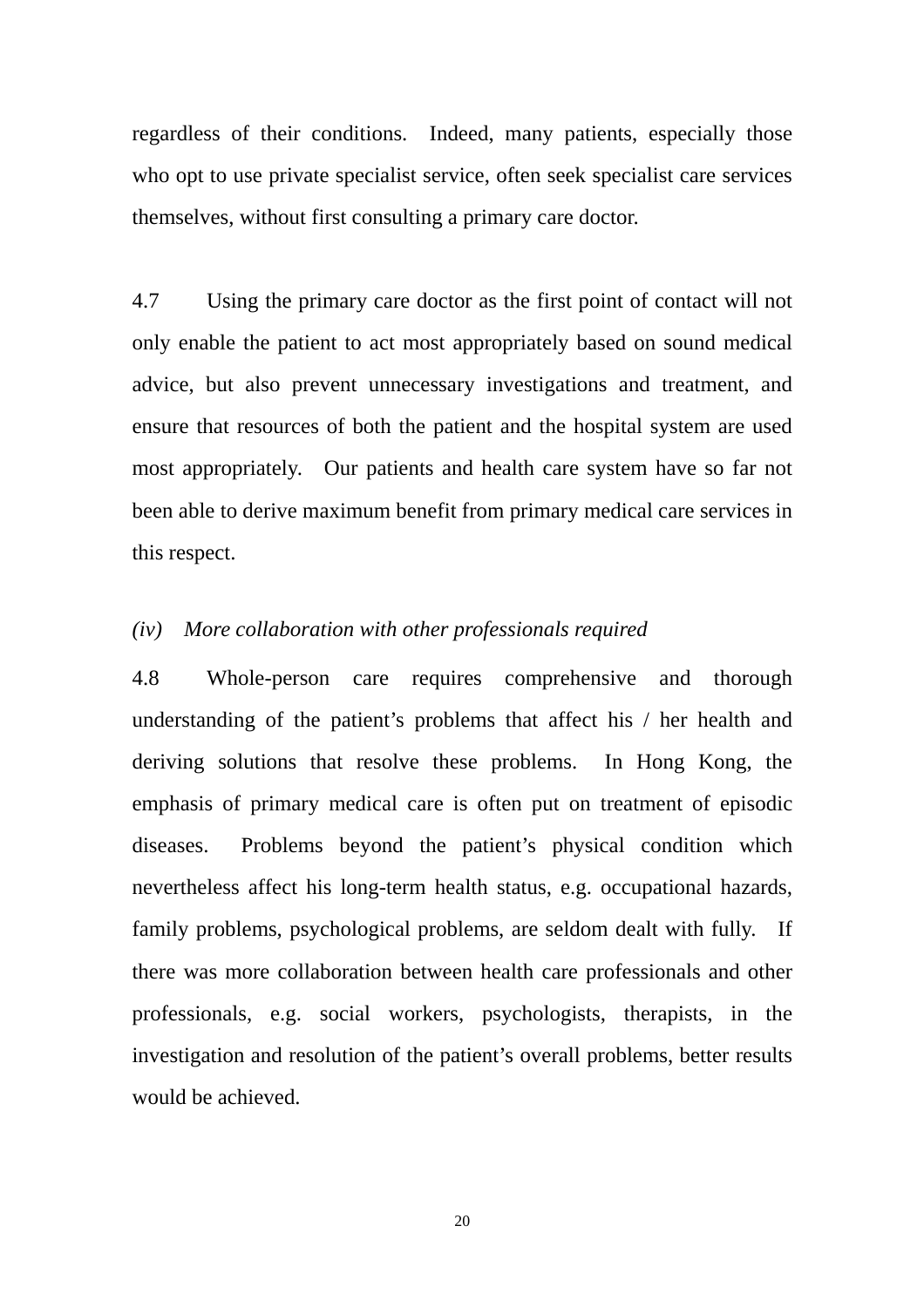regardless of their conditions. Indeed, many patients, especially those who opt to use private specialist service, often seek specialist care services themselves, without first consulting a primary care doctor.

4.7 Using the primary care doctor as the first point of contact will not only enable the patient to act most appropriately based on sound medical advice, but also prevent unnecessary investigations and treatment, and ensure that resources of both the patient and the hospital system are used most appropriately. Our patients and health care system have so far not been able to derive maximum benefit from primary medical care services in this respect.

*(iv) More collaboration with other professionals required*

4.8 Whole-person care requires comprehensive and thorough understanding of the patient's problems that affect his / her health and deriving solutions that resolve these problems. In Hong Kong, the emphasis of primary medical care is often put on treatment of episodic diseases. Problems beyond the patient's physical condition which nevertheless affect his long-term health status, e.g. occupational hazards, family problems, psychological problems, are seldom dealt with fully. If there was more collaboration between health care professionals and other professionals, e.g. social workers, psychologists, therapists, in the investigation and resolution of the patient's overall problems, better results would be achieved.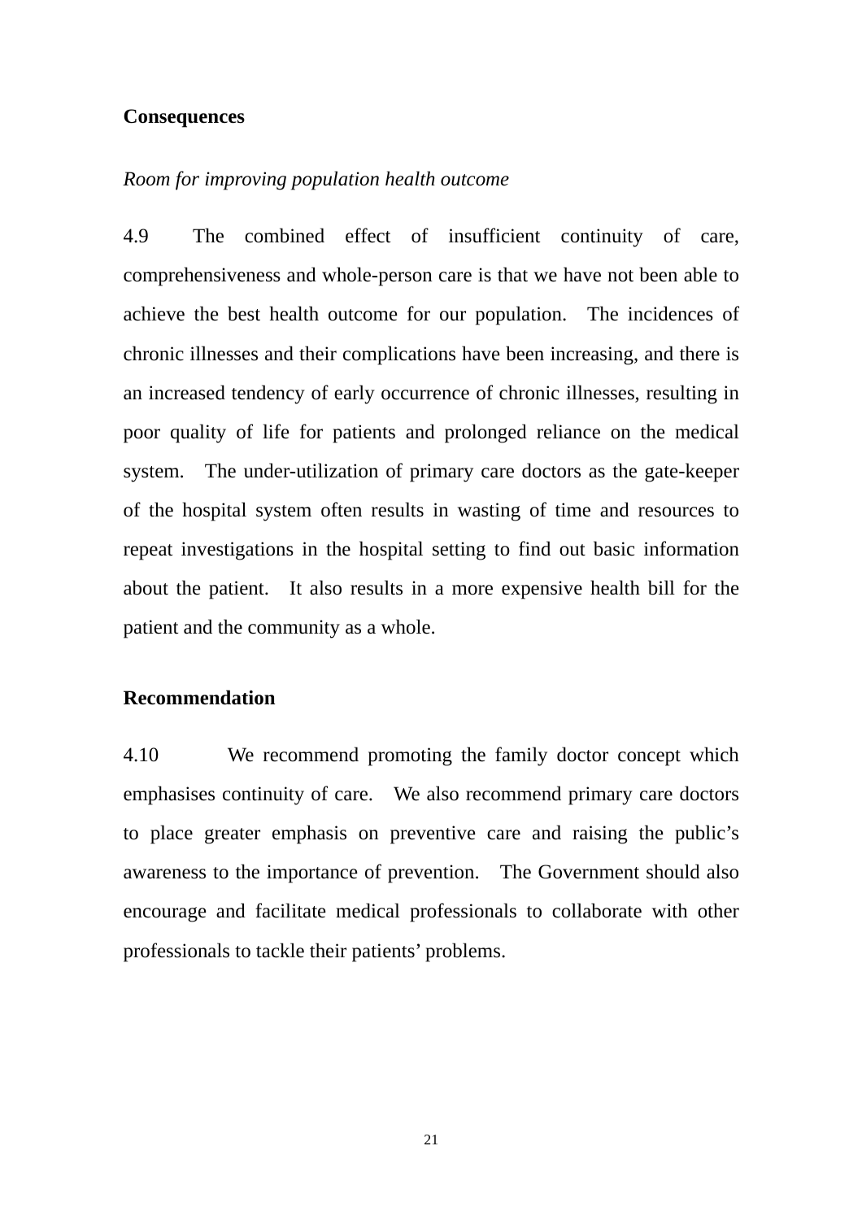**Consequences**

*Room for improving population health outcome*

4.9 The combined effect of insufficient continuity of care, comprehensiveness and whole-person care is that we have not been able to achieve the best health outcome for our population. The incidences of chronic illnesses and their complications have been increasing, and there is an increased tendency of early occurrence of chronic illnesses, resulting in poor quality of life for patients and prolonged reliance on the medical system. The under-utilization of primary care doctors as the gate-keeper of the hospital system often results in wasting of time and resources to repeat investigations in the hospital setting to find out basic information about the patient. It also results in a more expensive health bill for the patient and the community as a whole.

**Recommendation**

4.10 We recommend promoting the family doctor concept which emphasises continuity of care. We also recommend primary care doctors to place greater emphasis on preventive care and raising the public's awareness to the importance of prevention. The Government should also encourage and facilitate medical professionals to collaborate with other professionals to tackle their patients' problems.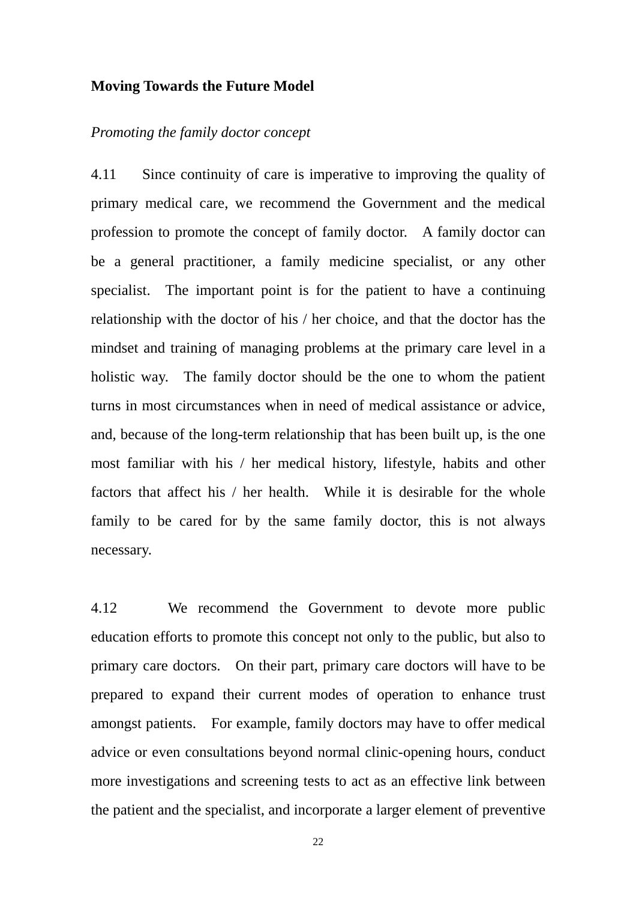**Moving Towards the Future Model**

*Promoting the family doctor concept*

4.11 Since continuity of care is imperative to improving the quality of primary medical care, we recommend the Government and the medical profession to promote the concept of family doctor. A family doctor can be a general practitioner, a family medicine specialist, or any other specialist. The important point is for the patient to have a continuing relationship with the doctor of his / her choice, and that the doctor has the mindset and training of managing problems at the primary care level in a holistic way. The family doctor should be the one to whom the patient turns in most circumstances when in need of medical assistance or advice, and, because of the long-term relationship that has been built up, is the one most familiar with his / her medical history, lifestyle, habits and other factors that affect his / her health. While it is desirable for the whole family to be cared for by the same family doctor, this is not always necessary.

4.12 We recommend the Government to devote more public education efforts to promote this concept not only to the public, but also to primary care doctors. On their part, primary care doctors will have to be prepared to expand their current modes of operation to enhance trust amongst patients. For example, family doctors may have to offer medical advice or even consultations beyond normal clinic-opening hours, conduct more investigations and screening tests to act as an effective link between the patient and the specialist, and incorporate a larger element of preventive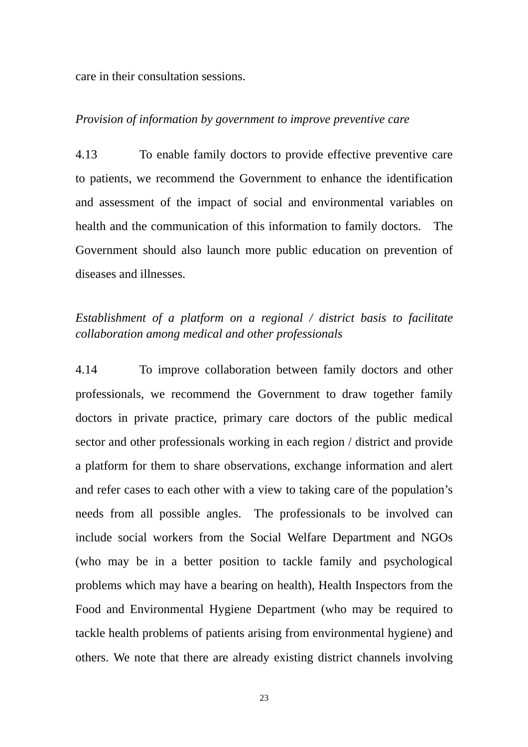care in their consultation sessions.

*Provision of information by government to improve preventive care*

4.13 To enable family doctors to provide effective preventive care to patients, we recommend the Government to enhance the identification and assessment of the impact of social and environmental variables on health and the communication of this information to family doctors. The Government should also launch more public education on prevention of diseases and illnesses.

*Establishment of a platform on a regional / district basis to facilitate collaboration among medical and other professionals*

4.14 To improve collaboration between family doctors and other professionals, we recommend the Government to draw together family doctors in private practice, primary care doctors of the public medical sector and other professionals working in each region / district and provide a platform for them to share observations, exchange information and alert and refer cases to each other with a view to taking care of the population's needs from all possible angles. The professionals to be involved can include social workers from the Social Welfare Department and NGOs (who may be in a better position to tackle family and psychological problems which may have a bearing on health), Health Inspectors from the Food and Environmental Hygiene Department (who may be required to tackle health problems of patients arising from environmental hygiene) and others. We note that there are already existing district channels involving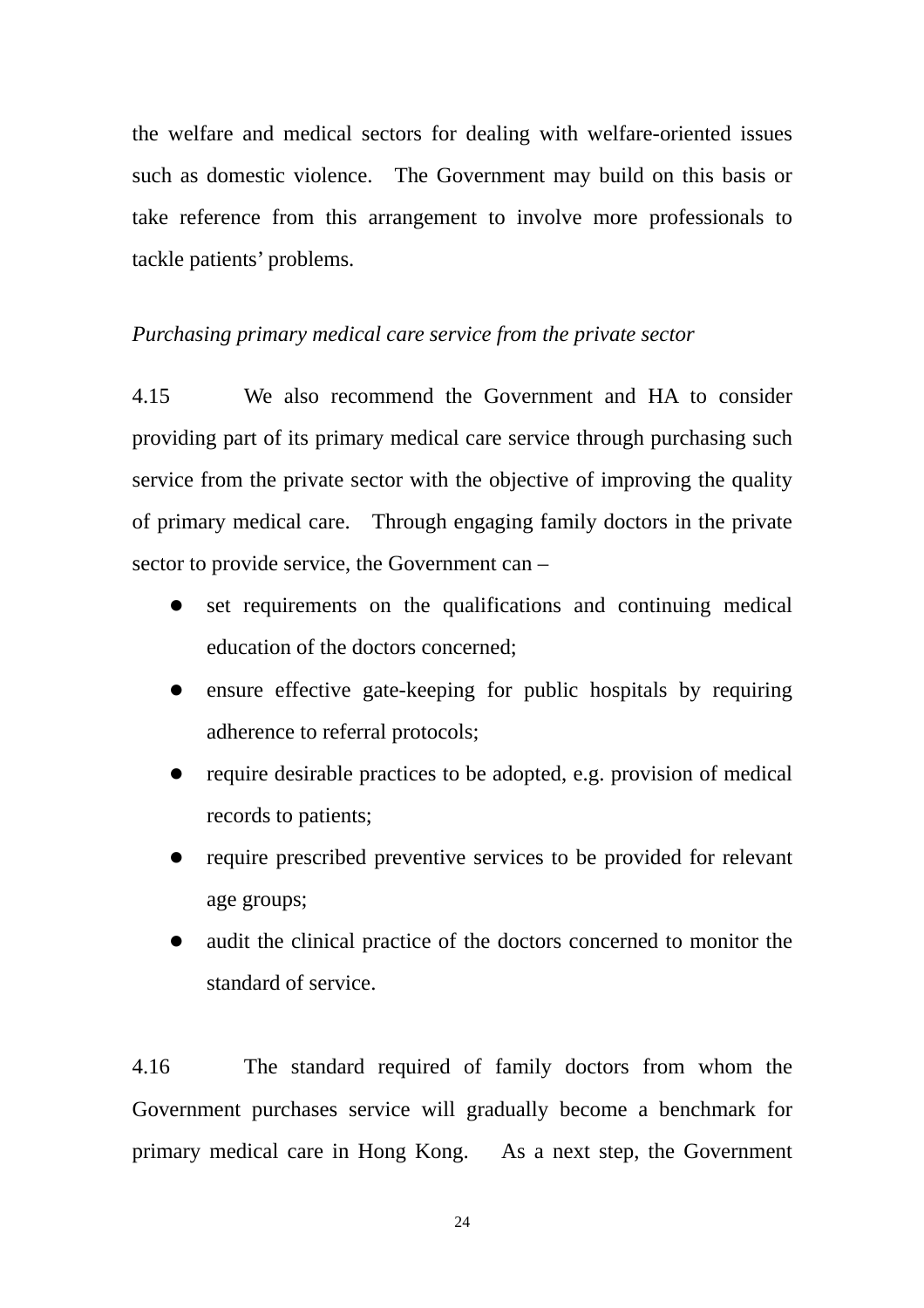the welfare and medical sectors for dealing with welfare-oriented issues such as domestic violence. The Government may build on this basis or take reference from this arrangement to involve more professionals to tackle patients' problems.

*Purchasing primary medical care service from the private sector*

4.15 We also recommend the Government and HA to consider providing part of its primary medical care service through purchasing such service from the private sector with the objective of improving the quality of primary medical care. Through engaging family doctors in the private sector to provide service, the Government can –

- set requirements on the qualifications and continuing medical education of the doctors concerned;
- ensure effective gate-keeping for public hospitals by requiring adherence to referral protocols;
- require desirable practices to be adopted, e.g. provision of medical records to patients;
- require prescribed preventive services to be provided for relevant age groups;
- audit the clinical practice of the doctors concerned to monitor the standard of service.

4.16 The standard required of family doctors from whom the Government purchases service will gradually become a benchmark for primary medical care in Hong Kong. As a next step, the Government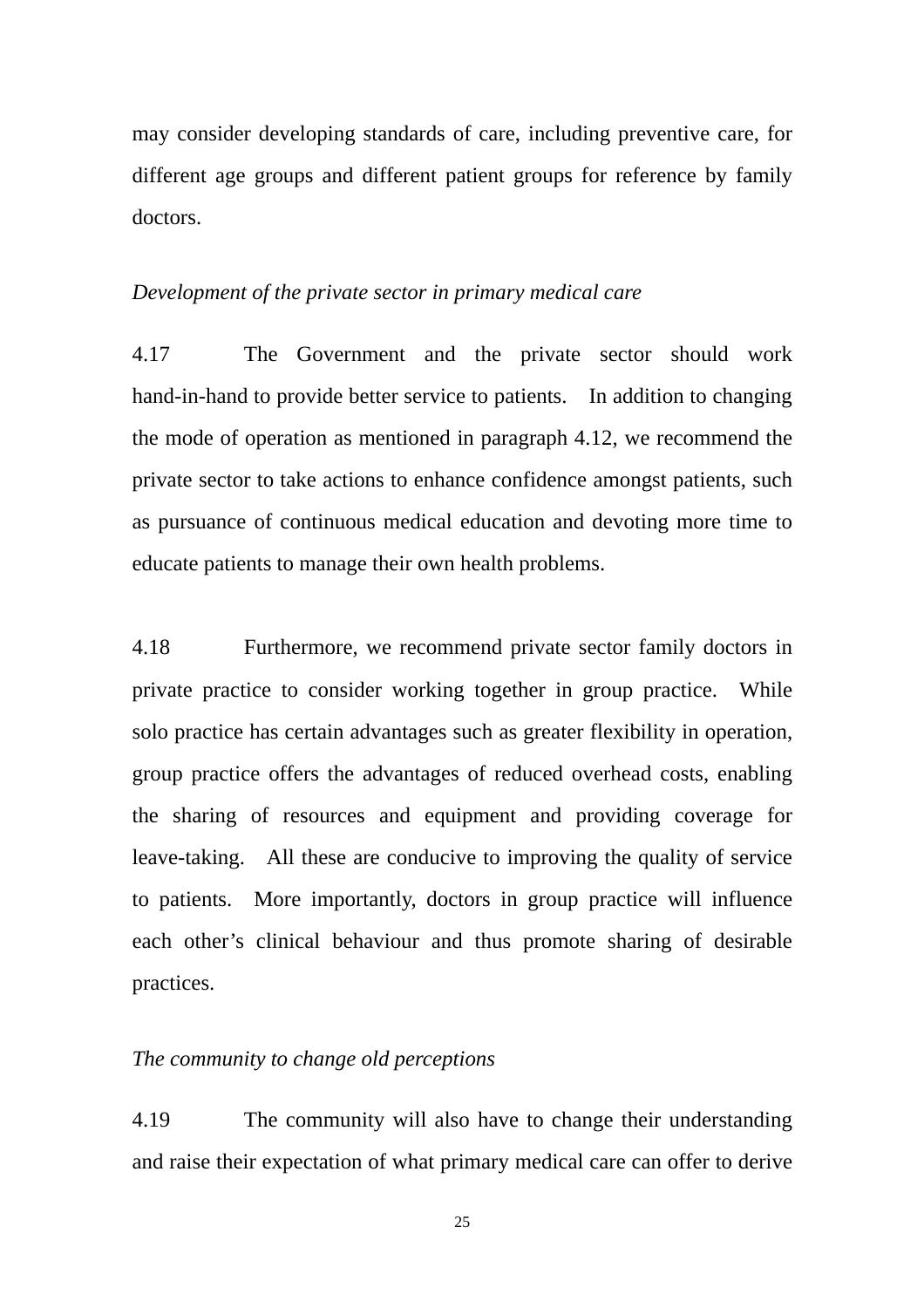may consider developing standards of care, including preventive care, for different age groups and different patient groups for reference by family doctors.

*Development of the private sector in primary medical care*

4.17 The Government and the private sector should work hand-in-hand to provide better service to patients. In addition to changing the mode of operation as mentioned in paragraph 4.12, we recommend the private sector to take actions to enhance confidence amongst patients, such as pursuance of continuous medical education and devoting more time to educate patients to manage their own health problems.

4.18 Furthermore, we recommend private sector family doctors in private practice to consider working together in group practice. While solo practice has certain advantages such as greater flexibility in operation, group practice offers the advantages of reduced overhead costs, enabling the sharing of resources and equipment and providing coverage for leave-taking. All these are conducive to improving the quality of service to patients. More importantly, doctors in group practice will influence each other's clinical behaviour and thus promote sharing of desirable practices.

*The community to change old perceptions*

4.19 The community will also have to change their understanding and raise their expectation of what primary medical care can offer to derive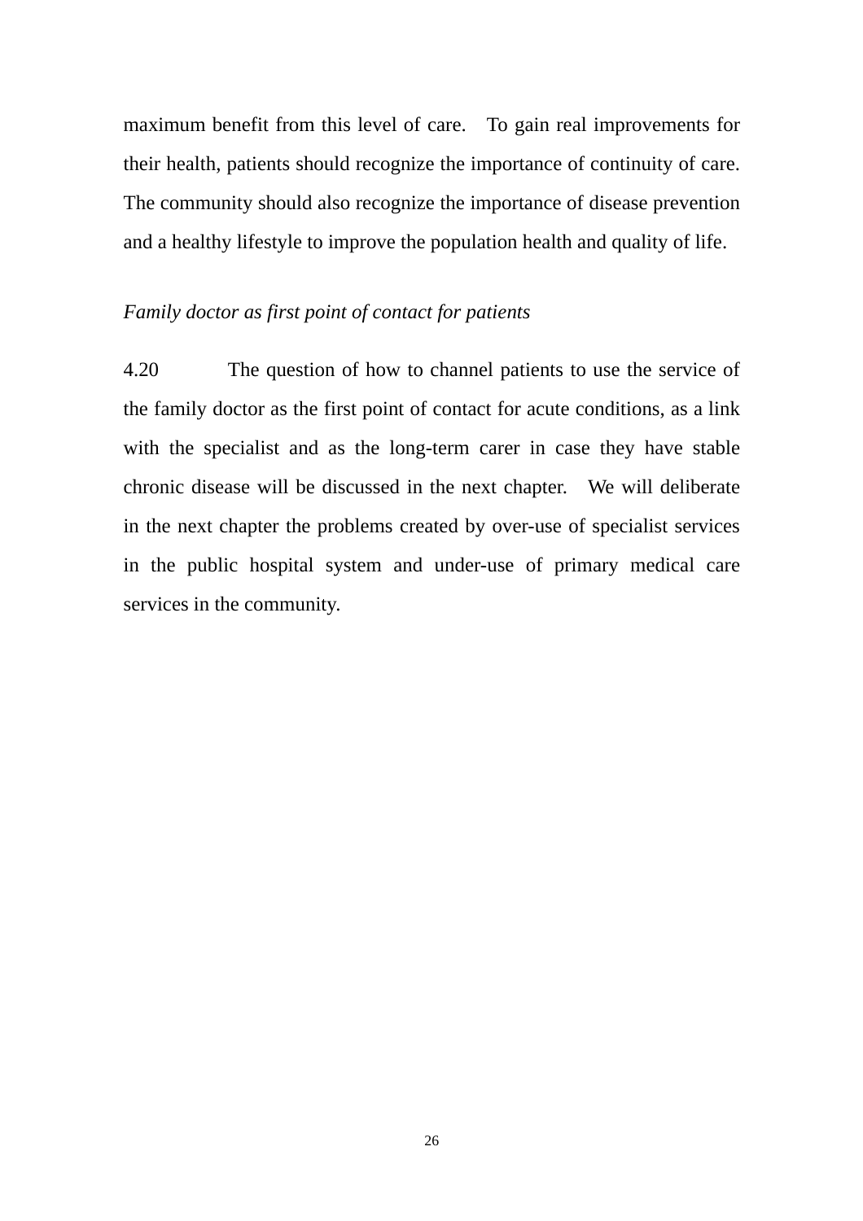maximum benefit from this level of care. To gain real improvements for their health, patients should recognize the importance of continuity of care. The community should also recognize the importance of disease prevention and a healthy lifestyle to improve the population health and quality of life.

*Family doctor as first point of contact for patients*

4.20 The question of how to channel patients to use the service of the family doctor as the first point of contact for acute conditions, as a link with the specialist and as the long-term carer in case they have stable chronic disease will be discussed in the next chapter. We will deliberate in the next chapter the problems created by over-use of specialist services in the public hospital system and under-use of primary medical care services in the community.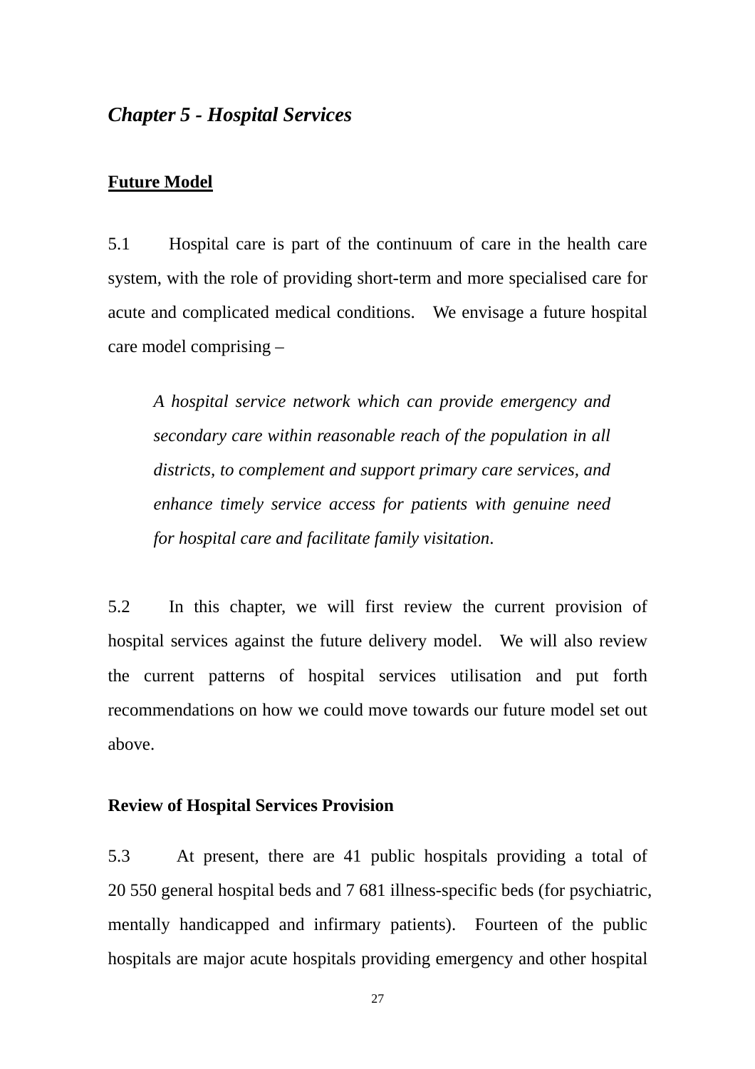## *Chapter 5 - Hospital Services*

### <u>Future Model</u>

5.1 Hospital care is part of the continuum of care in the health care system, with the role of providing short-term and more specialised care for acute and complicated medical conditions. We envisage a future hospital care model comprising –

> *A hospital service network which can provide emergency and secondary care within reasonable reach of the population in all districts, to complement and support primary care services, and enhance timely service access for patients with genuine need for hospital care and facilitate family visitation*.

5.2 In this chapter, we will first review the current provision of hospital services against the future delivery model. We will also review the current patterns of hospital services utilisation and put forth recommendations on how we could move towards our future model set out above.

### **Review of Hospital Services Provision**

5.3 At present, there are 41 public hospitals providing a total of 20 550 general hospital beds and 7 681 illness-specific beds (for psychiatric, mentally handicapped and infirmary patients). Fourteen of the public hospitals are major acute hospitals providing emergency and other hospital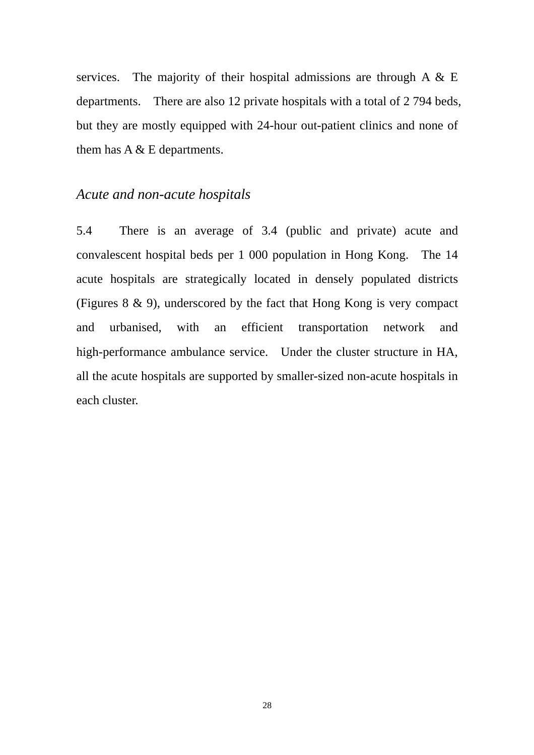services. The majority of their hospital admissions are through A & E departments. There are also 12 private hospitals with a total of 2 794 beds, but they are mostly equipped with 24-hour out-patient clinics and none of them has A & E departments.

### *Acute and non-acute hospitals*

5.4 There is an average of 3.4 (public and private) acute and convalescent hospital beds per 1 000 population in Hong Kong. The 14 acute hospitals are strategically located in densely populated districts (Figures 8 & 9), underscored by the fact that Hong Kong is very compact and urbanised, with an efficient transportation network and high-performance ambulance service. Under the cluster structure in HA, all the acute hospitals are supported by smaller-sized non-acute hospitals in each cluster.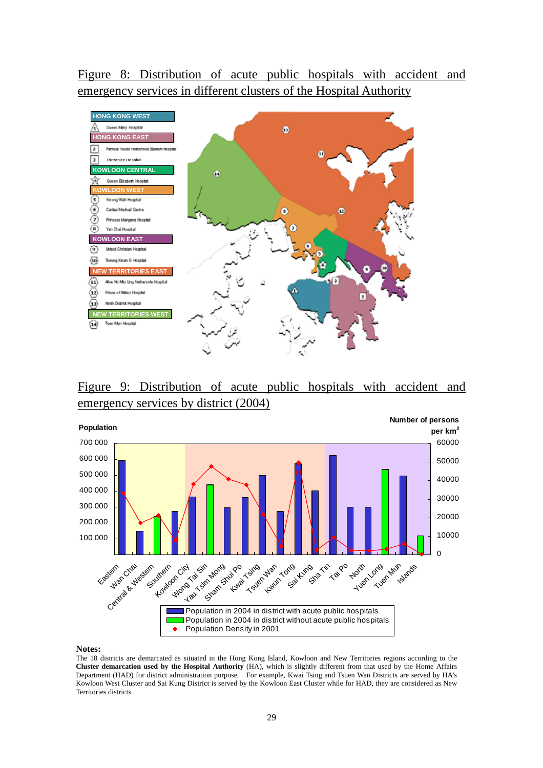Figure 8: Distribution of acute public hospitals with accident and emergency services in different clusters of the Hospital Authority

HONG KONG WEST
1 Queen Mary Hospital

HONG KONG EAST
2 Pamela Youde Nethersole Eastern Hospital
3 Ruttonjee Hospital

KOWLOON CENTRAL
Queen Elizabeth Hospital

KOWLOON WEST
5 Kwong Wah Hospital
6 Caritas Medical Centre
7 Princess Margaret Hospital
8 Yan Chai Hospital

KOWLOON EAST
9 United Christian Hospital
10 Tseung Kwan O Hospital

NEW TERRITORIES EAST
11 Alice Ho Miu Ling Nethersole Hospital
12 Prince of Wales Hospital
13 North District Hospital

NEW TERRITORIES WEST
14 Tuen Mun Hospital

Figure 9: Distribution of acute public hospitals with accident and emergency services by district (2004)

Population | Number of persons per km$^2$

Eastern, Wan Chai, Central & Western, Southern, Kowloon City, Wong Tai Sin, Yau Tsim Mong, Sham Shui Po, Kwai Tsing, Tsuen Wan, Kwun Tong, Sai Kung, Sha Tin, Tai Po, North, Yuen Long, Tuen Mun, Islands

- Population in 2004 in district with acute public hospitals
- Population in 2004 in district without acute public hospitals
- Population Density in 2001

**Notes:**
The 18 districts are demarcated as situated in the Hong Kong Island, Kowloon and New Territories regions according to the **Cluster demarcation used by the Hospital Authority** (HA), which is slightly different from that used by the Home Affairs Department (HAD) for district administration purpose. For example, Kwai Tsing and Tsuen Wan Districts are served by HA's Kowloon West Cluster and Sai Kung District is served by the Kowloon East Cluster while for HAD, they are considered as New Territories districts.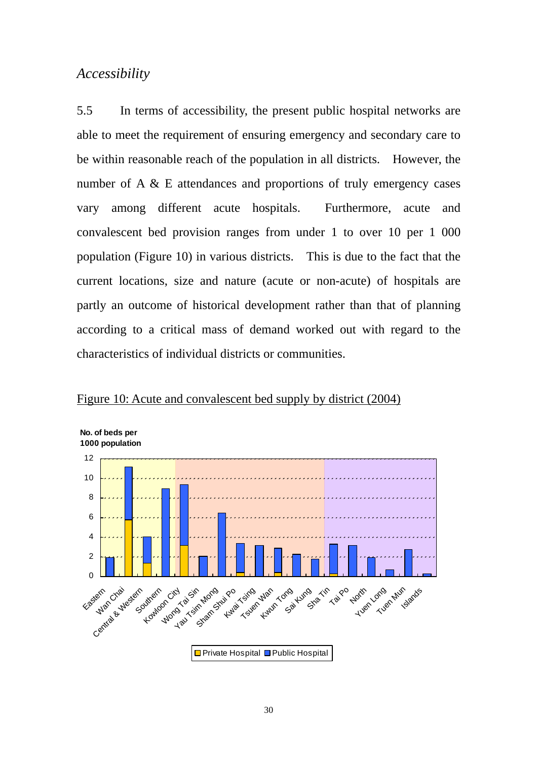*Accessibility*

5.5 In terms of accessibility, the present public hospital networks are able to meet the requirement of ensuring emergency and secondary care to be within reasonable reach of the population in all districts. However, the number of A & E attendances and proportions of truly emergency cases vary among different acute hospitals. Furthermore, acute and convalescent bed provision ranges from under 1 to over 10 per 1 000 population (Figure 10) in various districts. This is due to the fact that the current locations, size and nature (acute or non-acute) of hospitals are partly an outcome of historical development rather than that of planning according to a critical mass of demand worked out with regard to the characteristics of individual districts or communities.

Figure 10: Acute and convalescent bed supply by district (2004)

No. of beds per 1000 population

12
10
8
6
4
2
0

Eastern, Wan Chai, Central & Western, Southern, Kowloon City, Wong Tai Sin, Yau Tsim Mong, Sham Shui Po, Kwai Tsing, Tsuen Wan, Kwun Tong, Sai Kung, Sha Tin, Tai Po, North, Yuen Long, Tuen Mun, Islands

Private Hospital  Public Hospital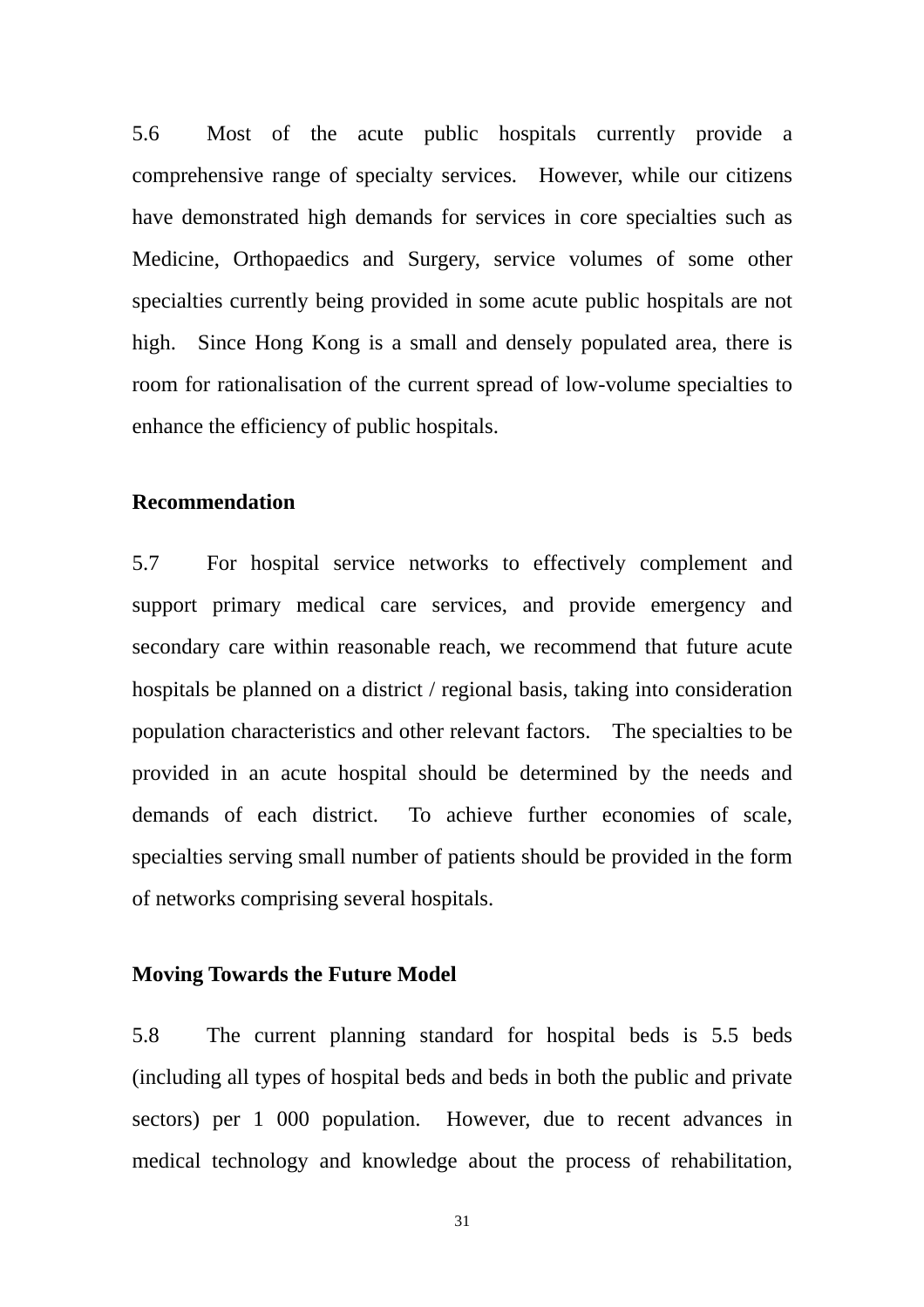5.6 Most of the acute public hospitals currently provide a comprehensive range of specialty services. However, while our citizens have demonstrated high demands for services in core specialties such as Medicine, Orthopaedics and Surgery, service volumes of some other specialties currently being provided in some acute public hospitals are not high. Since Hong Kong is a small and densely populated area, there is room for rationalisation of the current spread of low-volume specialties to enhance the efficiency of public hospitals.

**Recommendation**

5.7 For hospital service networks to effectively complement and support primary medical care services, and provide emergency and secondary care within reasonable reach, we recommend that future acute hospitals be planned on a district / regional basis, taking into consideration population characteristics and other relevant factors. The specialties to be provided in an acute hospital should be determined by the needs and demands of each district. To achieve further economies of scale, specialties serving small number of patients should be provided in the form of networks comprising several hospitals.

**Moving Towards the Future Model**

5.8 The current planning standard for hospital beds is 5.5 beds (including all types of hospital beds and beds in both the public and private sectors) per 1 000 population. However, due to recent advances in medical technology and knowledge about the process of rehabilitation,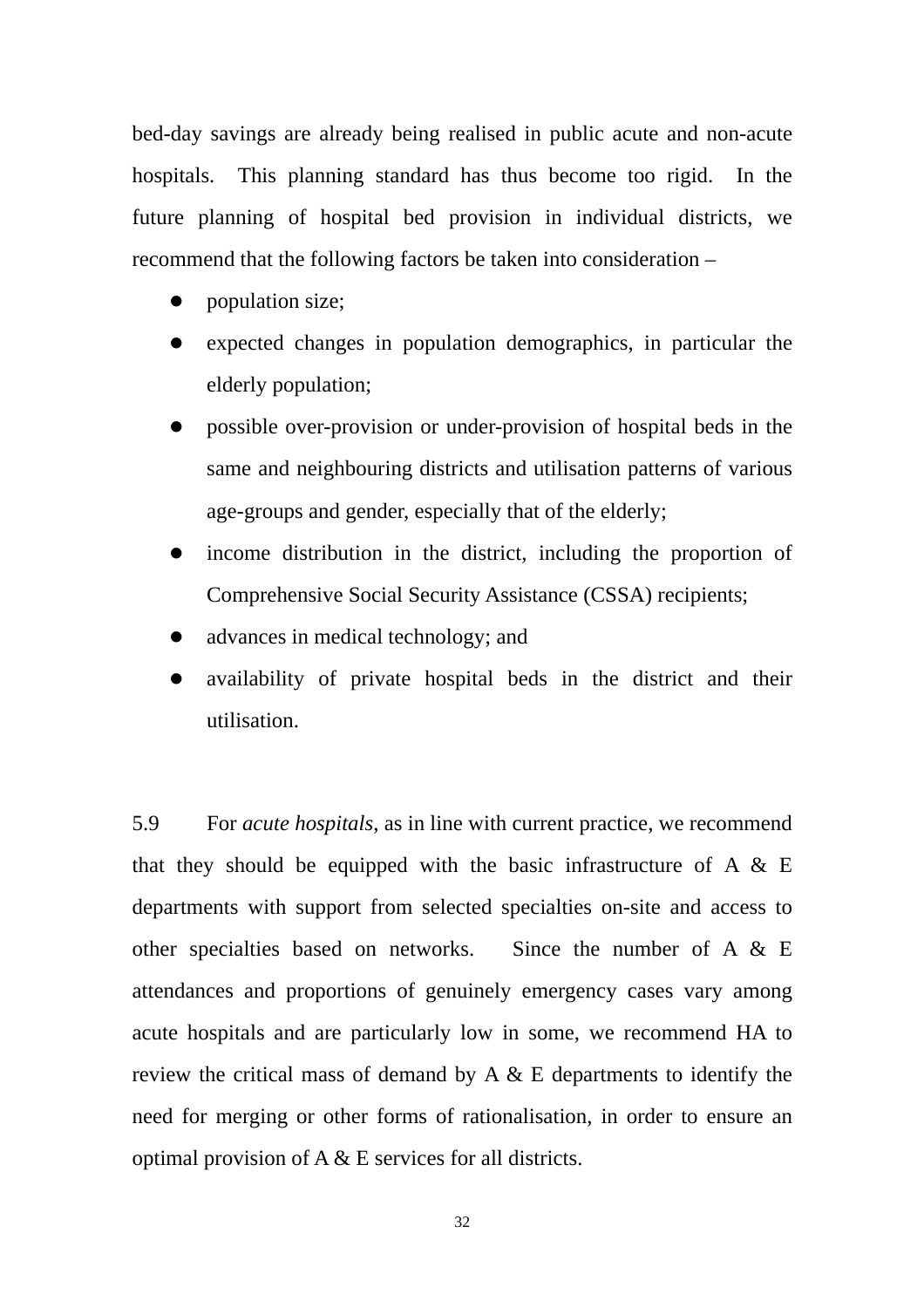bed-day savings are already being realised in public acute and non-acute hospitals. This planning standard has thus become too rigid. In the future planning of hospital bed provision in individual districts, we recommend that the following factors be taken into consideration –

- population size;
- expected changes in population demographics, in particular the elderly population;
- possible over-provision or under-provision of hospital beds in the same and neighbouring districts and utilisation patterns of various age-groups and gender, especially that of the elderly;
- income distribution in the district, including the proportion of Comprehensive Social Security Assistance (CSSA) recipients;
- advances in medical technology; and
- availability of private hospital beds in the district and their utilisation.

5.9 For *acute hospitals*, as in line with current practice, we recommend that they should be equipped with the basic infrastructure of A & E departments with support from selected specialties on-site and access to other specialties based on networks. Since the number of A & E attendances and proportions of genuinely emergency cases vary among acute hospitals and are particularly low in some, we recommend HA to review the critical mass of demand by A & E departments to identify the need for merging or other forms of rationalisation, in order to ensure an optimal provision of A & E services for all districts.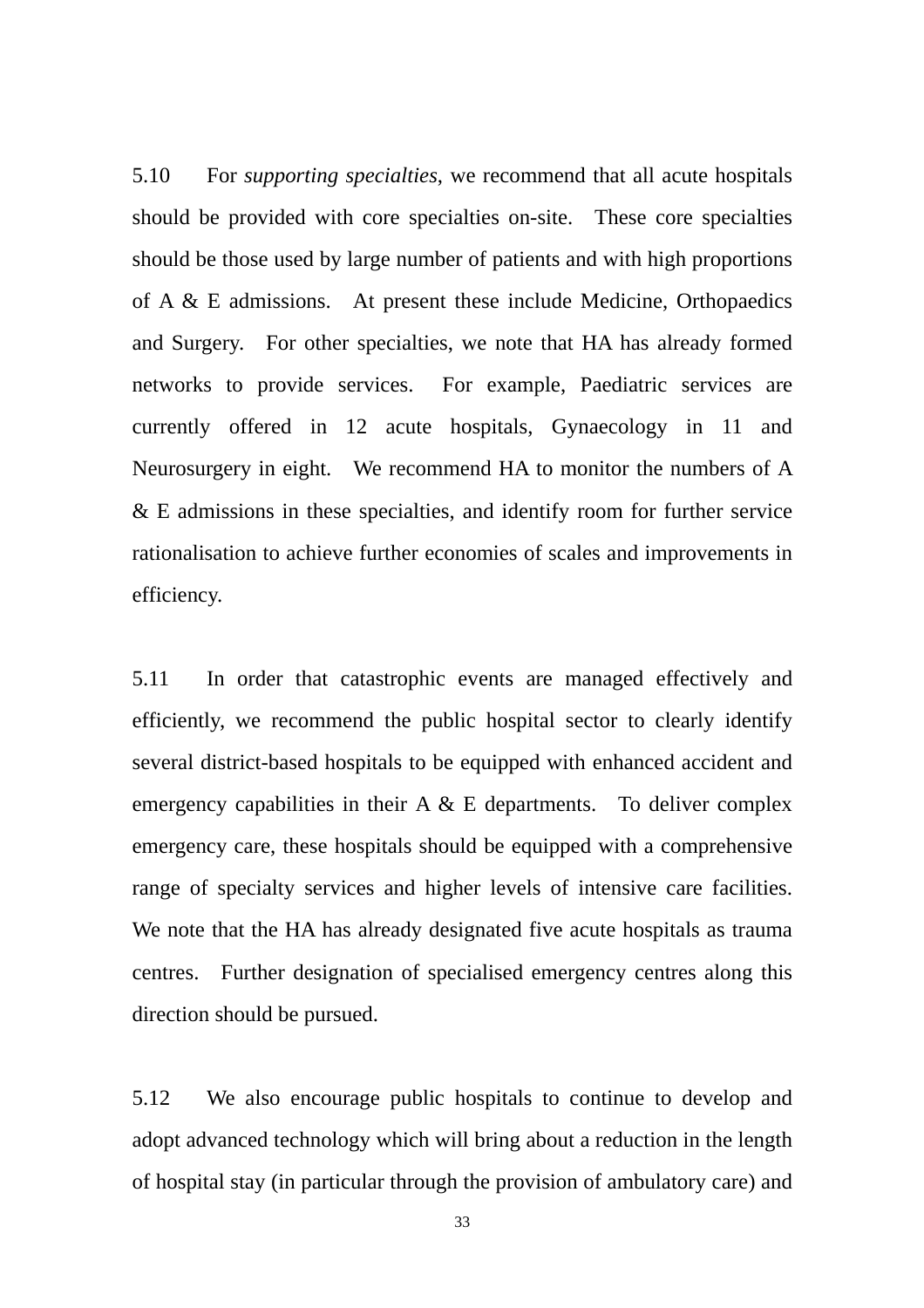5.10 For *supporting specialties*, we recommend that all acute hospitals should be provided with core specialties on-site. These core specialties should be those used by large number of patients and with high proportions of A & E admissions. At present these include Medicine, Orthopaedics and Surgery. For other specialties, we note that HA has already formed networks to provide services. For example, Paediatric services are currently offered in 12 acute hospitals, Gynaecology in 11 and Neurosurgery in eight. We recommend HA to monitor the numbers of A & E admissions in these specialties, and identify room for further service rationalisation to achieve further economies of scales and improvements in efficiency.

5.11 In order that catastrophic events are managed effectively and efficiently, we recommend the public hospital sector to clearly identify several district-based hospitals to be equipped with enhanced accident and emergency capabilities in their A & E departments. To deliver complex emergency care, these hospitals should be equipped with a comprehensive range of specialty services and higher levels of intensive care facilities. We note that the HA has already designated five acute hospitals as trauma centres. Further designation of specialised emergency centres along this direction should be pursued.

5.12 We also encourage public hospitals to continue to develop and adopt advanced technology which will bring about a reduction in the length of hospital stay (in particular through the provision of ambulatory care) and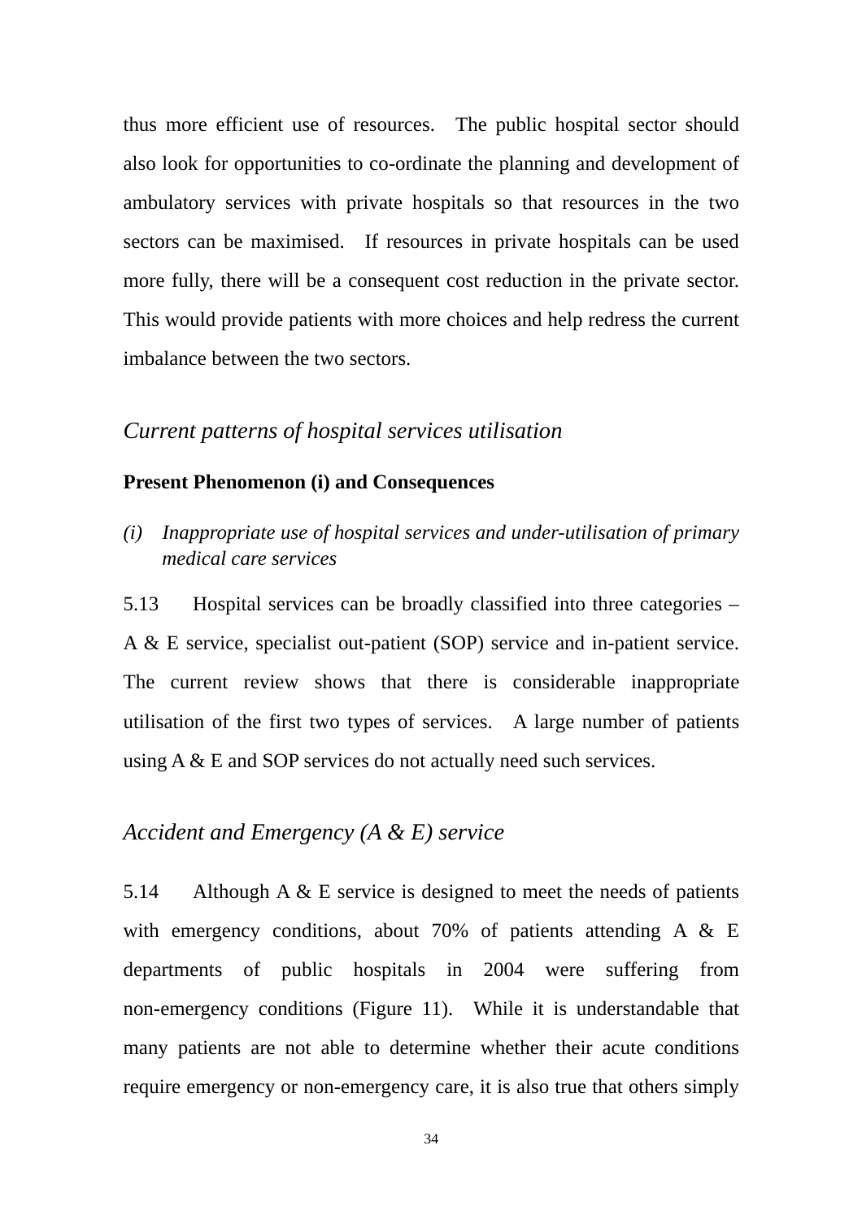thus more efficient use of resources. The public hospital sector should also look for opportunities to co-ordinate the planning and development of ambulatory services with private hospitals so that resources in the two sectors can be maximised. If resources in private hospitals can be used more fully, there will be a consequent cost reduction in the private sector. This would provide patients with more choices and help redress the current imbalance between the two sectors.

## *Current patterns of hospital services utilisation*

**Present Phenomenon (i) and Consequences**

*(i) Inappropriate use of hospital services and under-utilisation of primary medical care services*

5.13 Hospital services can be broadly classified into three categories – A & E service, specialist out-patient (SOP) service and in-patient service. The current review shows that there is considerable inappropriate utilisation of the first two types of services. A large number of patients using A & E and SOP services do not actually need such services.

## *Accident and Emergency (A & E) service*

5.14 Although A & E service is designed to meet the needs of patients with emergency conditions, about 70% of patients attending A & E departments of public hospitals in 2004 were suffering from non-emergency conditions (Figure 11). While it is understandable that many patients are not able to determine whether their acute conditions require emergency or non-emergency care, it is also true that others simply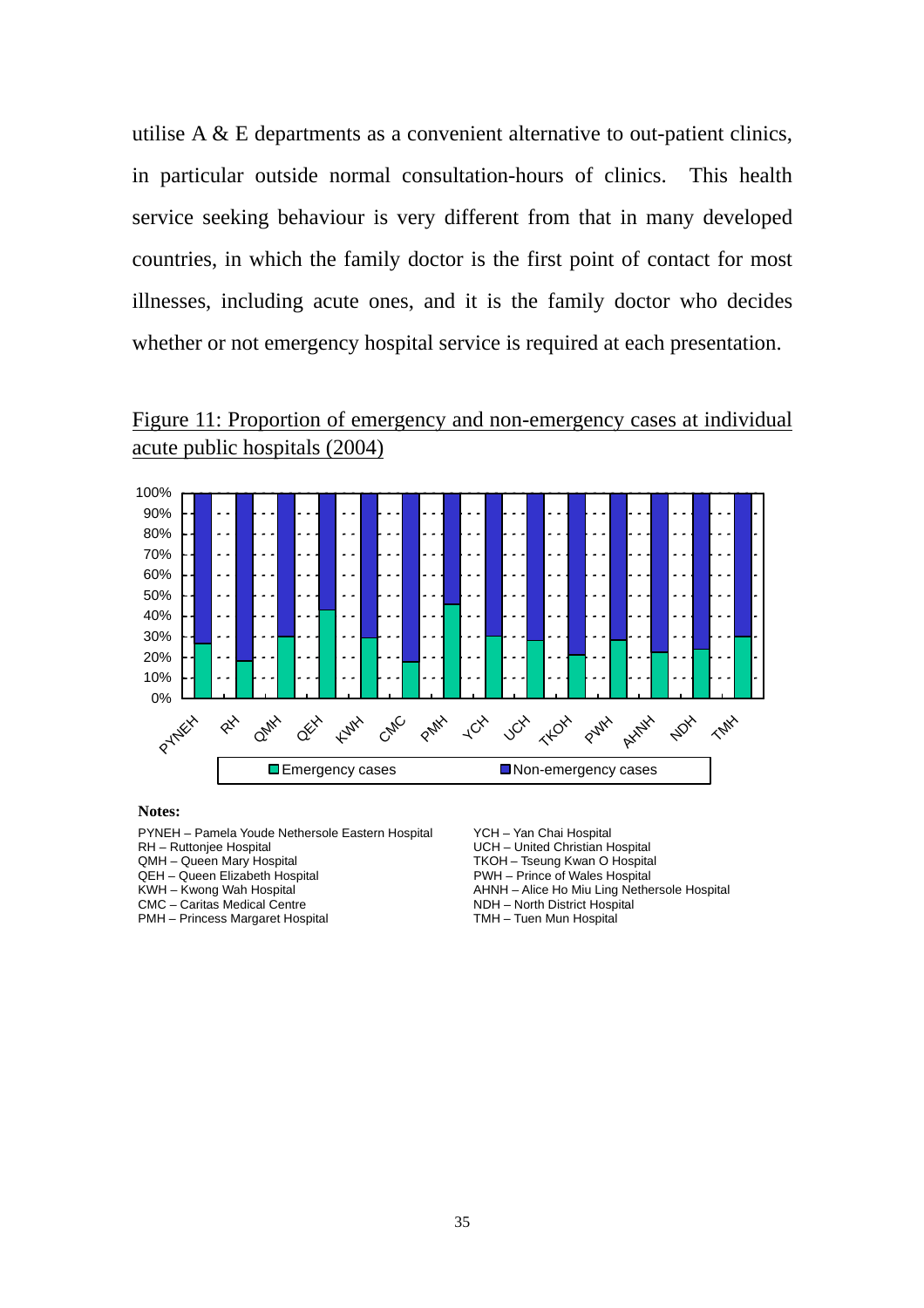utilise A & E departments as a convenient alternative to out-patient clinics, in particular outside normal consultation-hours of clinics. This health service seeking behaviour is very different from that in many developed countries, in which the family doctor is the first point of contact for most illnesses, including acute ones, and it is the family doctor who decides whether or not emergency hospital service is required at each presentation.

Figure 11: Proportion of emergency and non-emergency cases at individual acute public hospitals (2004)

**Notes:**

PYNEH – Pamela Youde Nethersole Eastern Hospital
RH – Ruttonjee Hospital
QMH – Queen Mary Hospital
QEH – Queen Elizabeth Hospital
KWH – Kwong Wah Hospital
CMC – Caritas Medical Centre
PMH – Princess Margaret Hospital
YCH – Yan Chai Hospital
UCH – United Christian Hospital
TKOH – Tseung Kwan O Hospital
PWH – Prince of Wales Hospital
AHNH – Alice Ho Miu Ling Nethersole Hospital
NDH – North District Hospital
TMH – Tuen Mun Hospital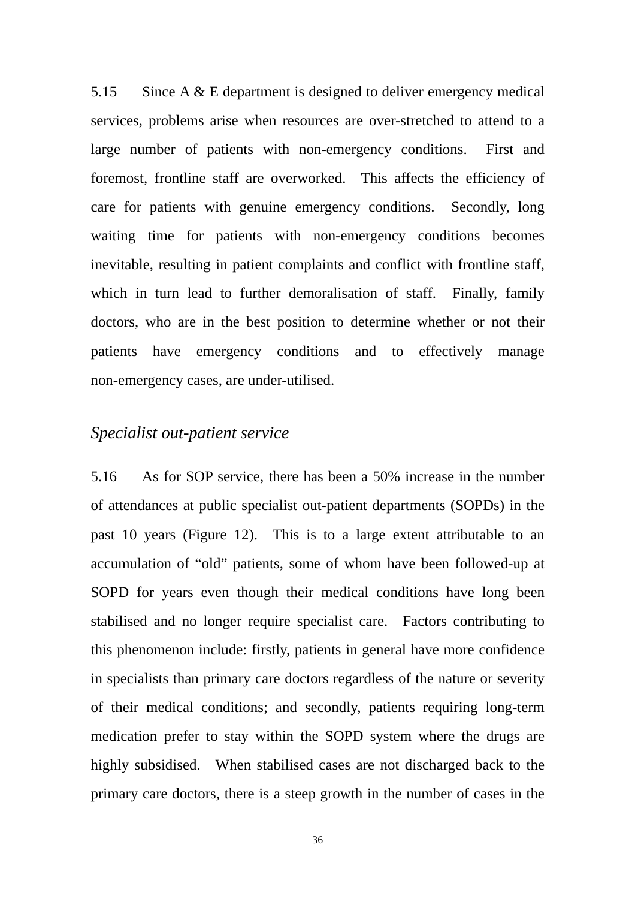5.15 Since A & E department is designed to deliver emergency medical services, problems arise when resources are over-stretched to attend to a large number of patients with non-emergency conditions. First and foremost, frontline staff are overworked. This affects the efficiency of care for patients with genuine emergency conditions. Secondly, long waiting time for patients with non-emergency conditions becomes inevitable, resulting in patient complaints and conflict with frontline staff, which in turn lead to further demoralisation of staff. Finally, family doctors, who are in the best position to determine whether or not their patients have emergency conditions and to effectively manage non-emergency cases, are under-utilised.

*Specialist out-patient service*

5.16 As for SOP service, there has been a 50% increase in the number of attendances at public specialist out-patient departments (SOPDs) in the past 10 years (Figure 12). This is to a large extent attributable to an accumulation of "old" patients, some of whom have been followed-up at SOPD for years even though their medical conditions have long been stabilised and no longer require specialist care. Factors contributing to this phenomenon include: firstly, patients in general have more confidence in specialists than primary care doctors regardless of the nature or severity of their medical conditions; and secondly, patients requiring long-term medication prefer to stay within the SOPD system where the drugs are highly subsidised. When stabilised cases are not discharged back to the primary care doctors, there is a steep growth in the number of cases in the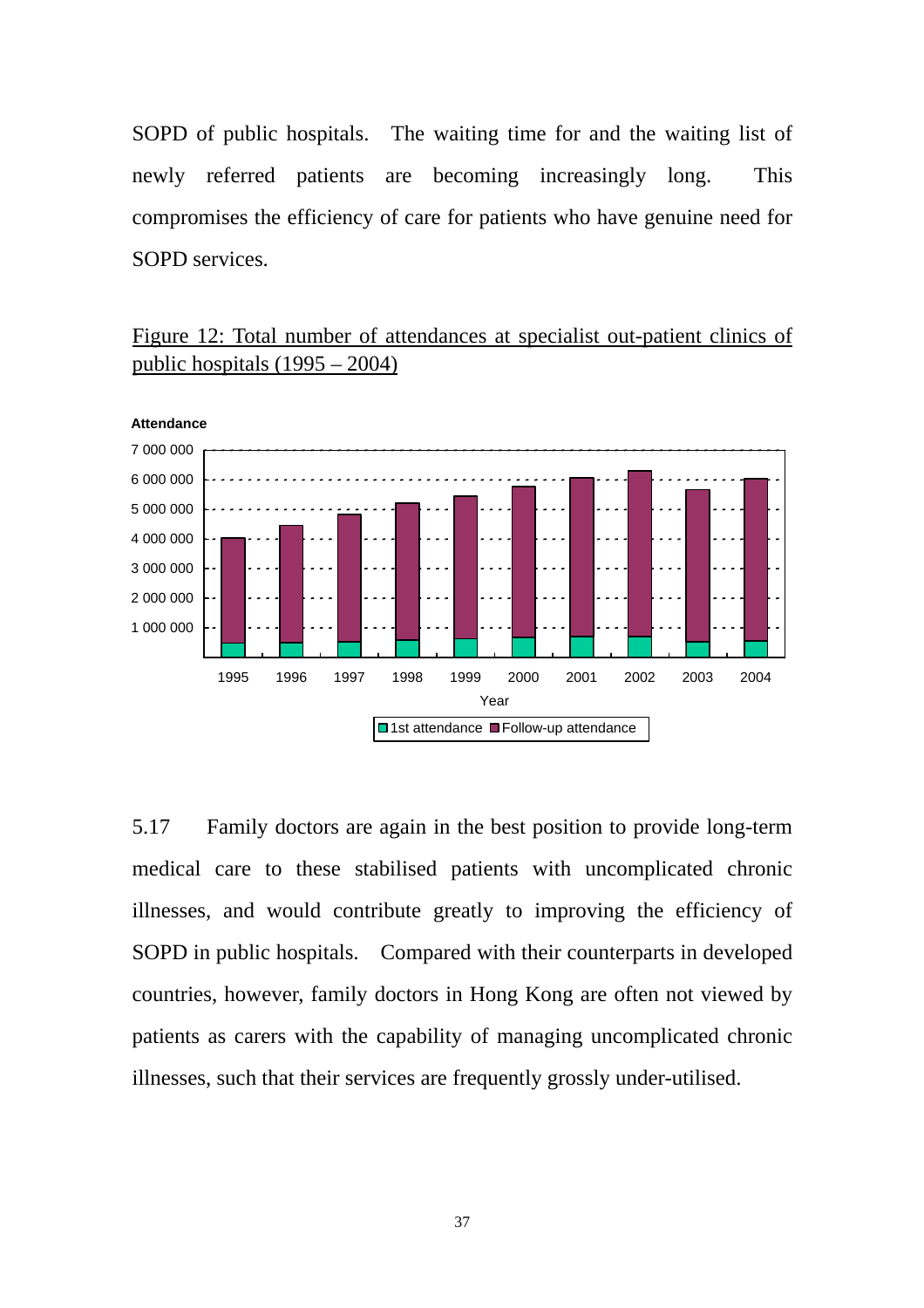SOPD of public hospitals. The waiting time for and the waiting list of newly referred patients are becoming increasingly long. This compromises the efficiency of care for patients who have genuine need for SOPD services.

Figure 12: Total number of attendances at specialist out-patient clinics of public hospitals (1995 – 2004)

5.17 Family doctors are again in the best position to provide long-term medical care to these stabilised patients with uncomplicated chronic illnesses, and would contribute greatly to improving the efficiency of SOPD in public hospitals. Compared with their counterparts in developed countries, however, family doctors in Hong Kong are often not viewed by patients as carers with the capability of managing uncomplicated chronic illnesses, such that their services are frequently grossly under-utilised.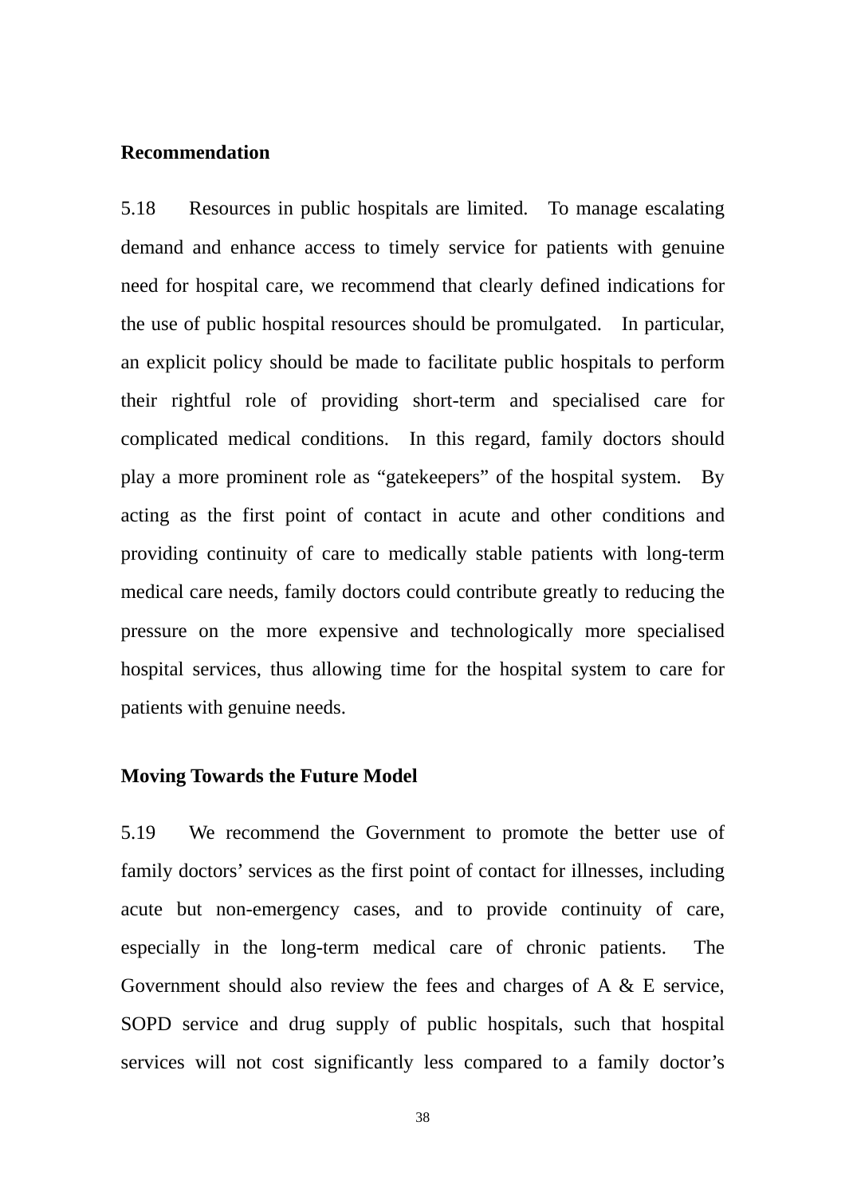**Recommendation**

5.18 Resources in public hospitals are limited. To manage escalating demand and enhance access to timely service for patients with genuine need for hospital care, we recommend that clearly defined indications for the use of public hospital resources should be promulgated. In particular, an explicit policy should be made to facilitate public hospitals to perform their rightful role of providing short-term and specialised care for complicated medical conditions. In this regard, family doctors should play a more prominent role as "gatekeepers" of the hospital system. By acting as the first point of contact in acute and other conditions and providing continuity of care to medically stable patients with long-term medical care needs, family doctors could contribute greatly to reducing the pressure on the more expensive and technologically more specialised hospital services, thus allowing time for the hospital system to care for patients with genuine needs.

**Moving Towards the Future Model**

5.19 We recommend the Government to promote the better use of family doctors' services as the first point of contact for illnesses, including acute but non-emergency cases, and to provide continuity of care, especially in the long-term medical care of chronic patients. The Government should also review the fees and charges of A & E service, SOPD service and drug supply of public hospitals, such that hospital services will not cost significantly less compared to a family doctor's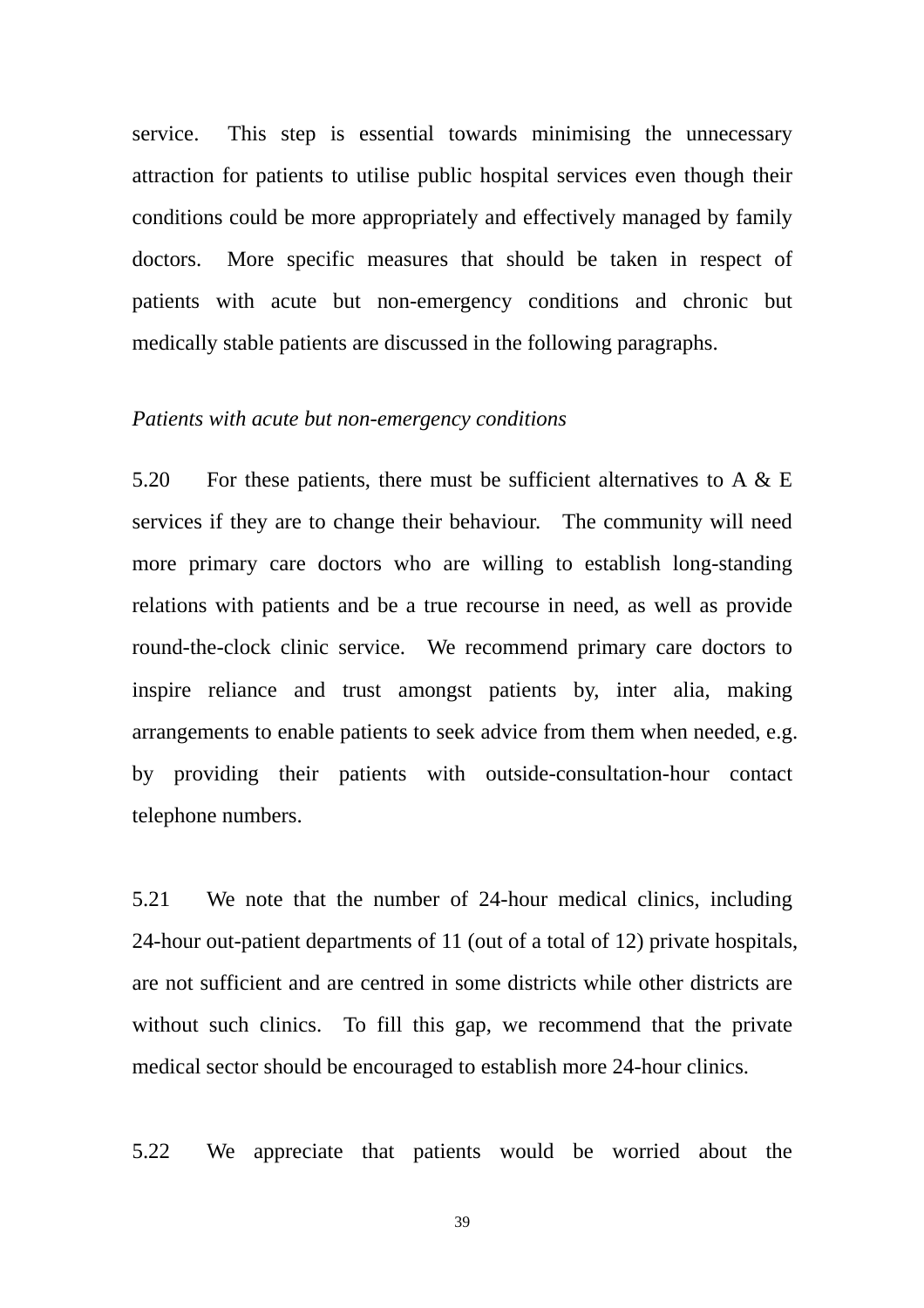service. This step is essential towards minimising the unnecessary attraction for patients to utilise public hospital services even though their conditions could be more appropriately and effectively managed by family doctors. More specific measures that should be taken in respect of patients with acute but non-emergency conditions and chronic but medically stable patients are discussed in the following paragraphs.

*Patients with acute but non-emergency conditions*

5.20 For these patients, there must be sufficient alternatives to A & E services if they are to change their behaviour. The community will need more primary care doctors who are willing to establish long-standing relations with patients and be a true recourse in need, as well as provide round-the-clock clinic service. We recommend primary care doctors to inspire reliance and trust amongst patients by, inter alia, making arrangements to enable patients to seek advice from them when needed, e.g. by providing their patients with outside-consultation-hour contact telephone numbers.

5.21 We note that the number of 24-hour medical clinics, including 24-hour out-patient departments of 11 (out of a total of 12) private hospitals, are not sufficient and are centred in some districts while other districts are without such clinics. To fill this gap, we recommend that the private medical sector should be encouraged to establish more 24-hour clinics.

5.22 We appreciate that patients would be worried about the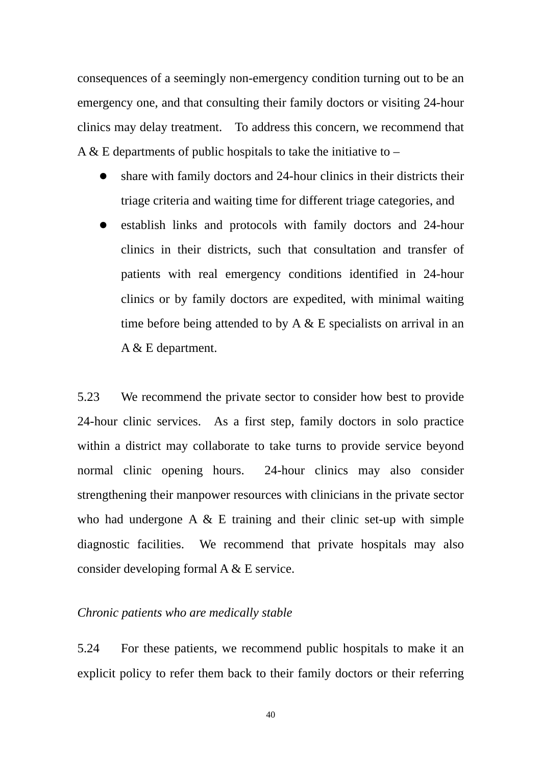consequences of a seemingly non-emergency condition turning out to be an emergency one, and that consulting their family doctors or visiting 24-hour clinics may delay treatment. To address this concern, we recommend that A & E departments of public hospitals to take the initiative to –

- share with family doctors and 24-hour clinics in their districts their triage criteria and waiting time for different triage categories, and
- establish links and protocols with family doctors and 24-hour clinics in their districts, such that consultation and transfer of patients with real emergency conditions identified in 24-hour clinics or by family doctors are expedited, with minimal waiting time before being attended to by A & E specialists on arrival in an A & E department.

5.23 We recommend the private sector to consider how best to provide 24-hour clinic services. As a first step, family doctors in solo practice within a district may collaborate to take turns to provide service beyond normal clinic opening hours. 24-hour clinics may also consider strengthening their manpower resources with clinicians in the private sector who had undergone A & E training and their clinic set-up with simple diagnostic facilities. We recommend that private hospitals may also consider developing formal A & E service.

*Chronic patients who are medically stable*

5.24 For these patients, we recommend public hospitals to make it an explicit policy to refer them back to their family doctors or their referring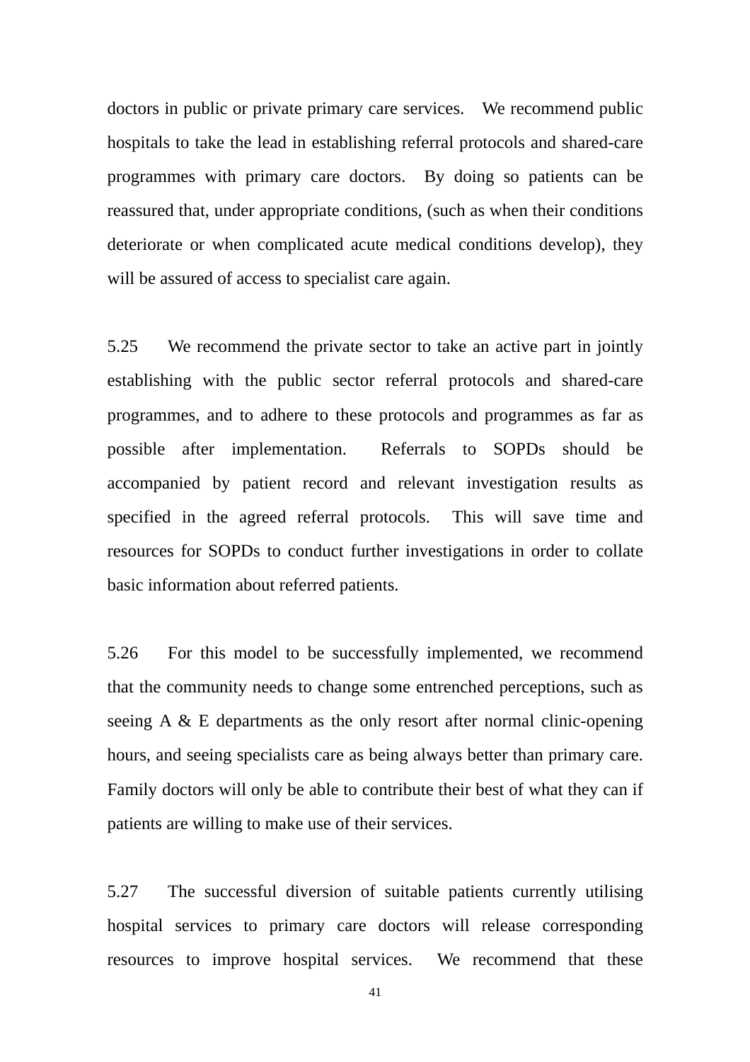doctors in public or private primary care services. We recommend public hospitals to take the lead in establishing referral protocols and shared-care programmes with primary care doctors. By doing so patients can be reassured that, under appropriate conditions, (such as when their conditions deteriorate or when complicated acute medical conditions develop), they will be assured of access to specialist care again.

5.25 We recommend the private sector to take an active part in jointly establishing with the public sector referral protocols and shared-care programmes, and to adhere to these protocols and programmes as far as possible after implementation. Referrals to SOPDs should be accompanied by patient record and relevant investigation results as specified in the agreed referral protocols. This will save time and resources for SOPDs to conduct further investigations in order to collate basic information about referred patients.

5.26 For this model to be successfully implemented, we recommend that the community needs to change some entrenched perceptions, such as seeing A & E departments as the only resort after normal clinic-opening hours, and seeing specialists care as being always better than primary care. Family doctors will only be able to contribute their best of what they can if patients are willing to make use of their services.

5.27 The successful diversion of suitable patients currently utilising hospital services to primary care doctors will release corresponding resources to improve hospital services. We recommend that these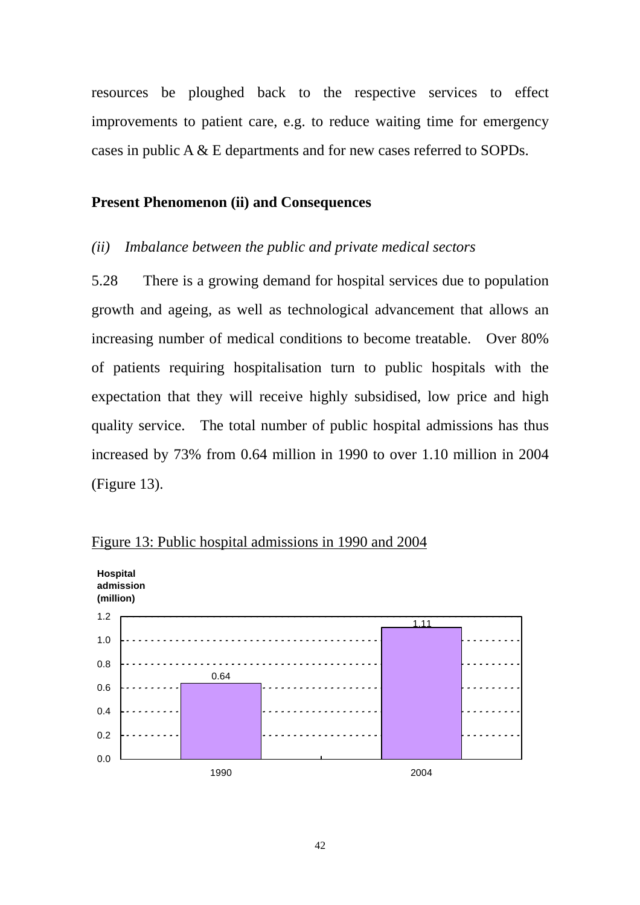resources be ploughed back to the respective services to effect improvements to patient care, e.g. to reduce waiting time for emergency cases in public A & E departments and for new cases referred to SOPDs.

**Present Phenomenon (ii) and Consequences**

*(ii) Imbalance between the public and private medical sectors*

5.28 There is a growing demand for hospital services due to population growth and ageing, as well as technological advancement that allows an increasing number of medical conditions to become treatable. Over 80% of patients requiring hospitalisation turn to public hospitals with the expectation that they will receive highly subsidised, low price and high quality service. The total number of public hospital admissions has thus increased by 73% from 0.64 million in 1990 to over 1.10 million in 2004 (Figure 13).

Figure 13: Public hospital admissions in 1990 and 2004

| Year | Hospital admission (million) |
| --- | --- |
| 1990 | 0.64 |
| 2004 | 1.11 |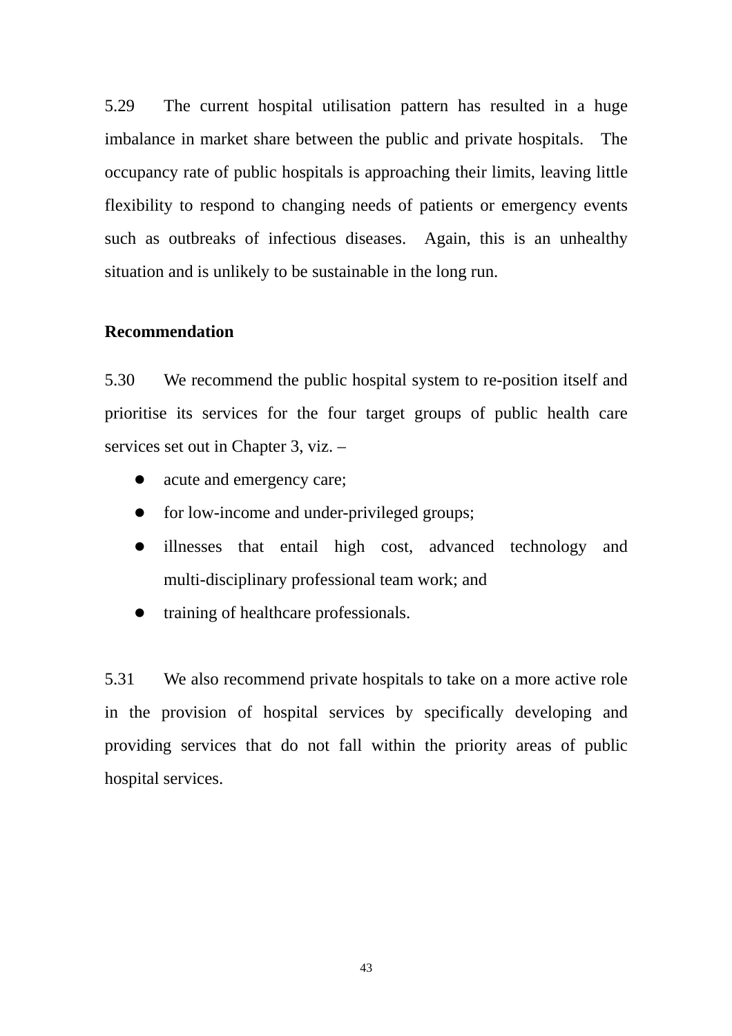5.29 The current hospital utilisation pattern has resulted in a huge imbalance in market share between the public and private hospitals. The occupancy rate of public hospitals is approaching their limits, leaving little flexibility to respond to changing needs of patients or emergency events such as outbreaks of infectious diseases. Again, this is an unhealthy situation and is unlikely to be sustainable in the long run.

**Recommendation**

5.30 We recommend the public hospital system to re-position itself and prioritise its services for the four target groups of public health care services set out in Chapter 3, viz. –

- acute and emergency care;
- for low-income and under-privileged groups;
- illnesses that entail high cost, advanced technology and multi-disciplinary professional team work; and
- training of healthcare professionals.

5.31 We also recommend private hospitals to take on a more active role in the provision of hospital services by specifically developing and providing services that do not fall within the priority areas of public hospital services.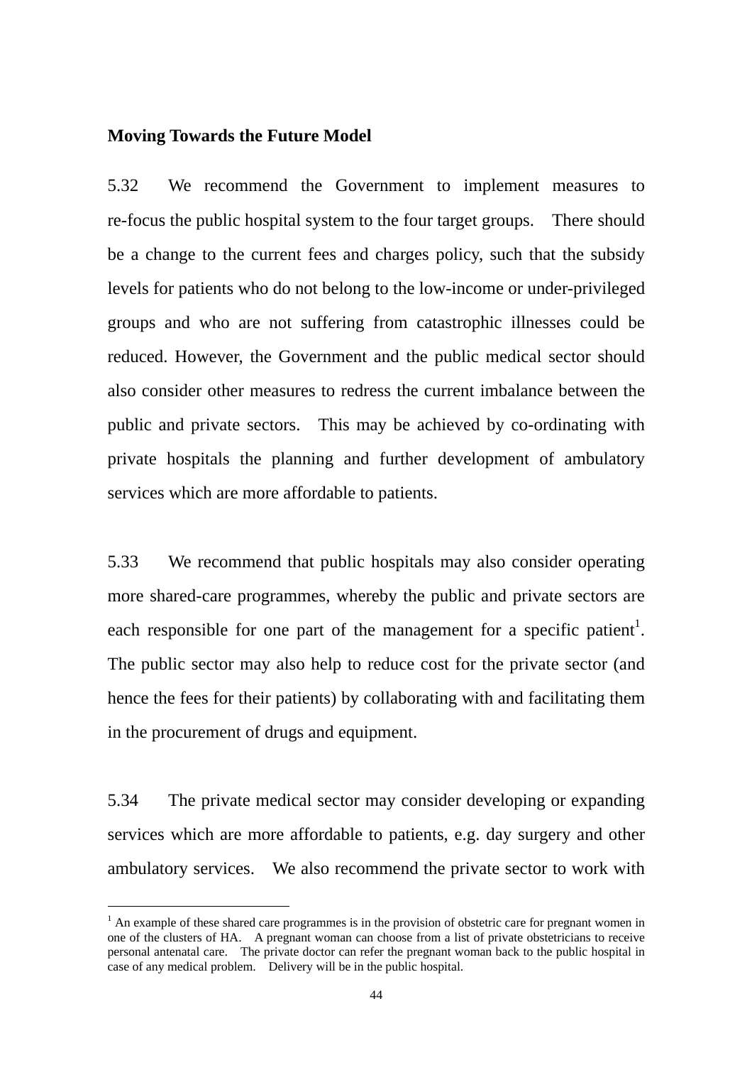**Moving Towards the Future Model**

5.32 We recommend the Government to implement measures to re-focus the public hospital system to the four target groups. There should be a change to the current fees and charges policy, such that the subsidy levels for patients who do not belong to the low-income or under-privileged groups and who are not suffering from catastrophic illnesses could be reduced. However, the Government and the public medical sector should also consider other measures to redress the current imbalance between the public and private sectors. This may be achieved by co-ordinating with private hospitals the planning and further development of ambulatory services which are more affordable to patients.

5.33 We recommend that public hospitals may also consider operating more shared-care programmes, whereby the public and private sectors are each responsible for one part of the management for a specific patient[1]. The public sector may also help to reduce cost for the private sector (and hence the fees for their patients) by collaborating with and facilitating them in the procurement of drugs and equipment.

5.34 The private medical sector may consider developing or expanding services which are more affordable to patients, e.g. day surgery and other ambulatory services. We also recommend the private sector to work with

---

[1] An example of these shared care programmes is in the provision of obstetric care for pregnant women in one of the clusters of HA. A pregnant woman can choose from a list of private obstetricians to receive personal antenatal care. The private doctor can refer the pregnant woman back to the public hospital in case of any medical problem. Delivery will be in the public hospital.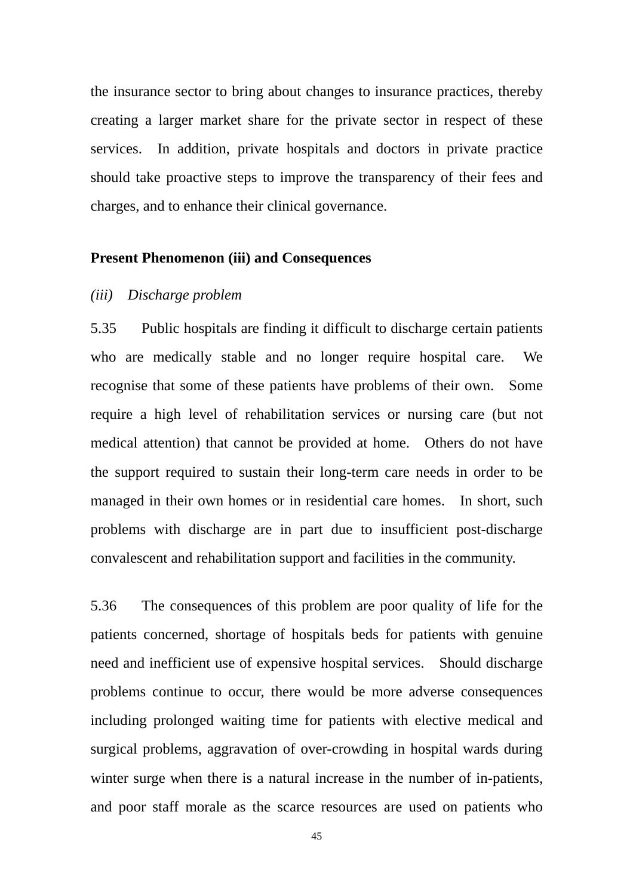the insurance sector to bring about changes to insurance practices, thereby creating a larger market share for the private sector in respect of these services. In addition, private hospitals and doctors in private practice should take proactive steps to improve the transparency of their fees and charges, and to enhance their clinical governance.

**Present Phenomenon (iii) and Consequences**

*(iii) Discharge problem*

5.35 Public hospitals are finding it difficult to discharge certain patients who are medically stable and no longer require hospital care. We recognise that some of these patients have problems of their own. Some require a high level of rehabilitation services or nursing care (but not medical attention) that cannot be provided at home. Others do not have the support required to sustain their long-term care needs in order to be managed in their own homes or in residential care homes. In short, such problems with discharge are in part due to insufficient post-discharge convalescent and rehabilitation support and facilities in the community.

5.36 The consequences of this problem are poor quality of life for the patients concerned, shortage of hospitals beds for patients with genuine need and inefficient use of expensive hospital services. Should discharge problems continue to occur, there would be more adverse consequences including prolonged waiting time for patients with elective medical and surgical problems, aggravation of over-crowding in hospital wards during winter surge when there is a natural increase in the number of in-patients, and poor staff morale as the scarce resources are used on patients who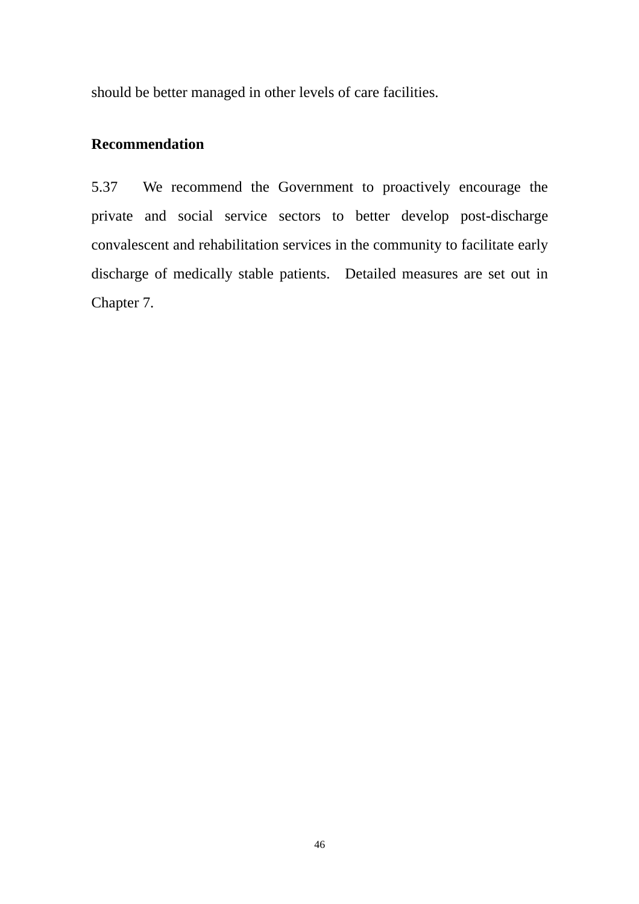should be better managed in other levels of care facilities.

**Recommendation**

5.37 We recommend the Government to proactively encourage the private and social service sectors to better develop post-discharge convalescent and rehabilitation services in the community to facilitate early discharge of medically stable patients. Detailed measures are set out in Chapter 7.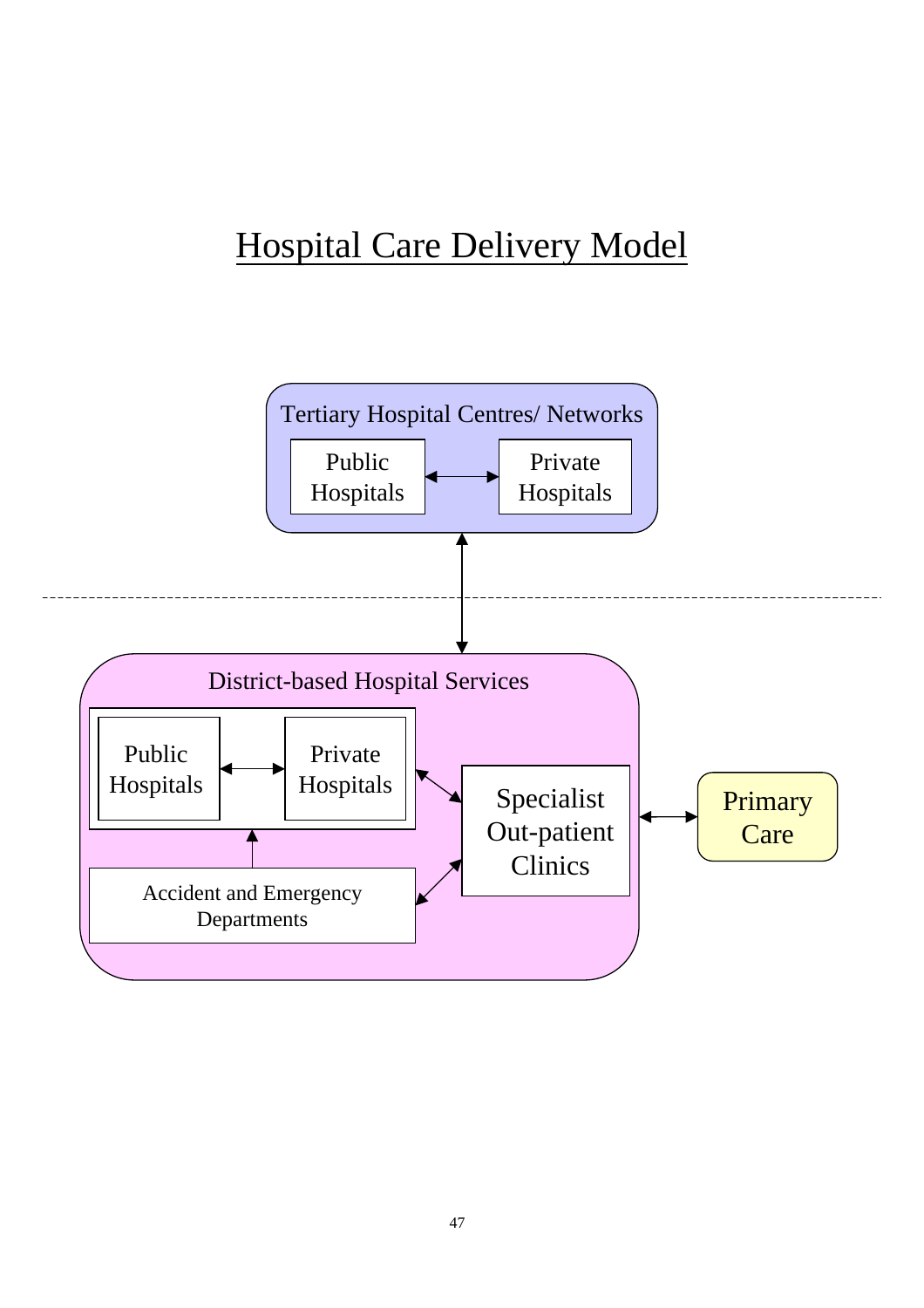# Hospital Care Delivery Model

Tertiary Hospital Centres/ Networks

Public Hospitals ↔ Private Hospitals

District-based Hospital Services

Public Hospitals ↔ Private Hospitals

Accident and Emergency Departments

Specialist Out-patient Clinics

Primary Care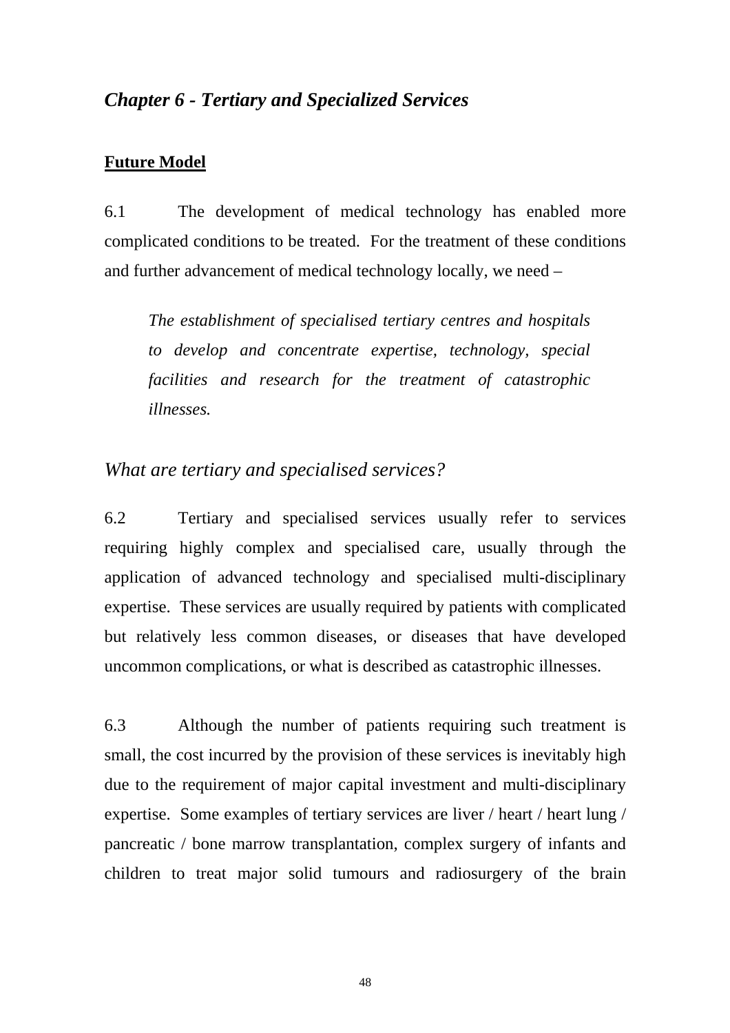## *Chapter 6 - Tertiary and Specialized Services*

**Future Model**

6.1 The development of medical technology has enabled more complicated conditions to be treated. For the treatment of these conditions and further advancement of medical technology locally, we need –

> *The establishment of specialised tertiary centres and hospitals to develop and concentrate expertise, technology, special facilities and research for the treatment of catastrophic illnesses.*

### *What are tertiary and specialised services?*

6.2 Tertiary and specialised services usually refer to services requiring highly complex and specialised care, usually through the application of advanced technology and specialised multi-disciplinary expertise. These services are usually required by patients with complicated but relatively less common diseases, or diseases that have developed uncommon complications, or what is described as catastrophic illnesses.

6.3 Although the number of patients requiring such treatment is small, the cost incurred by the provision of these services is inevitably high due to the requirement of major capital investment and multi-disciplinary expertise. Some examples of tertiary services are liver / heart / heart lung / pancreatic / bone marrow transplantation, complex surgery of infants and children to treat major solid tumours and radiosurgery of the brain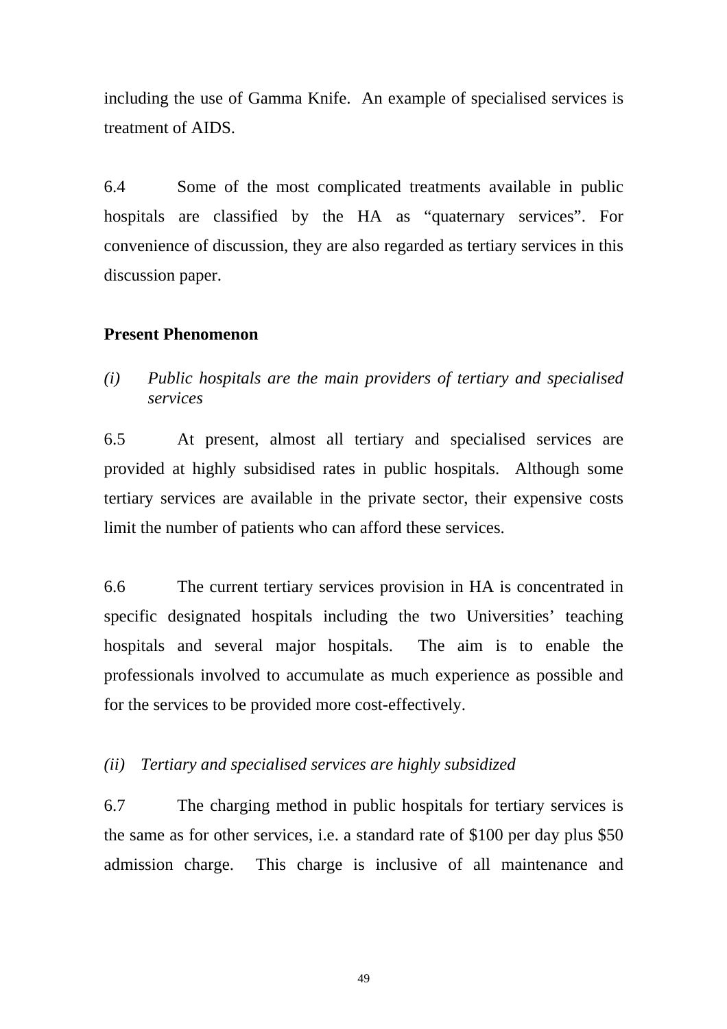including the use of Gamma Knife. An example of specialised services is treatment of AIDS.

6.4 Some of the most complicated treatments available in public hospitals are classified by the HA as "quaternary services". For convenience of discussion, they are also regarded as tertiary services in this discussion paper.

**Present Phenomenon**

*(i) Public hospitals are the main providers of tertiary and specialised services*

6.5 At present, almost all tertiary and specialised services are provided at highly subsidised rates in public hospitals. Although some tertiary services are available in the private sector, their expensive costs limit the number of patients who can afford these services.

6.6 The current tertiary services provision in HA is concentrated in specific designated hospitals including the two Universities' teaching hospitals and several major hospitals. The aim is to enable the professionals involved to accumulate as much experience as possible and for the services to be provided more cost-effectively.

*(ii) Tertiary and specialised services are highly subsidized*

6.7 The charging method in public hospitals for tertiary services is the same as for other services, i.e. a standard rate of $100 per day plus $50 admission charge. This charge is inclusive of all maintenance and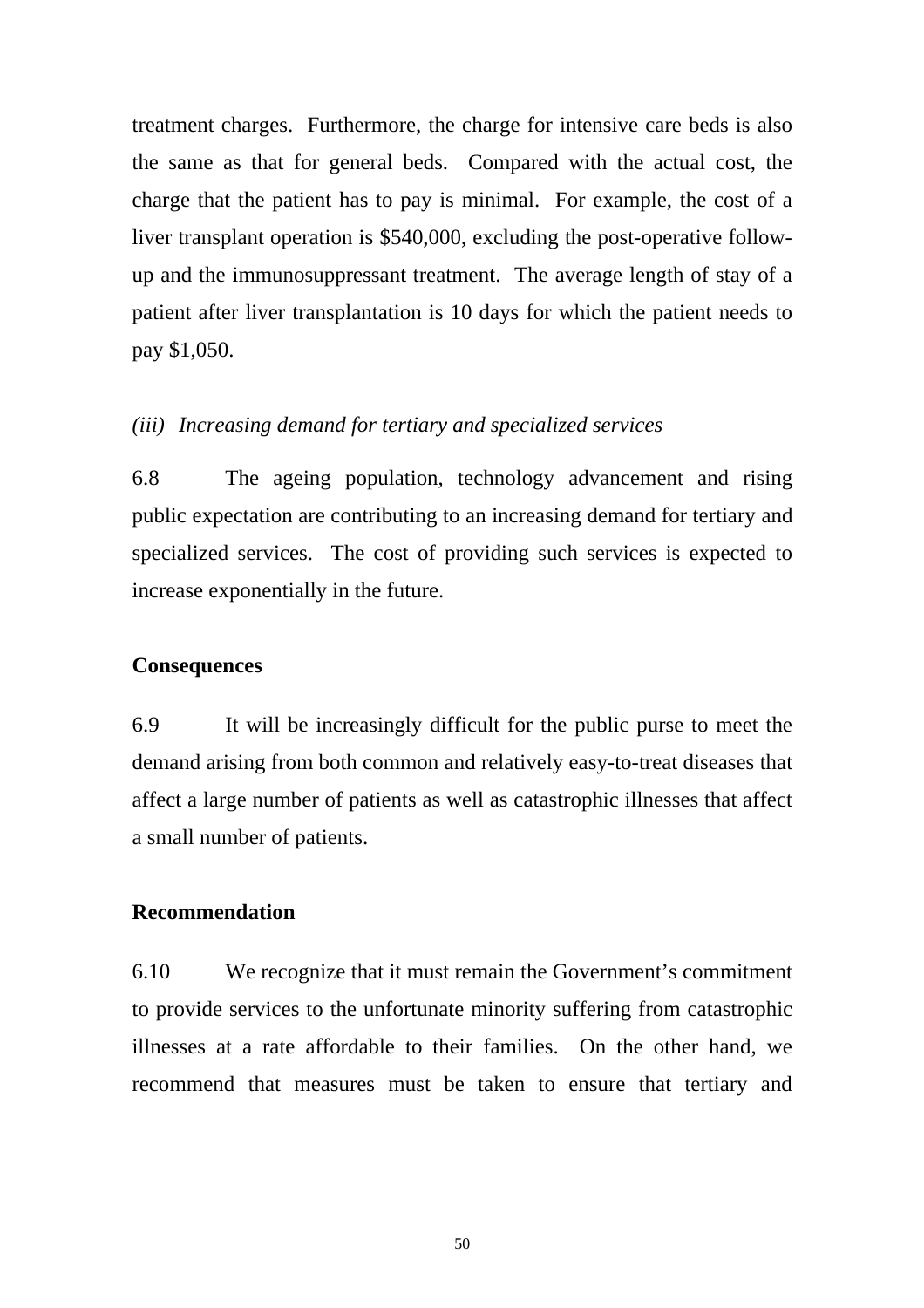treatment charges. Furthermore, the charge for intensive care beds is also the same as that for general beds. Compared with the actual cost, the charge that the patient has to pay is minimal. For example, the cost of a liver transplant operation is $540,000, excluding the post-operative follow-up and the immunosuppressant treatment. The average length of stay of a patient after liver transplantation is 10 days for which the patient needs to pay $1,050.

*(iii) Increasing demand for tertiary and specialized services*

6.8 The ageing population, technology advancement and rising public expectation are contributing to an increasing demand for tertiary and specialized services. The cost of providing such services is expected to increase exponentially in the future.

**Consequences**

6.9 It will be increasingly difficult for the public purse to meet the demand arising from both common and relatively easy-to-treat diseases that affect a large number of patients as well as catastrophic illnesses that affect a small number of patients.

**Recommendation**

6.10 We recognize that it must remain the Government's commitment to provide services to the unfortunate minority suffering from catastrophic illnesses at a rate affordable to their families. On the other hand, we recommend that measures must be taken to ensure that tertiary and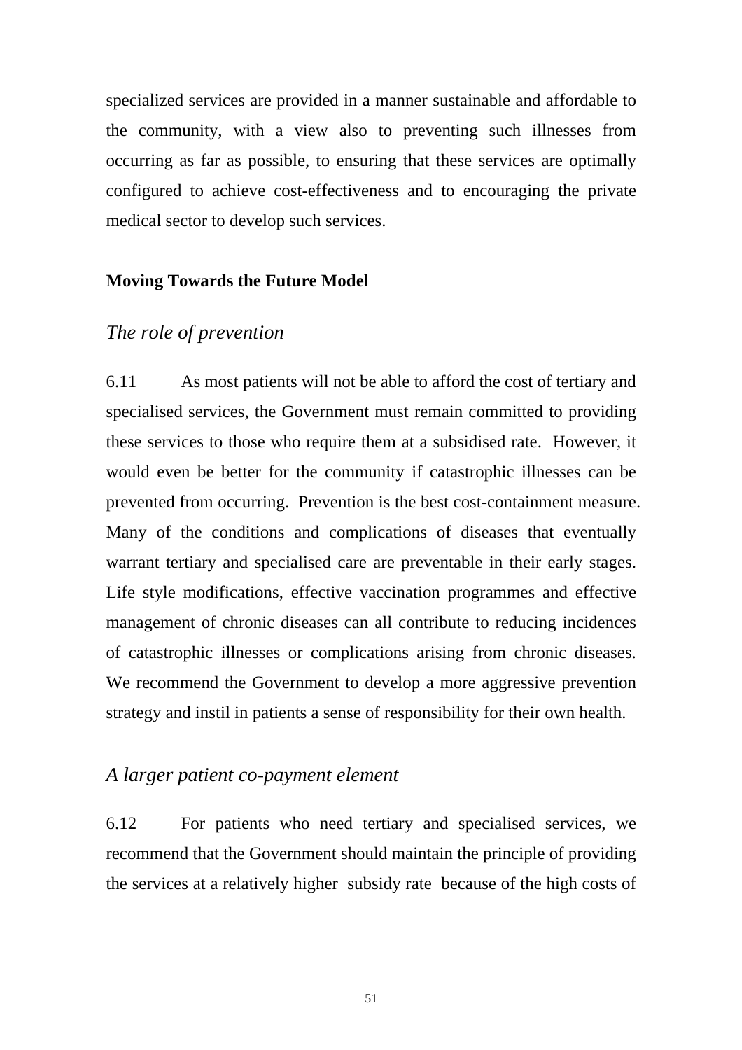specialized services are provided in a manner sustainable and affordable to the community, with a view also to preventing such illnesses from occurring as far as possible, to ensuring that these services are optimally configured to achieve cost-effectiveness and to encouraging the private medical sector to develop such services.

**Moving Towards the Future Model**

*The role of prevention*

6.11 As most patients will not be able to afford the cost of tertiary and specialised services, the Government must remain committed to providing these services to those who require them at a subsidised rate. However, it would even be better for the community if catastrophic illnesses can be prevented from occurring. Prevention is the best cost-containment measure. Many of the conditions and complications of diseases that eventually warrant tertiary and specialised care are preventable in their early stages. Life style modifications, effective vaccination programmes and effective management of chronic diseases can all contribute to reducing incidences of catastrophic illnesses or complications arising from chronic diseases. We recommend the Government to develop a more aggressive prevention strategy and instil in patients a sense of responsibility for their own health.

*A larger patient co-payment element*

6.12 For patients who need tertiary and specialised services, we recommend that the Government should maintain the principle of providing the services at a relatively higher subsidy rate because of the high costs of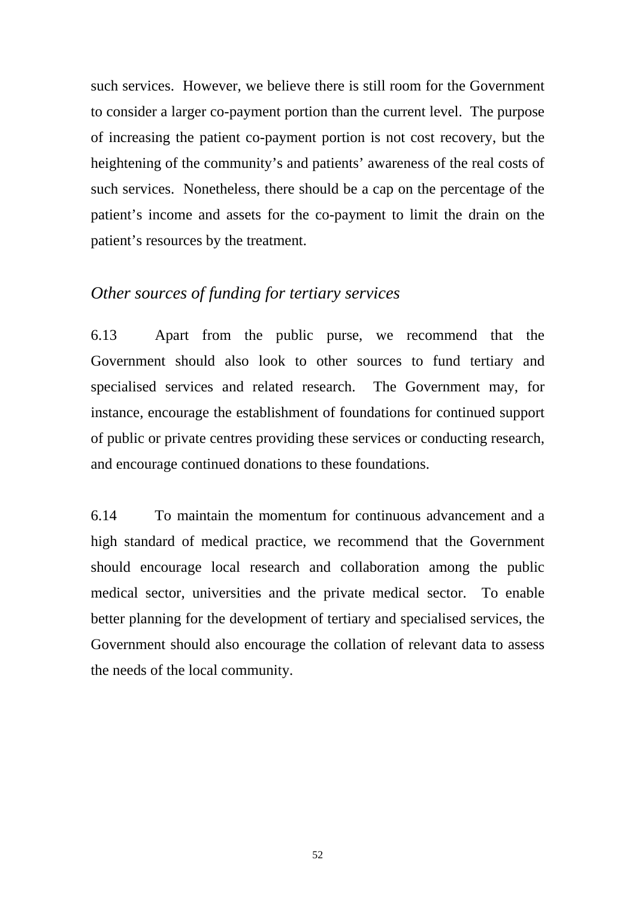such services. However, we believe there is still room for the Government to consider a larger co-payment portion than the current level. The purpose of increasing the patient co-payment portion is not cost recovery, but the heightening of the community's and patients' awareness of the real costs of such services. Nonetheless, there should be a cap on the percentage of the patient's income and assets for the co-payment to limit the drain on the patient's resources by the treatment.

### *Other sources of funding for tertiary services*

6.13 Apart from the public purse, we recommend that the Government should also look to other sources to fund tertiary and specialised services and related research. The Government may, for instance, encourage the establishment of foundations for continued support of public or private centres providing these services or conducting research, and encourage continued donations to these foundations.

6.14 To maintain the momentum for continuous advancement and a high standard of medical practice, we recommend that the Government should encourage local research and collaboration among the public medical sector, universities and the private medical sector. To enable better planning for the development of tertiary and specialised services, the Government should also encourage the collation of relevant data to assess the needs of the local community.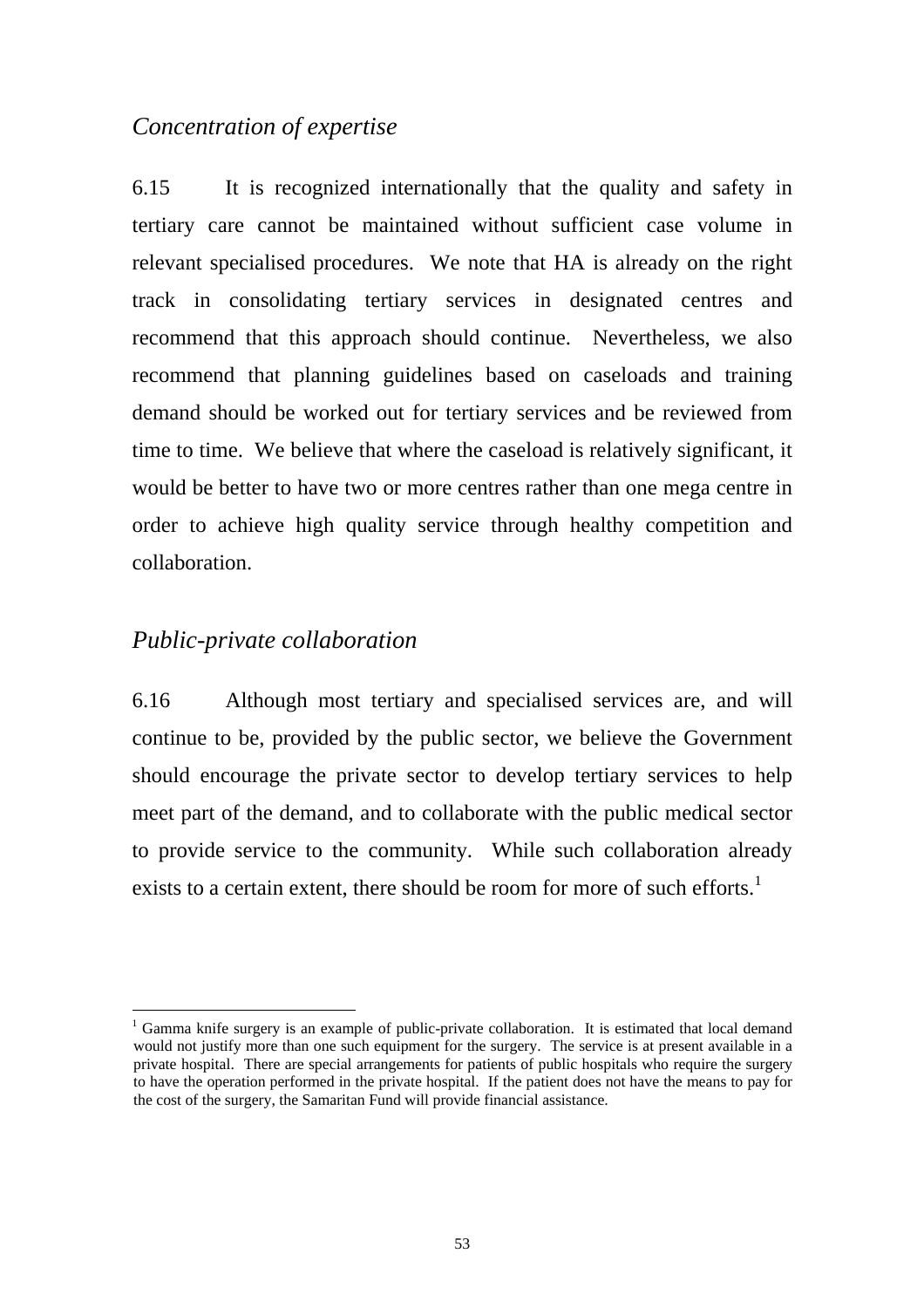### *Concentration of expertise*

6.15 It is recognized internationally that the quality and safety in tertiary care cannot be maintained without sufficient case volume in relevant specialised procedures. We note that HA is already on the right track in consolidating tertiary services in designated centres and recommend that this approach should continue. Nevertheless, we also recommend that planning guidelines based on caseloads and training demand should be worked out for tertiary services and be reviewed from time to time. We believe that where the caseload is relatively significant, it would be better to have two or more centres rather than one mega centre in order to achieve high quality service through healthy competition and collaboration.

### *Public-private collaboration*

6.16 Although most tertiary and specialised services are, and will continue to be, provided by the public sector, we believe the Government should encourage the private sector to develop tertiary services to help meet part of the demand, and to collaborate with the public medical sector to provide service to the community. While such collaboration already exists to a certain extent, there should be room for more of such efforts.[1]

---

[1] Gamma knife surgery is an example of public-private collaboration. It is estimated that local demand would not justify more than one such equipment for the surgery. The service is at present available in a private hospital. There are special arrangements for patients of public hospitals who require the surgery to have the operation performed in the private hospital. If the patient does not have the means to pay for the cost of the surgery, the Samaritan Fund will provide financial assistance.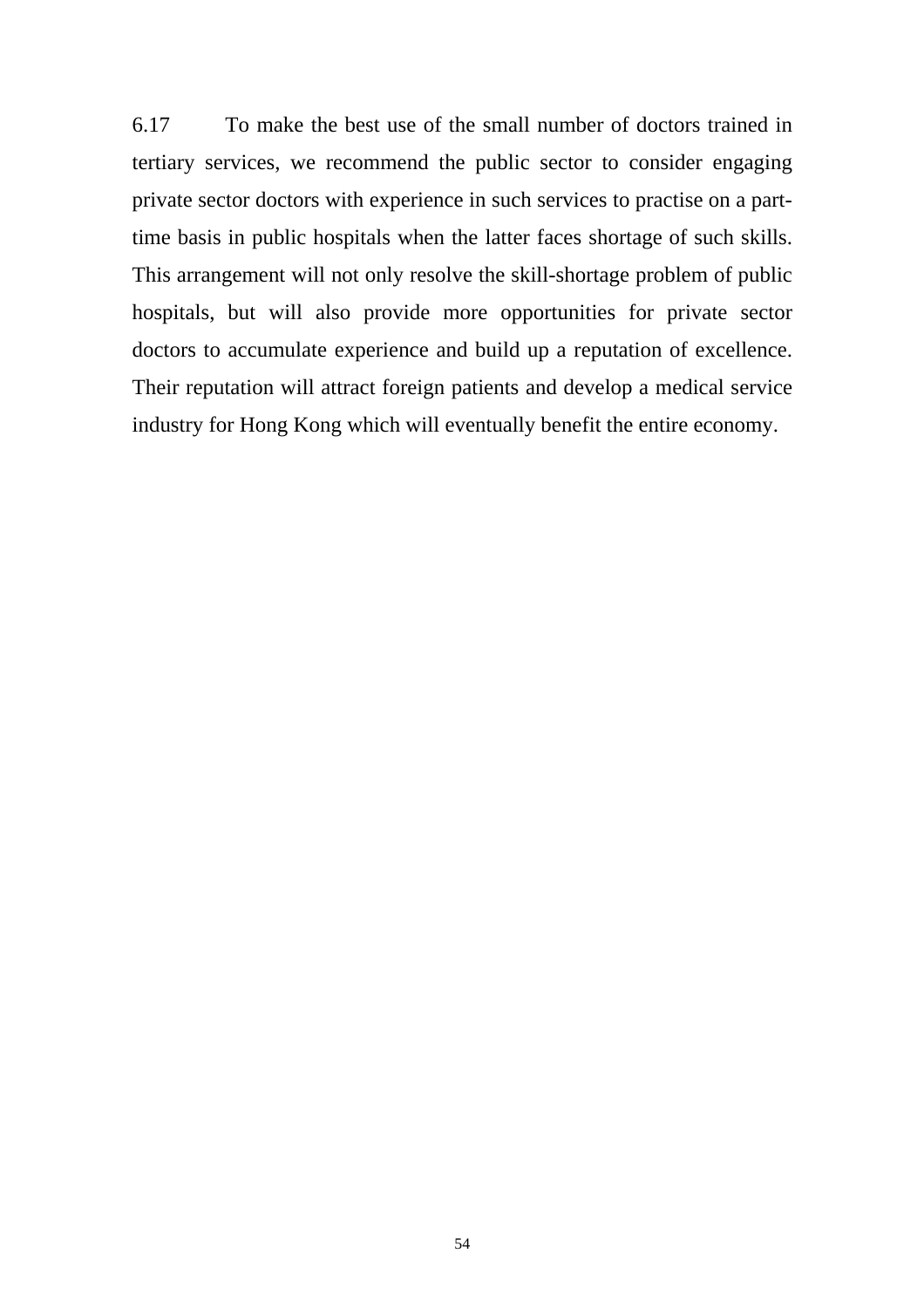6.17 To make the best use of the small number of doctors trained in tertiary services, we recommend the public sector to consider engaging private sector doctors with experience in such services to practise on a part-time basis in public hospitals when the latter faces shortage of such skills. This arrangement will not only resolve the skill-shortage problem of public hospitals, but will also provide more opportunities for private sector doctors to accumulate experience and build up a reputation of excellence. Their reputation will attract foreign patients and develop a medical service industry for Hong Kong which will eventually benefit the entire economy.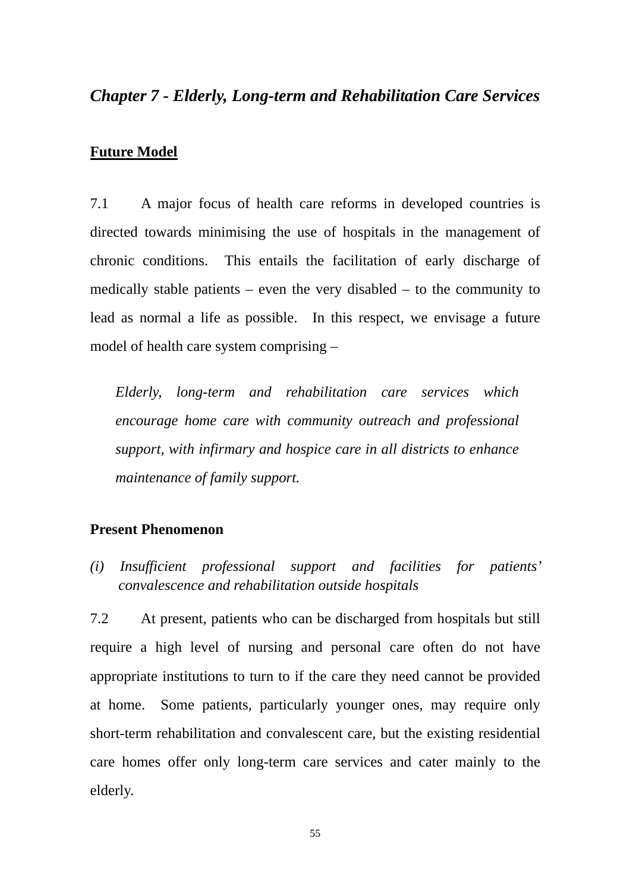## *Chapter 7 - Elderly, Long-term and Rehabilitation Care Services*

### <u>Future Model</u>

7.1 A major focus of health care reforms in developed countries is directed towards minimising the use of hospitals in the management of chronic conditions. This entails the facilitation of early discharge of medically stable patients – even the very disabled – to the community to lead as normal a life as possible. In this respect, we envisage a future model of health care system comprising –

> *Elderly, long-term and rehabilitation care services which encourage home care with community outreach and professional support, with infirmary and hospice care in all districts to enhance maintenance of family support.*

### Present Phenomenon

*(i) Insufficient professional support and facilities for patients' convalescence and rehabilitation outside hospitals*

7.2 At present, patients who can be discharged from hospitals but still require a high level of nursing and personal care often do not have appropriate institutions to turn to if the care they need cannot be provided at home. Some patients, particularly younger ones, may require only short-term rehabilitation and convalescent care, but the existing residential care homes offer only long-term care services and cater mainly to the elderly.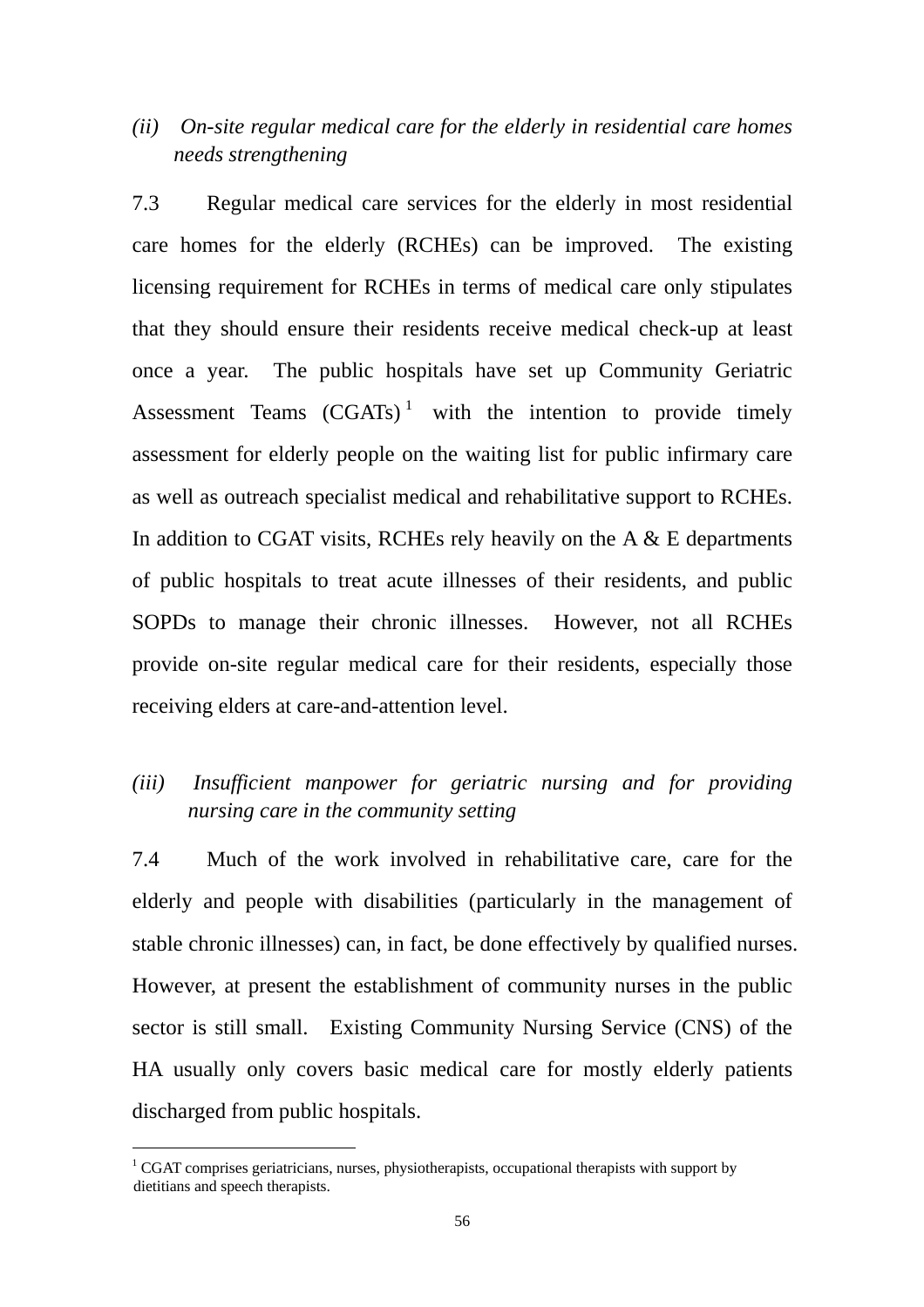*(ii) On-site regular medical care for the elderly in residential care homes needs strengthening*

7.3 Regular medical care services for the elderly in most residential care homes for the elderly (RCHEs) can be improved. The existing licensing requirement for RCHEs in terms of medical care only stipulates that they should ensure their residents receive medical check-up at least once a year. The public hospitals have set up Community Geriatric Assessment Teams (CGATs)[1] with the intention to provide timely assessment for elderly people on the waiting list for public infirmary care as well as outreach specialist medical and rehabilitative support to RCHEs. In addition to CGAT visits, RCHEs rely heavily on the A & E departments of public hospitals to treat acute illnesses of their residents, and public SOPDs to manage their chronic illnesses. However, not all RCHEs provide on-site regular medical care for their residents, especially those receiving elders at care-and-attention level.

*(iii) Insufficient manpower for geriatric nursing and for providing nursing care in the community setting*

7.4 Much of the work involved in rehabilitative care, care for the elderly and people with disabilities (particularly in the management of stable chronic illnesses) can, in fact, be done effectively by qualified nurses. However, at present the establishment of community nurses in the public sector is still small. Existing Community Nursing Service (CNS) of the HA usually only covers basic medical care for mostly elderly patients discharged from public hospitals.

---

[1] CGAT comprises geriatricians, nurses, physiotherapists, occupational therapists with support by dietitians and speech therapists.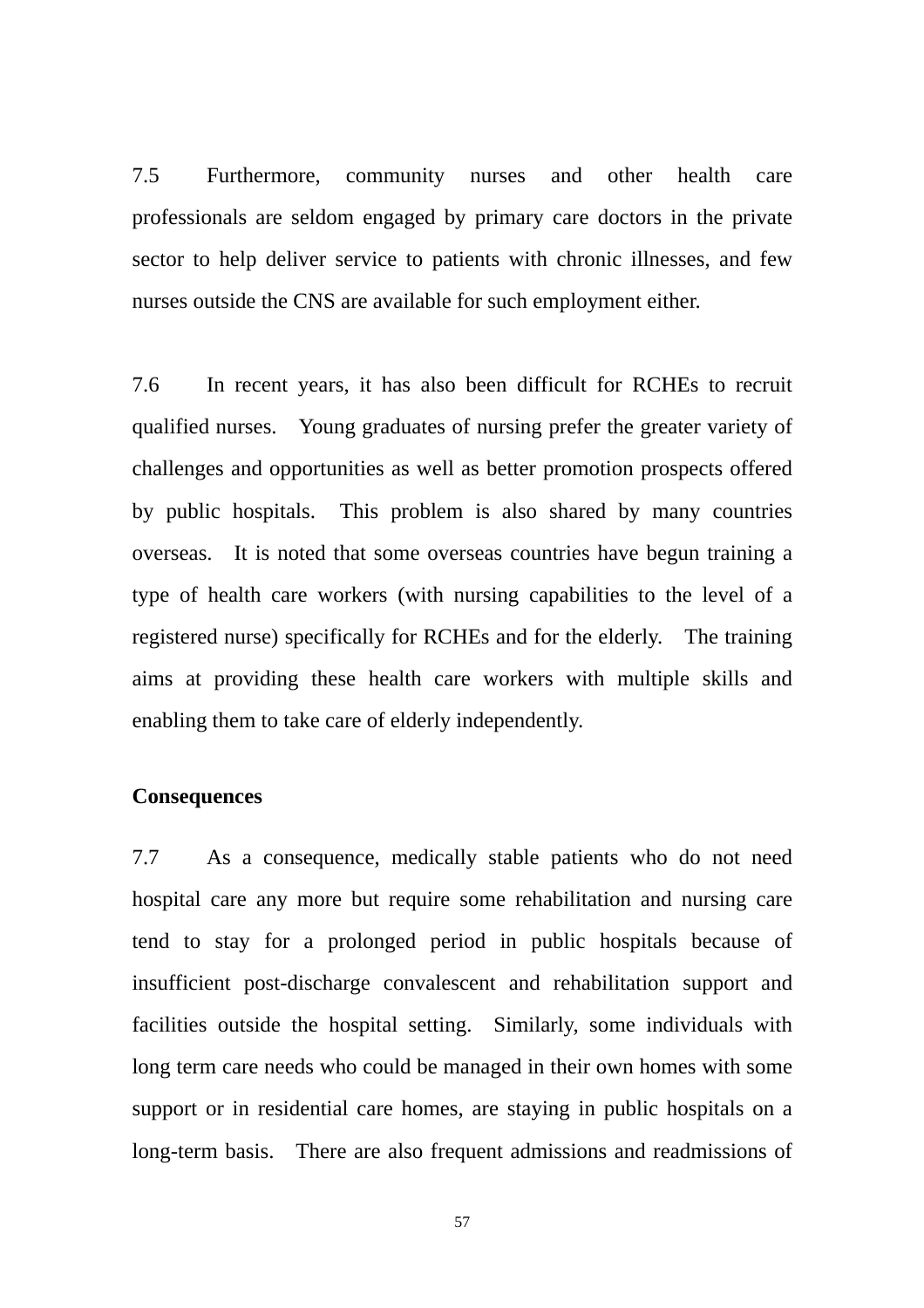7.5 Furthermore, community nurses and other health care professionals are seldom engaged by primary care doctors in the private sector to help deliver service to patients with chronic illnesses, and few nurses outside the CNS are available for such employment either.

7.6 In recent years, it has also been difficult for RCHEs to recruit qualified nurses. Young graduates of nursing prefer the greater variety of challenges and opportunities as well as better promotion prospects offered by public hospitals. This problem is also shared by many countries overseas. It is noted that some overseas countries have begun training a type of health care workers (with nursing capabilities to the level of a registered nurse) specifically for RCHEs and for the elderly. The training aims at providing these health care workers with multiple skills and enabling them to take care of elderly independently.

**Consequences**

7.7 As a consequence, medically stable patients who do not need hospital care any more but require some rehabilitation and nursing care tend to stay for a prolonged period in public hospitals because of insufficient post-discharge convalescent and rehabilitation support and facilities outside the hospital setting. Similarly, some individuals with long term care needs who could be managed in their own homes with some support or in residential care homes, are staying in public hospitals on a long-term basis. There are also frequent admissions and readmissions of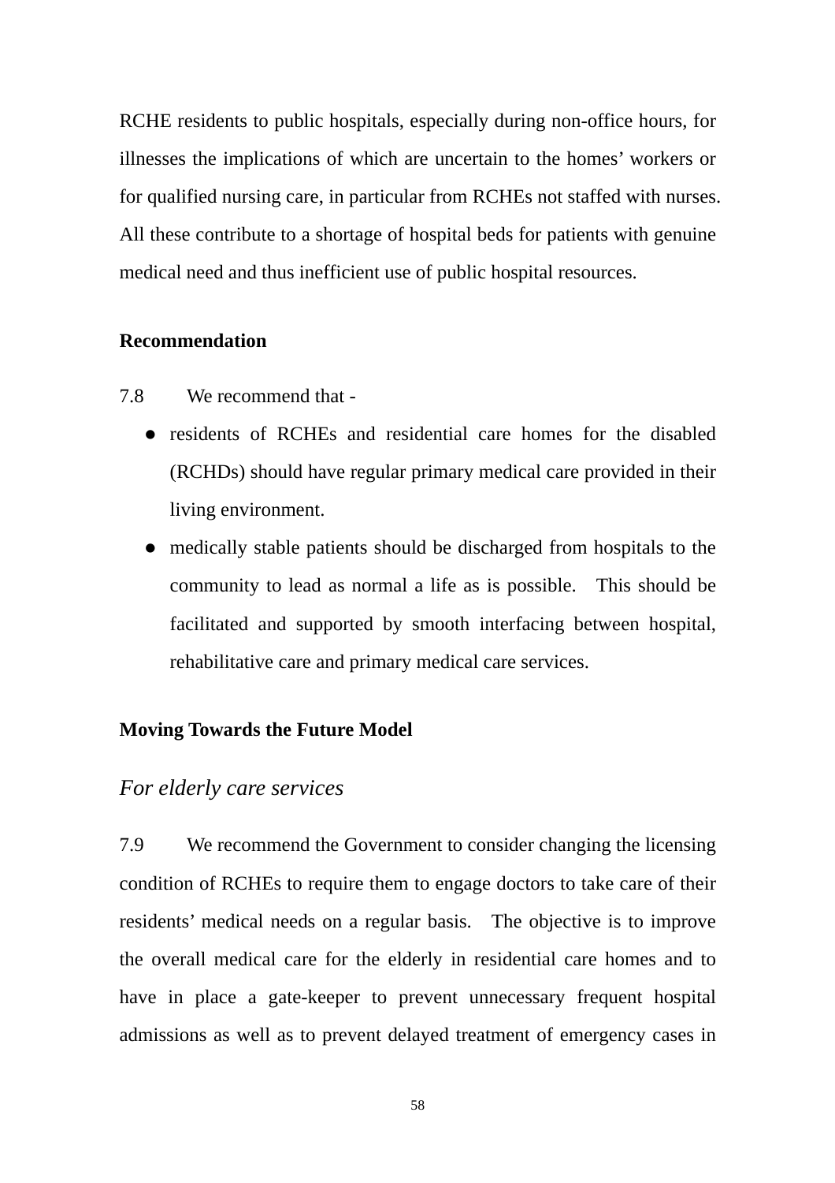RCHE residents to public hospitals, especially during non-office hours, for illnesses the implications of which are uncertain to the homes' workers or for qualified nursing care, in particular from RCHEs not staffed with nurses. All these contribute to a shortage of hospital beds for patients with genuine medical need and thus inefficient use of public hospital resources.

**Recommendation**

7.8 We recommend that -

- residents of RCHEs and residential care homes for the disabled (RCHDs) should have regular primary medical care provided in their living environment.
- medically stable patients should be discharged from hospitals to the community to lead as normal a life as is possible. This should be facilitated and supported by smooth interfacing between hospital, rehabilitative care and primary medical care services.

**Moving Towards the Future Model**

*For elderly care services*

7.9 We recommend the Government to consider changing the licensing condition of RCHEs to require them to engage doctors to take care of their residents' medical needs on a regular basis. The objective is to improve the overall medical care for the elderly in residential care homes and to have in place a gate-keeper to prevent unnecessary frequent hospital admissions as well as to prevent delayed treatment of emergency cases in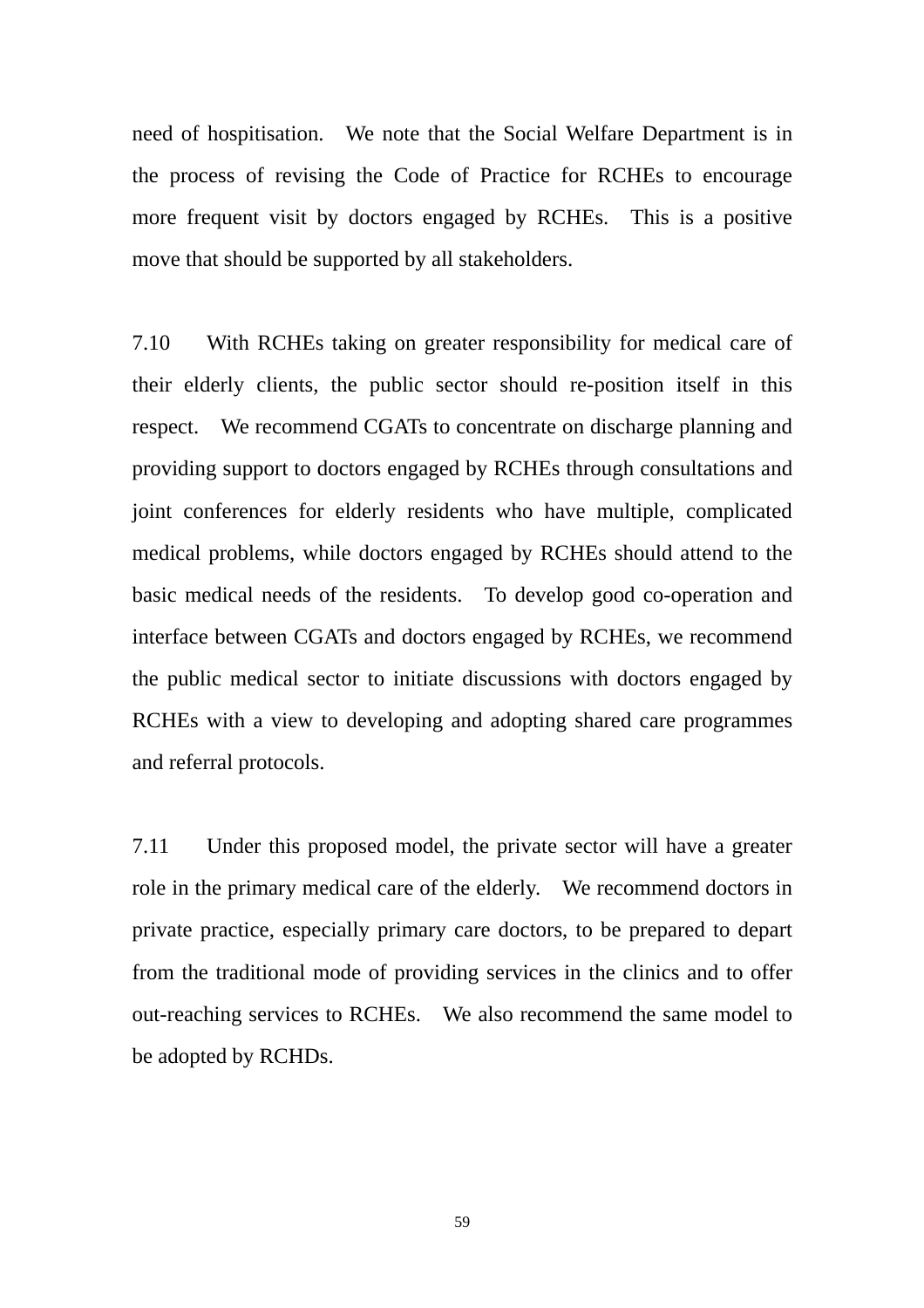need of hospitisation. We note that the Social Welfare Department is in the process of revising the Code of Practice for RCHEs to encourage more frequent visit by doctors engaged by RCHEs. This is a positive move that should be supported by all stakeholders.

7.10 With RCHEs taking on greater responsibility for medical care of their elderly clients, the public sector should re-position itself in this respect. We recommend CGATs to concentrate on discharge planning and providing support to doctors engaged by RCHEs through consultations and joint conferences for elderly residents who have multiple, complicated medical problems, while doctors engaged by RCHEs should attend to the basic medical needs of the residents. To develop good co-operation and interface between CGATs and doctors engaged by RCHEs, we recommend the public medical sector to initiate discussions with doctors engaged by RCHEs with a view to developing and adopting shared care programmes and referral protocols.

7.11 Under this proposed model, the private sector will have a greater role in the primary medical care of the elderly. We recommend doctors in private practice, especially primary care doctors, to be prepared to depart from the traditional mode of providing services in the clinics and to offer out-reaching services to RCHEs. We also recommend the same model to be adopted by RCHDs.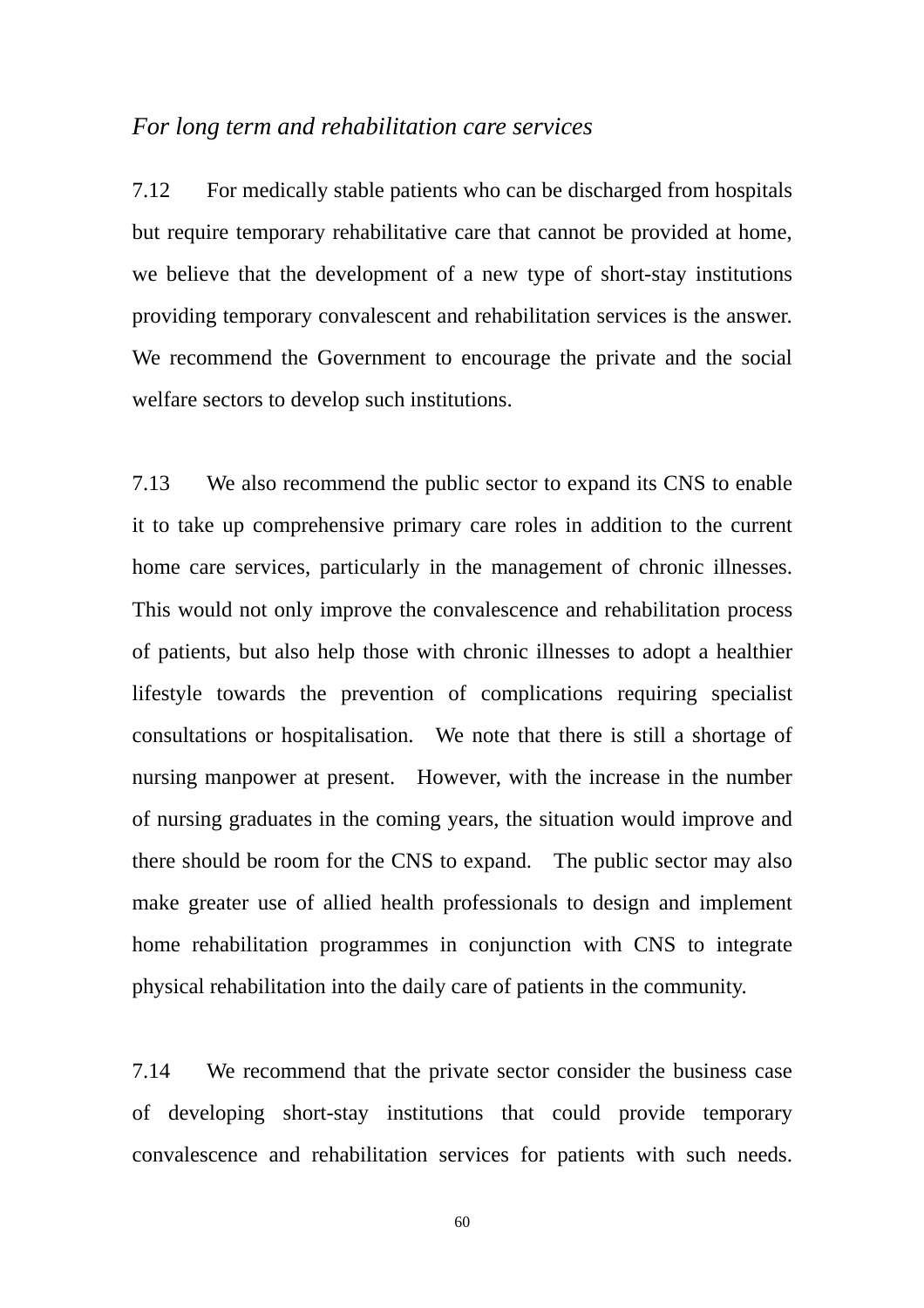*For long term and rehabilitation care services*

7.12 For medically stable patients who can be discharged from hospitals but require temporary rehabilitative care that cannot be provided at home, we believe that the development of a new type of short-stay institutions providing temporary convalescent and rehabilitation services is the answer. We recommend the Government to encourage the private and the social welfare sectors to develop such institutions.

7.13 We also recommend the public sector to expand its CNS to enable it to take up comprehensive primary care roles in addition to the current home care services, particularly in the management of chronic illnesses. This would not only improve the convalescence and rehabilitation process of patients, but also help those with chronic illnesses to adopt a healthier lifestyle towards the prevention of complications requiring specialist consultations or hospitalisation. We note that there is still a shortage of nursing manpower at present. However, with the increase in the number of nursing graduates in the coming years, the situation would improve and there should be room for the CNS to expand. The public sector may also make greater use of allied health professionals to design and implement home rehabilitation programmes in conjunction with CNS to integrate physical rehabilitation into the daily care of patients in the community.

7.14 We recommend that the private sector consider the business case of developing short-stay institutions that could provide temporary convalescence and rehabilitation services for patients with such needs.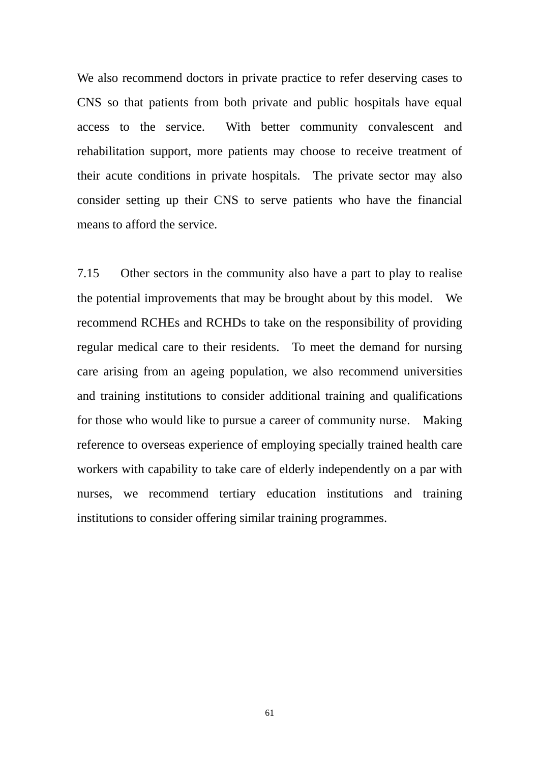We also recommend doctors in private practice to refer deserving cases to CNS so that patients from both private and public hospitals have equal access to the service. With better community convalescent and rehabilitation support, more patients may choose to receive treatment of their acute conditions in private hospitals. The private sector may also consider setting up their CNS to serve patients who have the financial means to afford the service.

7.15 Other sectors in the community also have a part to play to realise the potential improvements that may be brought about by this model. We recommend RCHEs and RCHDs to take on the responsibility of providing regular medical care to their residents. To meet the demand for nursing care arising from an ageing population, we also recommend universities and training institutions to consider additional training and qualifications for those who would like to pursue a career of community nurse. Making reference to overseas experience of employing specially trained health care workers with capability to take care of elderly independently on a par with nurses, we recommend tertiary education institutions and training institutions to consider offering similar training programmes.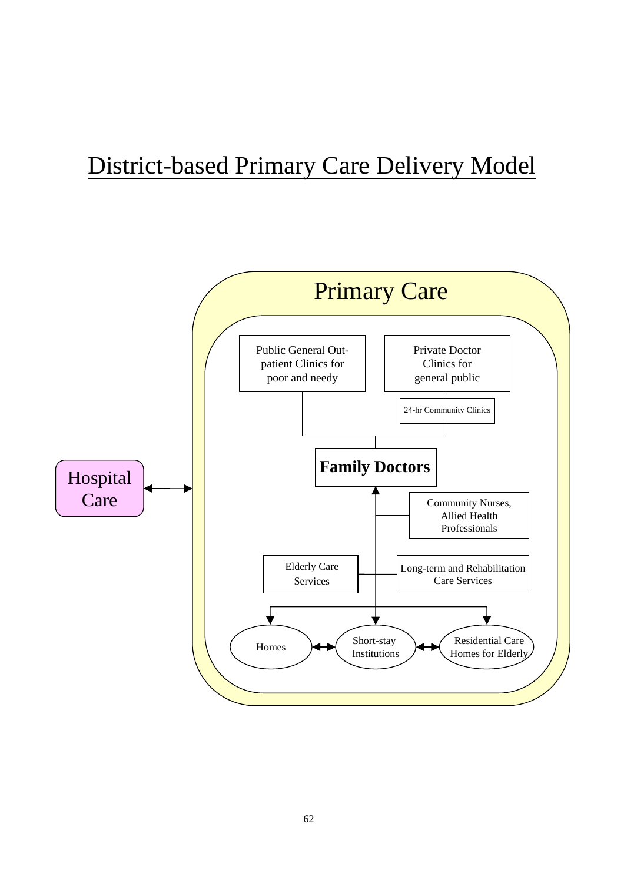# District-based Primary Care Delivery Model

Primary Care

Public General Out-patient Clinics for poor and needy

Private Doctor Clinics for general public

24-hr Community Clinics

**Family Doctors**

Community Nurses, Allied Health Professionals

Elderly Care Services

Long-term and Rehabilitation Care Services

Homes

Short-stay Institutions

Residential Care Homes for Elderly

Hospital Care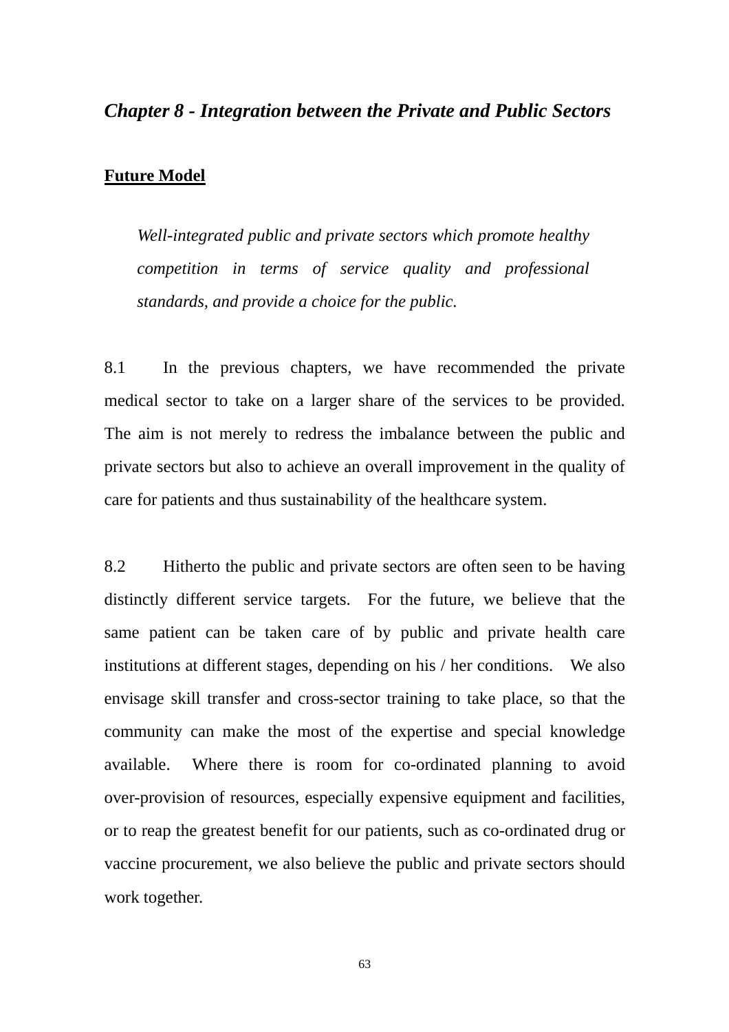## *Chapter 8 - Integration between the Private and Public Sectors*

**Future Model**

> *Well-integrated public and private sectors which promote healthy competition in terms of service quality and professional standards, and provide a choice for the public.*

8.1 In the previous chapters, we have recommended the private medical sector to take on a larger share of the services to be provided. The aim is not merely to redress the imbalance between the public and private sectors but also to achieve an overall improvement in the quality of care for patients and thus sustainability of the healthcare system.

8.2 Hitherto the public and private sectors are often seen to be having distinctly different service targets. For the future, we believe that the same patient can be taken care of by public and private health care institutions at different stages, depending on his / her conditions. We also envisage skill transfer and cross-sector training to take place, so that the community can make the most of the expertise and special knowledge available. Where there is room for co-ordinated planning to avoid over-provision of resources, especially expensive equipment and facilities, or to reap the greatest benefit for our patients, such as co-ordinated drug or vaccine procurement, we also believe the public and private sectors should work together.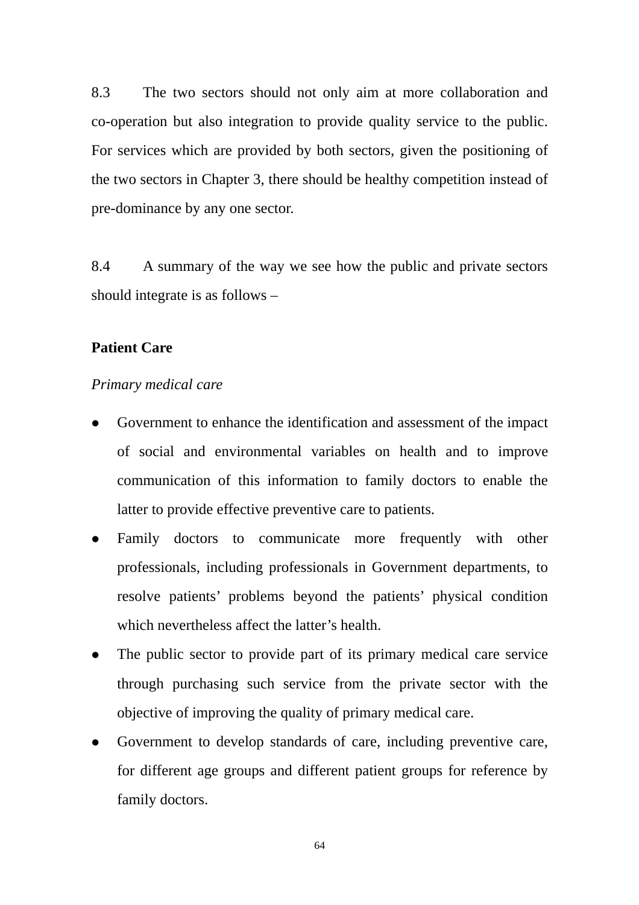8.3 The two sectors should not only aim at more collaboration and co-operation but also integration to provide quality service to the public. For services which are provided by both sectors, given the positioning of the two sectors in Chapter 3, there should be healthy competition instead of pre-dominance by any one sector.

8.4 A summary of the way we see how the public and private sectors should integrate is as follows –

**Patient Care**

*Primary medical care*

- Government to enhance the identification and assessment of the impact of social and environmental variables on health and to improve communication of this information to family doctors to enable the latter to provide effective preventive care to patients.
- Family doctors to communicate more frequently with other professionals, including professionals in Government departments, to resolve patients' problems beyond the patients' physical condition which nevertheless affect the latter's health.
- The public sector to provide part of its primary medical care service through purchasing such service from the private sector with the objective of improving the quality of primary medical care.
- Government to develop standards of care, including preventive care, for different age groups and different patient groups for reference by family doctors.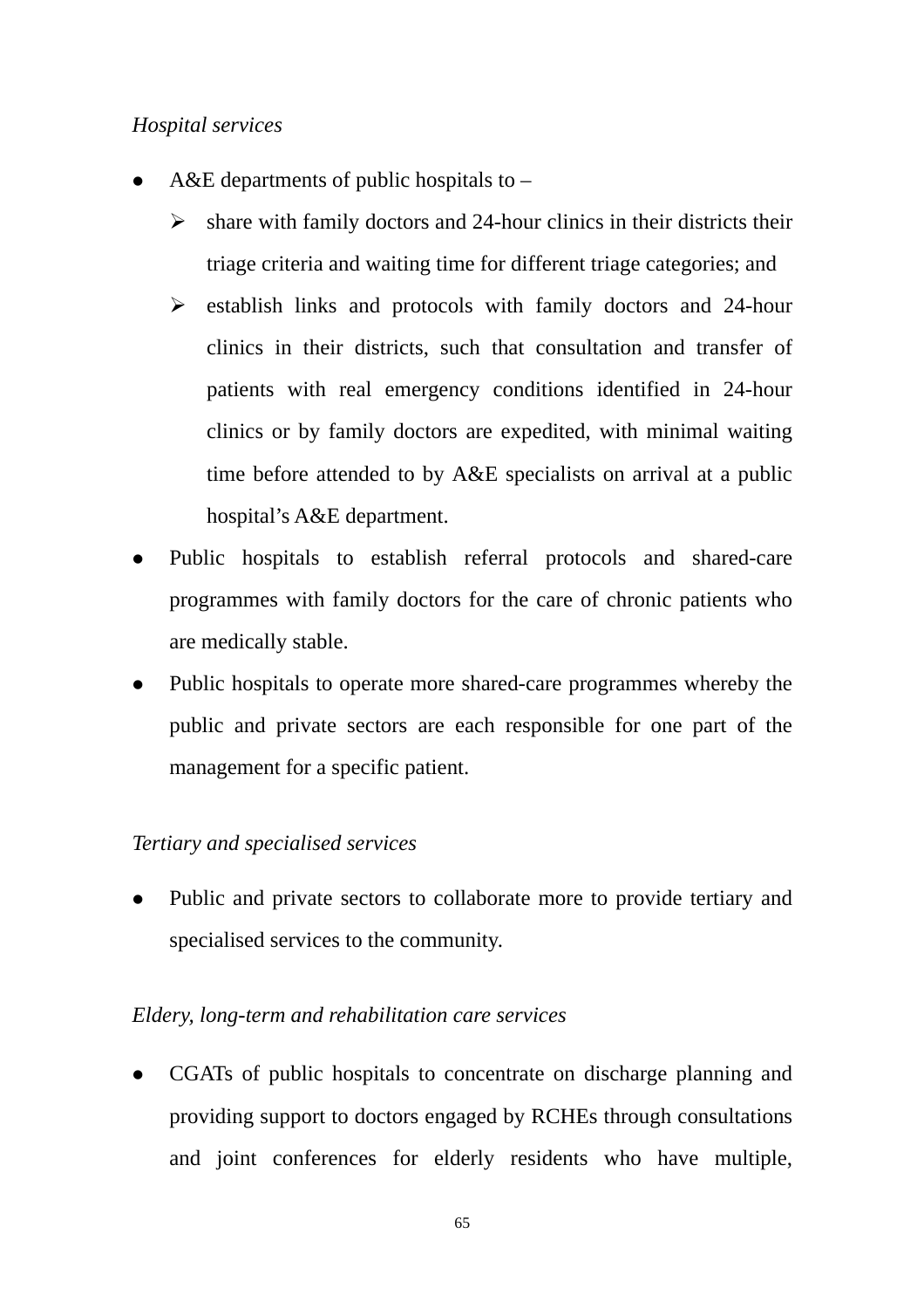*Hospital services*

- A&E departments of public hospitals to –
  - share with family doctors and 24-hour clinics in their districts their triage criteria and waiting time for different triage categories; and
  - establish links and protocols with family doctors and 24-hour clinics in their districts, such that consultation and transfer of patients with real emergency conditions identified in 24-hour clinics or by family doctors are expedited, with minimal waiting time before attended to by A&E specialists on arrival at a public hospital's A&E department.
- Public hospitals to establish referral protocols and shared-care programmes with family doctors for the care of chronic patients who are medically stable.
- Public hospitals to operate more shared-care programmes whereby the public and private sectors are each responsible for one part of the management for a specific patient.

*Tertiary and specialised services*

- Public and private sectors to collaborate more to provide tertiary and specialised services to the community.

*Eldery, long-term and rehabilitation care services*

- CGATs of public hospitals to concentrate on discharge planning and providing support to doctors engaged by RCHEs through consultations and joint conferences for elderly residents who have multiple,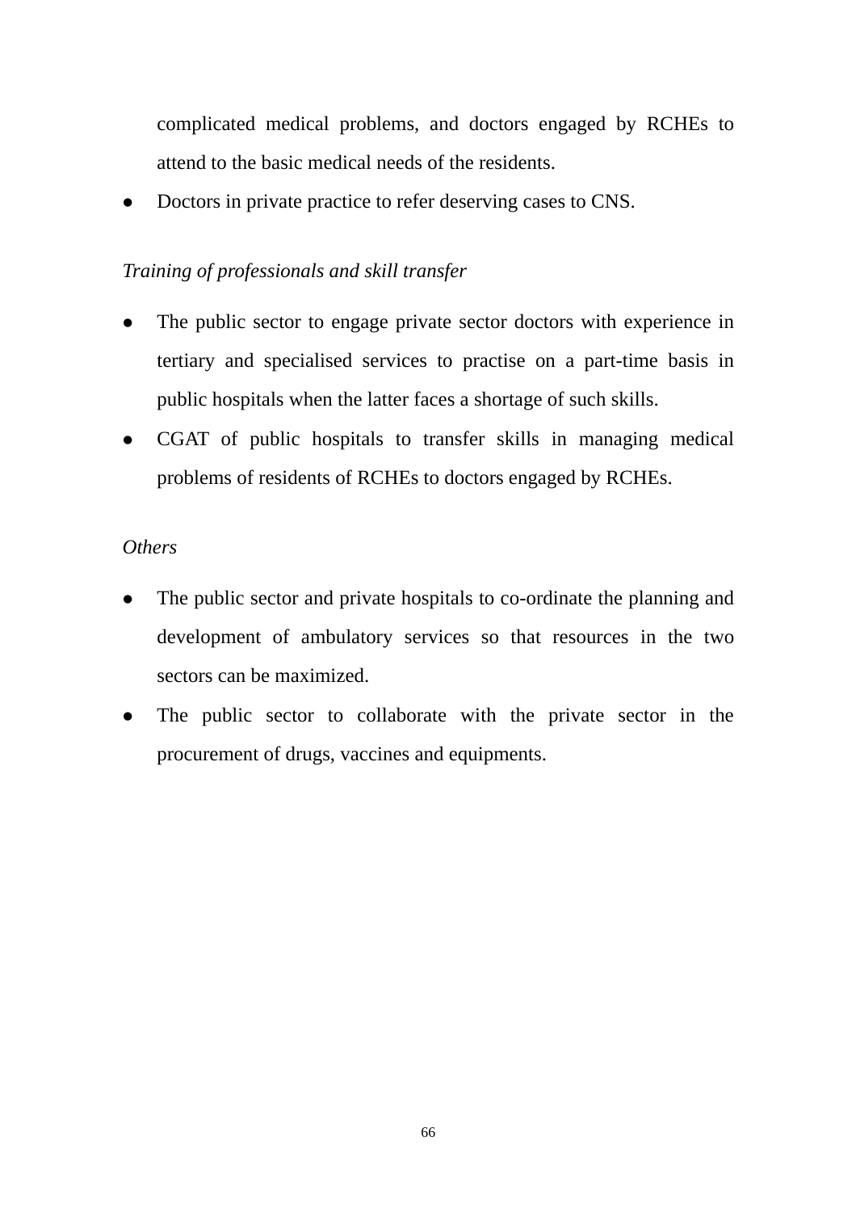complicated medical problems, and doctors engaged by RCHEs to attend to the basic medical needs of the residents.

- Doctors in private practice to refer deserving cases to CNS.

*Training of professionals and skill transfer*

- The public sector to engage private sector doctors with experience in tertiary and specialised services to practise on a part-time basis in public hospitals when the latter faces a shortage of such skills.
- CGAT of public hospitals to transfer skills in managing medical problems of residents of RCHEs to doctors engaged by RCHEs.

*Others*

- The public sector and private hospitals to co-ordinate the planning and development of ambulatory services so that resources in the two sectors can be maximized.
- The public sector to collaborate with the private sector in the procurement of drugs, vaccines and equipments.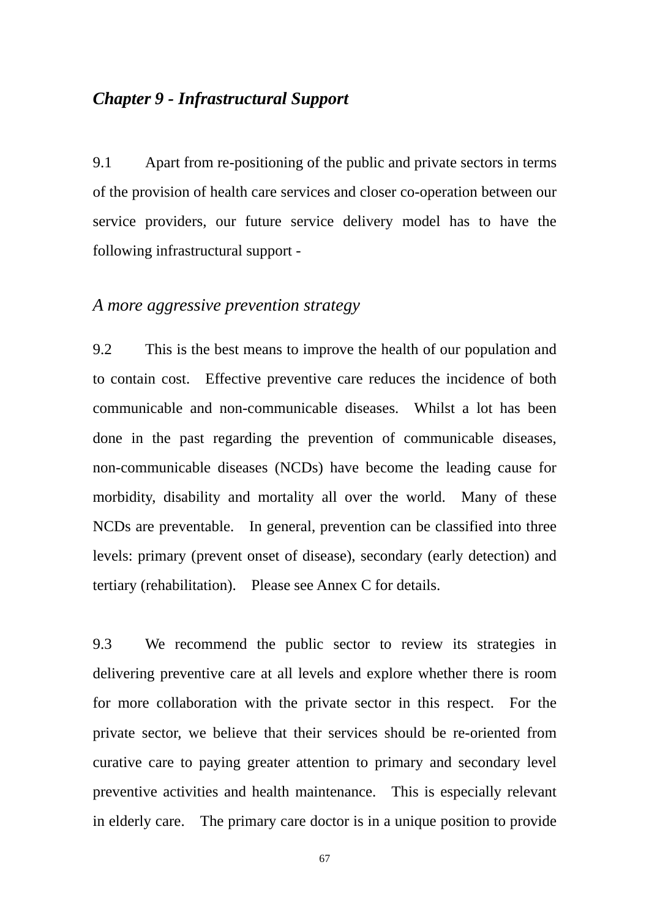## *Chapter 9 - Infrastructural Support*

9.1 Apart from re-positioning of the public and private sectors in terms of the provision of health care services and closer co-operation between our service providers, our future service delivery model has to have the following infrastructural support -

### *A more aggressive prevention strategy*

9.2 This is the best means to improve the health of our population and to contain cost. Effective preventive care reduces the incidence of both communicable and non-communicable diseases. Whilst a lot has been done in the past regarding the prevention of communicable diseases, non-communicable diseases (NCDs) have become the leading cause for morbidity, disability and mortality all over the world. Many of these NCDs are preventable. In general, prevention can be classified into three levels: primary (prevent onset of disease), secondary (early detection) and tertiary (rehabilitation). Please see Annex C for details.

9.3 We recommend the public sector to review its strategies in delivering preventive care at all levels and explore whether there is room for more collaboration with the private sector in this respect. For the private sector, we believe that their services should be re-oriented from curative care to paying greater attention to primary and secondary level preventive activities and health maintenance. This is especially relevant in elderly care. The primary care doctor is in a unique position to provide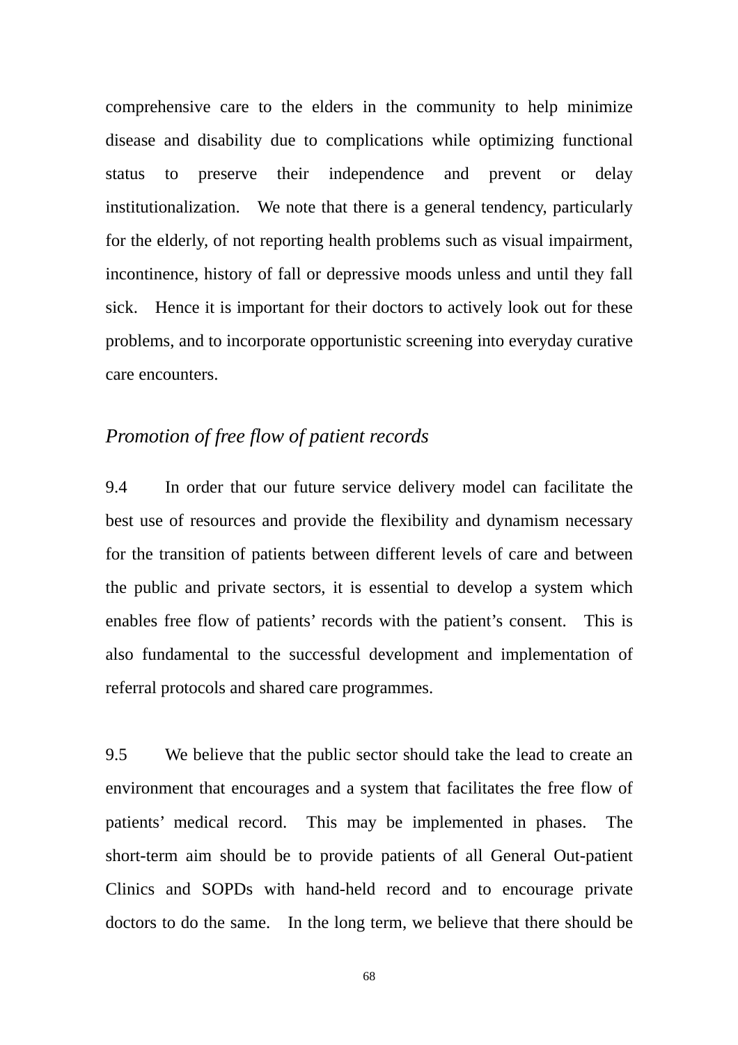comprehensive care to the elders in the community to help minimize disease and disability due to complications while optimizing functional status to preserve their independence and prevent or delay institutionalization. We note that there is a general tendency, particularly for the elderly, of not reporting health problems such as visual impairment, incontinence, history of fall or depressive moods unless and until they fall sick. Hence it is important for their doctors to actively look out for these problems, and to incorporate opportunistic screening into everyday curative care encounters.

*Promotion of free flow of patient records*

9.4 In order that our future service delivery model can facilitate the best use of resources and provide the flexibility and dynamism necessary for the transition of patients between different levels of care and between the public and private sectors, it is essential to develop a system which enables free flow of patients' records with the patient's consent. This is also fundamental to the successful development and implementation of referral protocols and shared care programmes.

9.5 We believe that the public sector should take the lead to create an environment that encourages and a system that facilitates the free flow of patients' medical record. This may be implemented in phases. The short-term aim should be to provide patients of all General Out-patient Clinics and SOPDs with hand-held record and to encourage private doctors to do the same. In the long term, we believe that there should be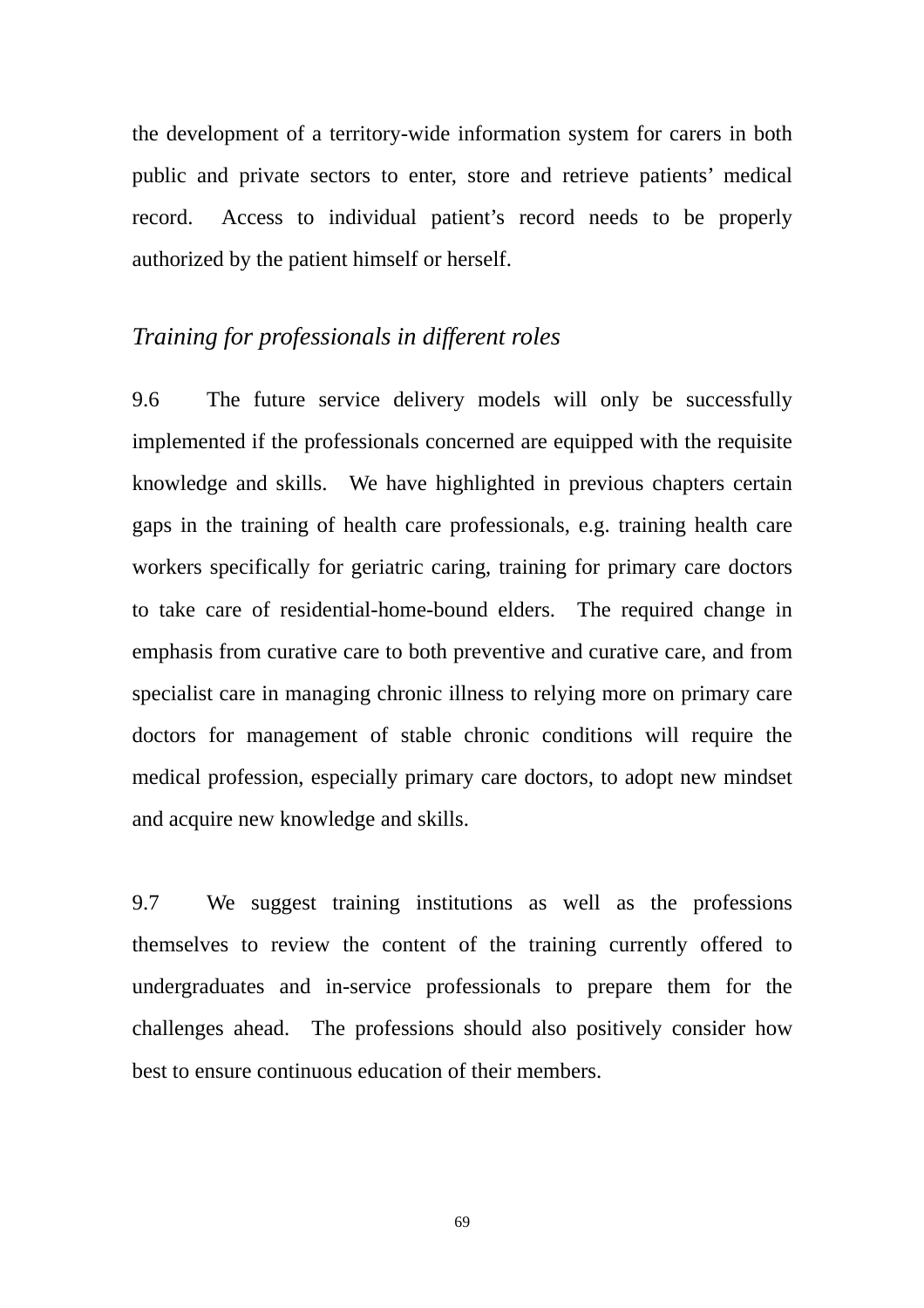the development of a territory-wide information system for carers in both public and private sectors to enter, store and retrieve patients' medical record. Access to individual patient's record needs to be properly authorized by the patient himself or herself.

*Training for professionals in different roles*

9.6 The future service delivery models will only be successfully implemented if the professionals concerned are equipped with the requisite knowledge and skills. We have highlighted in previous chapters certain gaps in the training of health care professionals, e.g. training health care workers specifically for geriatric caring, training for primary care doctors to take care of residential-home-bound elders. The required change in emphasis from curative care to both preventive and curative care, and from specialist care in managing chronic illness to relying more on primary care doctors for management of stable chronic conditions will require the medical profession, especially primary care doctors, to adopt new mindset and acquire new knowledge and skills.

9.7 We suggest training institutions as well as the professions themselves to review the content of the training currently offered to undergraduates and in-service professionals to prepare them for the challenges ahead. The professions should also positively consider how best to ensure continuous education of their members.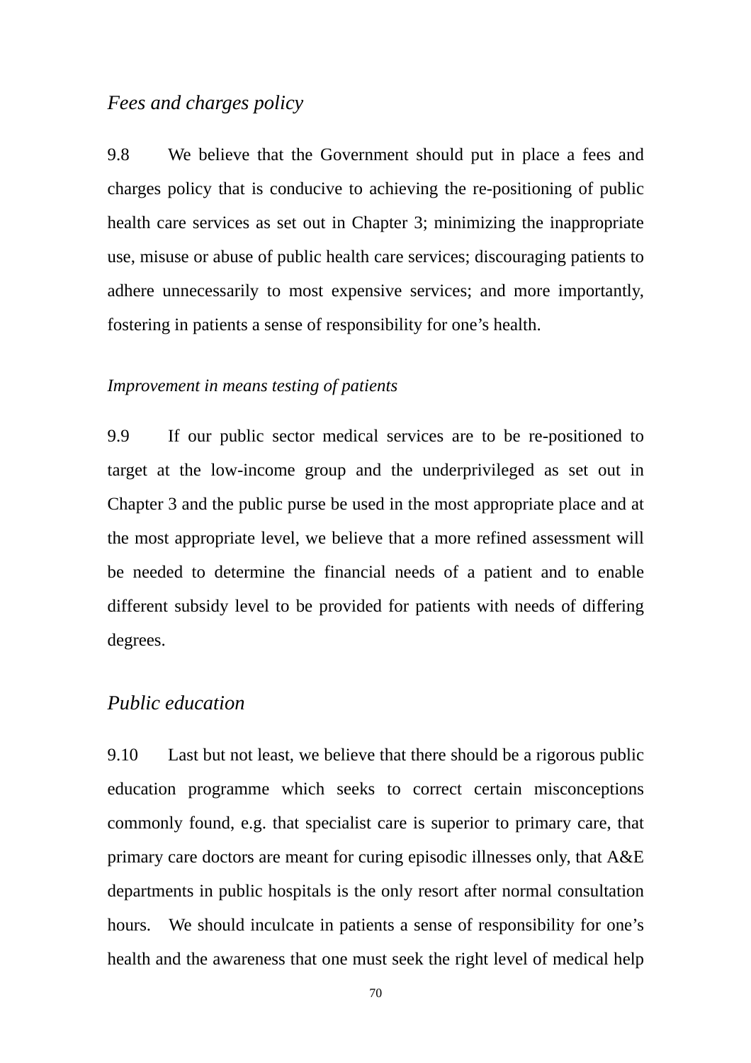## *Fees and charges policy*

9.8 We believe that the Government should put in place a fees and charges policy that is conducive to achieving the re-positioning of public health care services as set out in Chapter 3; minimizing the inappropriate use, misuse or abuse of public health care services; discouraging patients to adhere unnecessarily to most expensive services; and more importantly, fostering in patients a sense of responsibility for one's health.

### *Improvement in means testing of patients*

9.9 If our public sector medical services are to be re-positioned to target at the low-income group and the underprivileged as set out in Chapter 3 and the public purse be used in the most appropriate place and at the most appropriate level, we believe that a more refined assessment will be needed to determine the financial needs of a patient and to enable different subsidy level to be provided for patients with needs of differing degrees.

## *Public education*

9.10 Last but not least, we believe that there should be a rigorous public education programme which seeks to correct certain misconceptions commonly found, e.g. that specialist care is superior to primary care, that primary care doctors are meant for curing episodic illnesses only, that A&E departments in public hospitals is the only resort after normal consultation hours. We should inculcate in patients a sense of responsibility for one's health and the awareness that one must seek the right level of medical help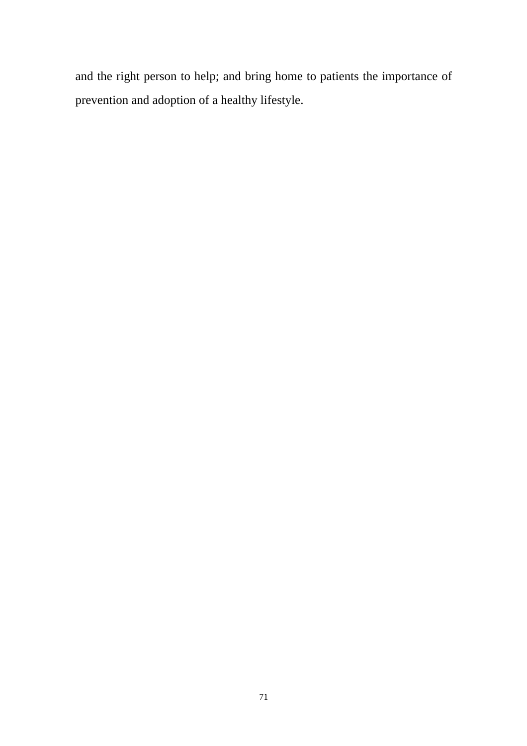and the right person to help; and bring home to patients the importance of prevention and adoption of a healthy lifestyle.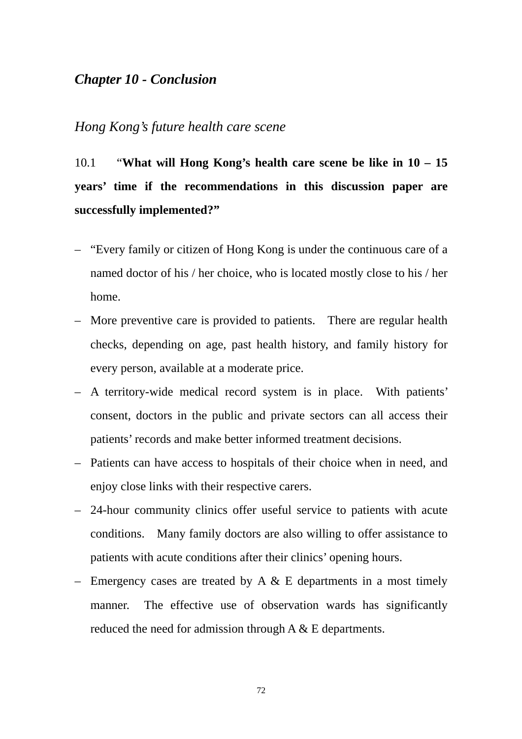## *Chapter 10 - Conclusion*

### *Hong Kong's future health care scene*

10.1 "**What will Hong Kong's health care scene be like in 10 – 15 years' time if the recommendations in this discussion paper are successfully implemented?"**

– "Every family or citizen of Hong Kong is under the continuous care of a named doctor of his / her choice, who is located mostly close to his / her home.
– More preventive care is provided to patients. There are regular health checks, depending on age, past health history, and family history for every person, available at a moderate price.
– A territory-wide medical record system is in place. With patients' consent, doctors in the public and private sectors can all access their patients' records and make better informed treatment decisions.
– Patients can have access to hospitals of their choice when in need, and enjoy close links with their respective carers.
– 24-hour community clinics offer useful service to patients with acute conditions. Many family doctors are also willing to offer assistance to patients with acute conditions after their clinics' opening hours.
– Emergency cases are treated by A & E departments in a most timely manner. The effective use of observation wards has significantly reduced the need for admission through A & E departments.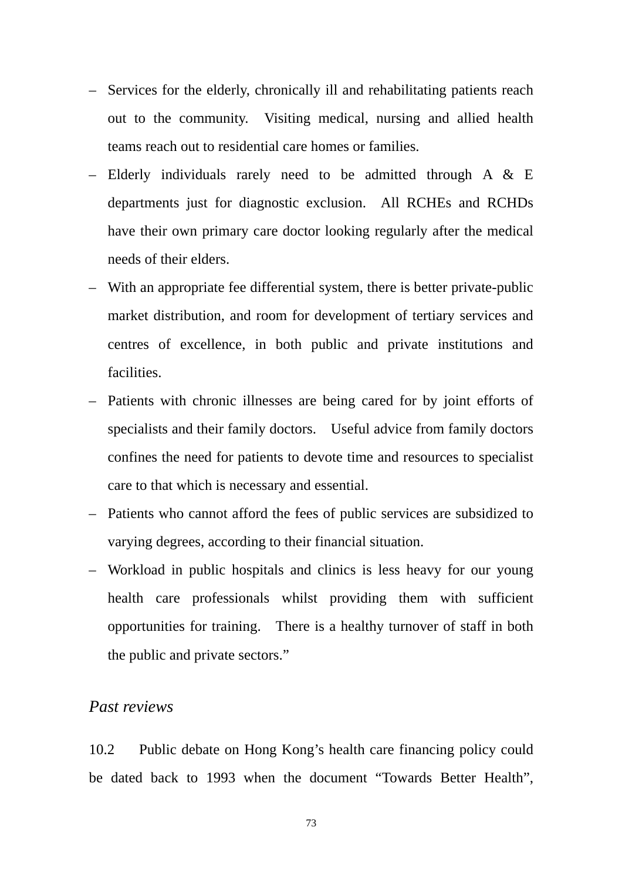- Services for the elderly, chronically ill and rehabilitating patients reach out to the community. Visiting medical, nursing and allied health teams reach out to residential care homes or families.
- Elderly individuals rarely need to be admitted through A & E departments just for diagnostic exclusion. All RCHEs and RCHDs have their own primary care doctor looking regularly after the medical needs of their elders.
- With an appropriate fee differential system, there is better private-public market distribution, and room for development of tertiary services and centres of excellence, in both public and private institutions and facilities.
- Patients with chronic illnesses are being cared for by joint efforts of specialists and their family doctors. Useful advice from family doctors confines the need for patients to devote time and resources to specialist care to that which is necessary and essential.
- Patients who cannot afford the fees of public services are subsidized to varying degrees, according to their financial situation.
- Workload in public hospitals and clinics is less heavy for our young health care professionals whilst providing them with sufficient opportunities for training. There is a healthy turnover of staff in both the public and private sectors."

### *Past reviews*

10.2 Public debate on Hong Kong's health care financing policy could be dated back to 1993 when the document "Towards Better Health",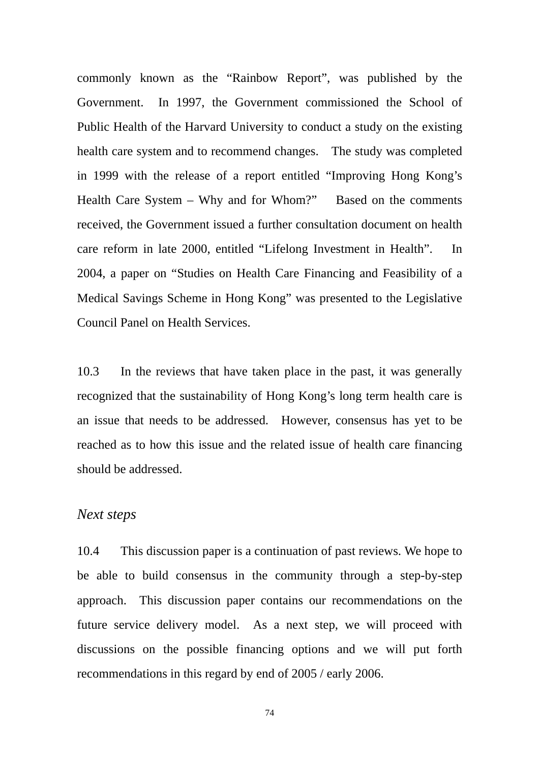commonly known as the "Rainbow Report", was published by the Government. In 1997, the Government commissioned the School of Public Health of the Harvard University to conduct a study on the existing health care system and to recommend changes. The study was completed in 1999 with the release of a report entitled "Improving Hong Kong's Health Care System – Why and for Whom?" Based on the comments received, the Government issued a further consultation document on health care reform in late 2000, entitled "Lifelong Investment in Health". In 2004, a paper on "Studies on Health Care Financing and Feasibility of a Medical Savings Scheme in Hong Kong" was presented to the Legislative Council Panel on Health Services.

10.3 In the reviews that have taken place in the past, it was generally recognized that the sustainability of Hong Kong's long term health care is an issue that needs to be addressed. However, consensus has yet to be reached as to how this issue and the related issue of health care financing should be addressed.

*Next steps*

10.4 This discussion paper is a continuation of past reviews. We hope to be able to build consensus in the community through a step-by-step approach. This discussion paper contains our recommendations on the future service delivery model. As a next step, we will proceed with discussions on the possible financing options and we will put forth recommendations in this regard by end of 2005 / early 2006.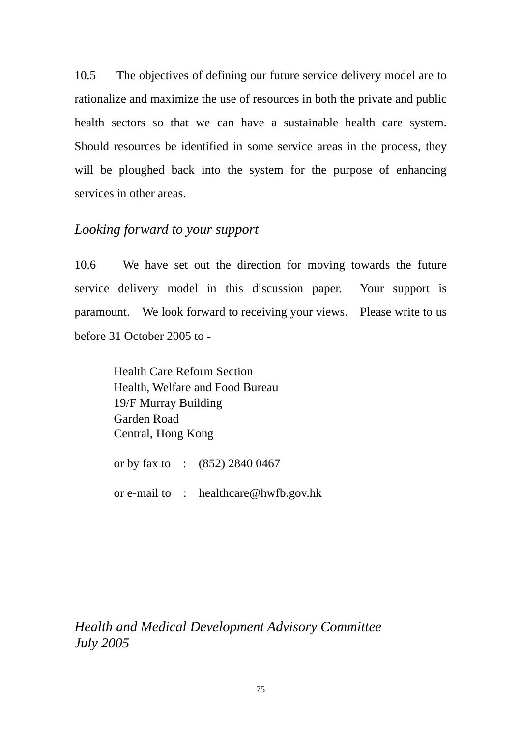10.5 The objectives of defining our future service delivery model are to rationalize and maximize the use of resources in both the private and public health sectors so that we can have a sustainable health care system. Should resources be identified in some service areas in the process, they will be ploughed back into the system for the purpose of enhancing services in other areas.

*Looking forward to your support*

10.6 We have set out the direction for moving towards the future service delivery model in this discussion paper. Your support is paramount. We look forward to receiving your views. Please write to us before 31 October 2005 to -

> Health Care Reform Section
> Health, Welfare and Food Bureau
> 19/F Murray Building
> Garden Road
> Central, Hong Kong
>
> or by fax to : (852) 2840 0467
>
> or e-mail to : healthcare@hwfb.gov.hk

*Health and Medical Development Advisory Committee*
*July 2005*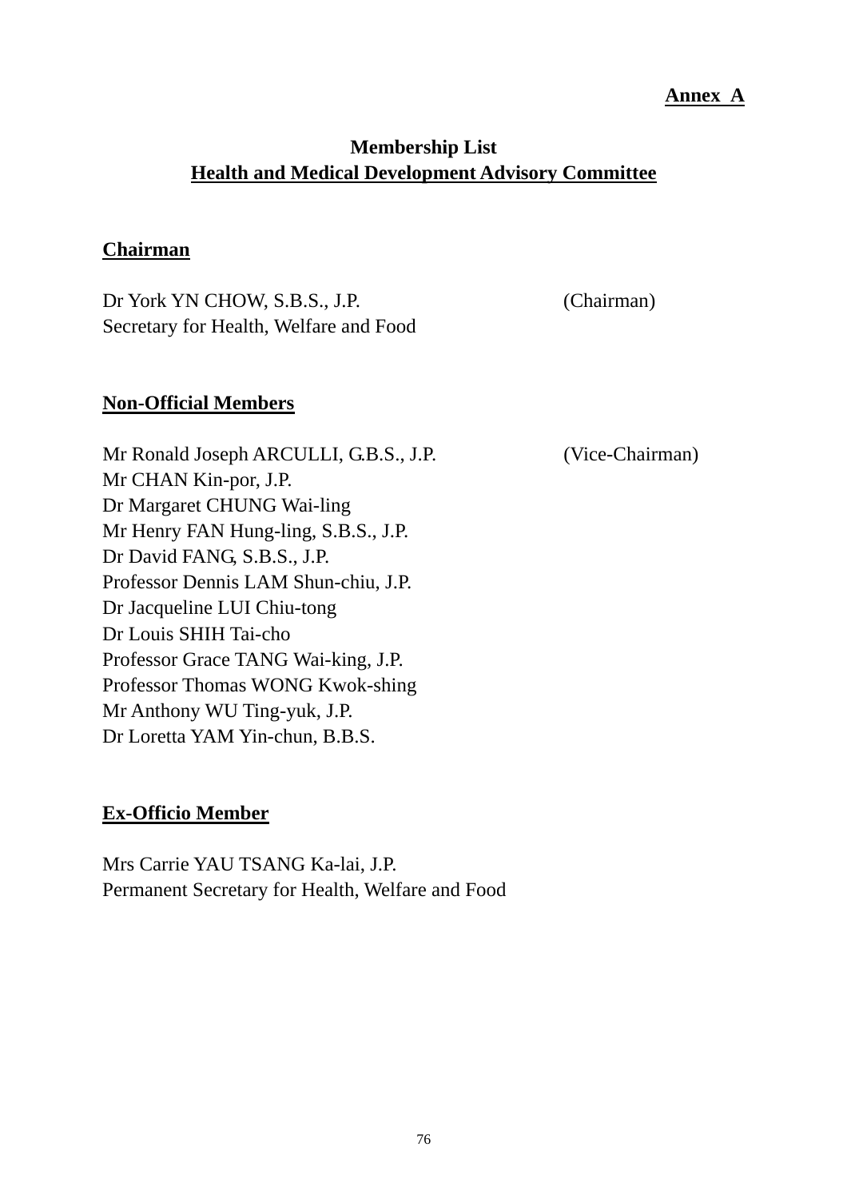**Annex A**

# Membership List
## Health and Medical Development Advisory Committee

### Chairman

Dr York YN CHOW, S.B.S., J.P. (Chairman)
Secretary for Health, Welfare and Food

### Non-Official Members

Mr Ronald Joseph ARCULLI, G.B.S., J.P. (Vice-Chairman)
Mr CHAN Kin-por, J.P.
Dr Margaret CHUNG Wai-ling
Mr Henry FAN Hung-ling, S.B.S., J.P.
Dr David FANG, S.B.S., J.P.
Professor Dennis LAM Shun-chiu, J.P.
Dr Jacqueline LUI Chiu-tong
Dr Louis SHIH Tai-cho
Professor Grace TANG Wai-king, J.P.
Professor Thomas WONG Kwok-shing
Mr Anthony WU Ting-yuk, J.P.
Dr Loretta YAM Yin-chun, B.B.S.

### Ex-Officio Member

Mrs Carrie YAU TSANG Ka-lai, J.P.
Permanent Secretary for Health, Welfare and Food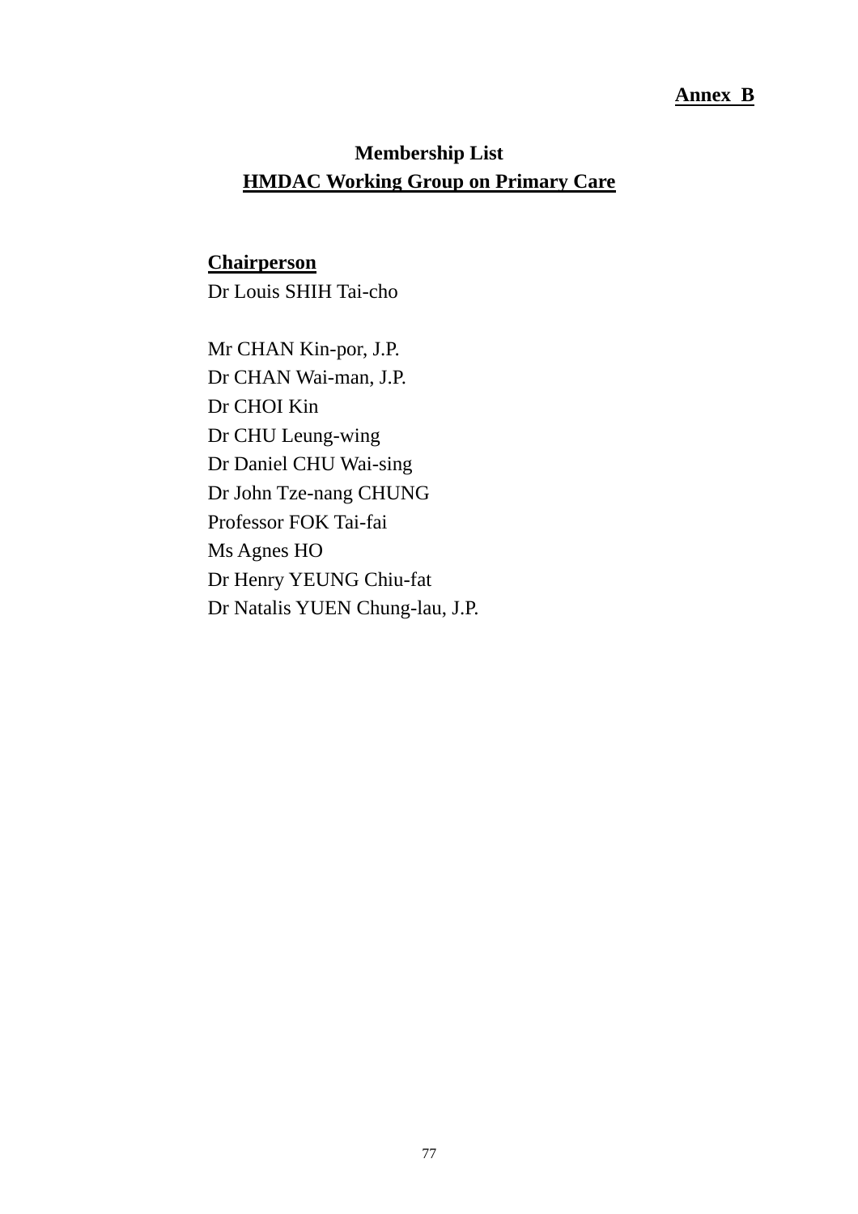**Annex B**

**Membership List**

**HMDAC Working Group on Primary Care**

**Chairperson**

Dr Louis SHIH Tai-cho

Mr CHAN Kin-por, J.P.
Dr CHAN Wai-man, J.P.
Dr CHOI Kin
Dr CHU Leung-wing
Dr Daniel CHU Wai-sing
Dr John Tze-nang CHUNG
Professor FOK Tai-fai
Ms Agnes HO
Dr Henry YEUNG Chiu-fat
Dr Natalis YUEN Chung-lau, J.P.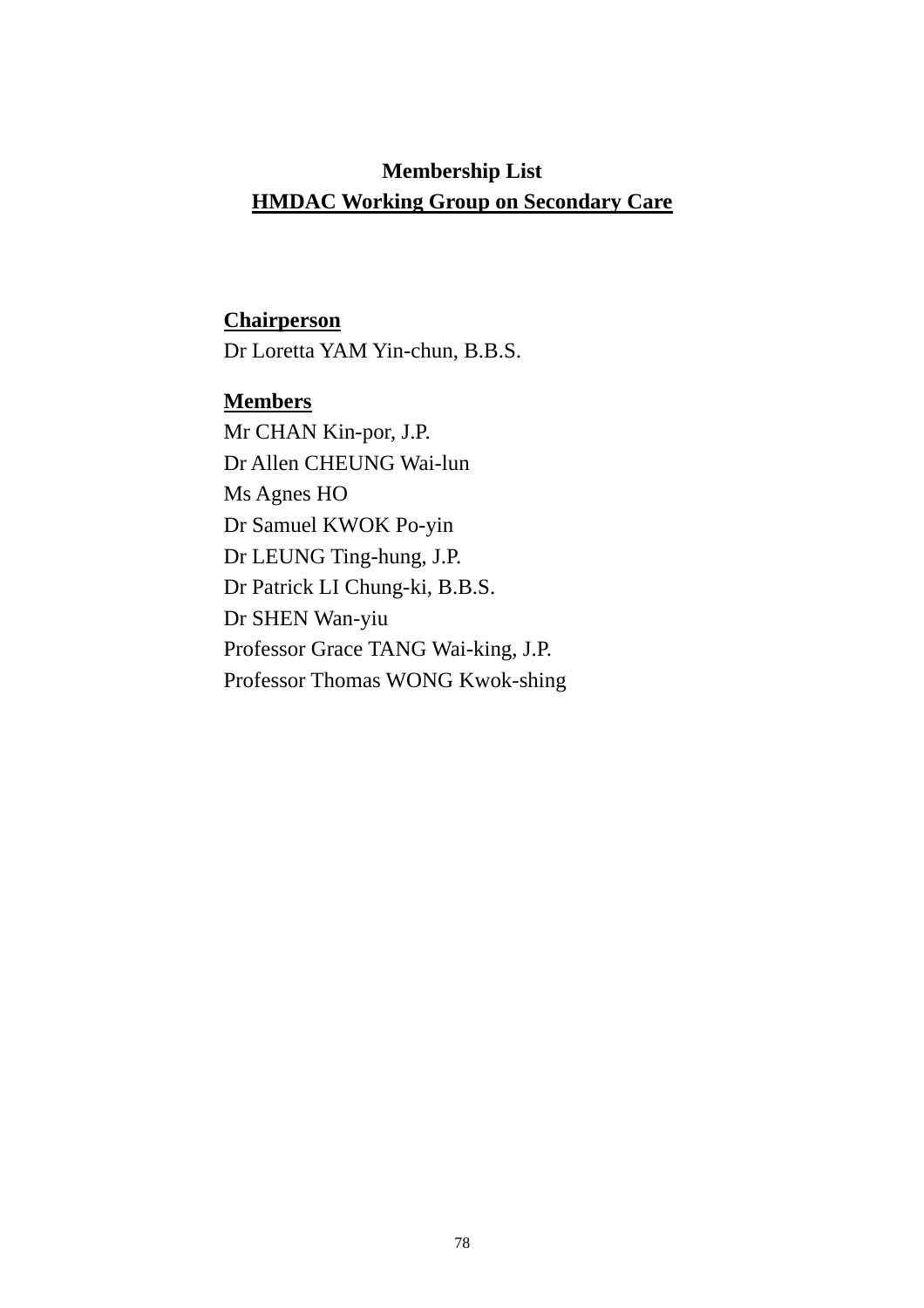**Membership List**

**HMDAC Working Group on Secondary Care**

**Chairperson**

Dr Loretta YAM Yin-chun, B.B.S.

**Members**

Mr CHAN Kin-por, J.P.
Dr Allen CHEUNG Wai-lun
Ms Agnes HO
Dr Samuel KWOK Po-yin
Dr LEUNG Ting-hung, J.P.
Dr Patrick LI Chung-ki, B.B.S.
Dr SHEN Wan-yiu
Professor Grace TANG Wai-king, J.P.
Professor Thomas WONG Kwok-shing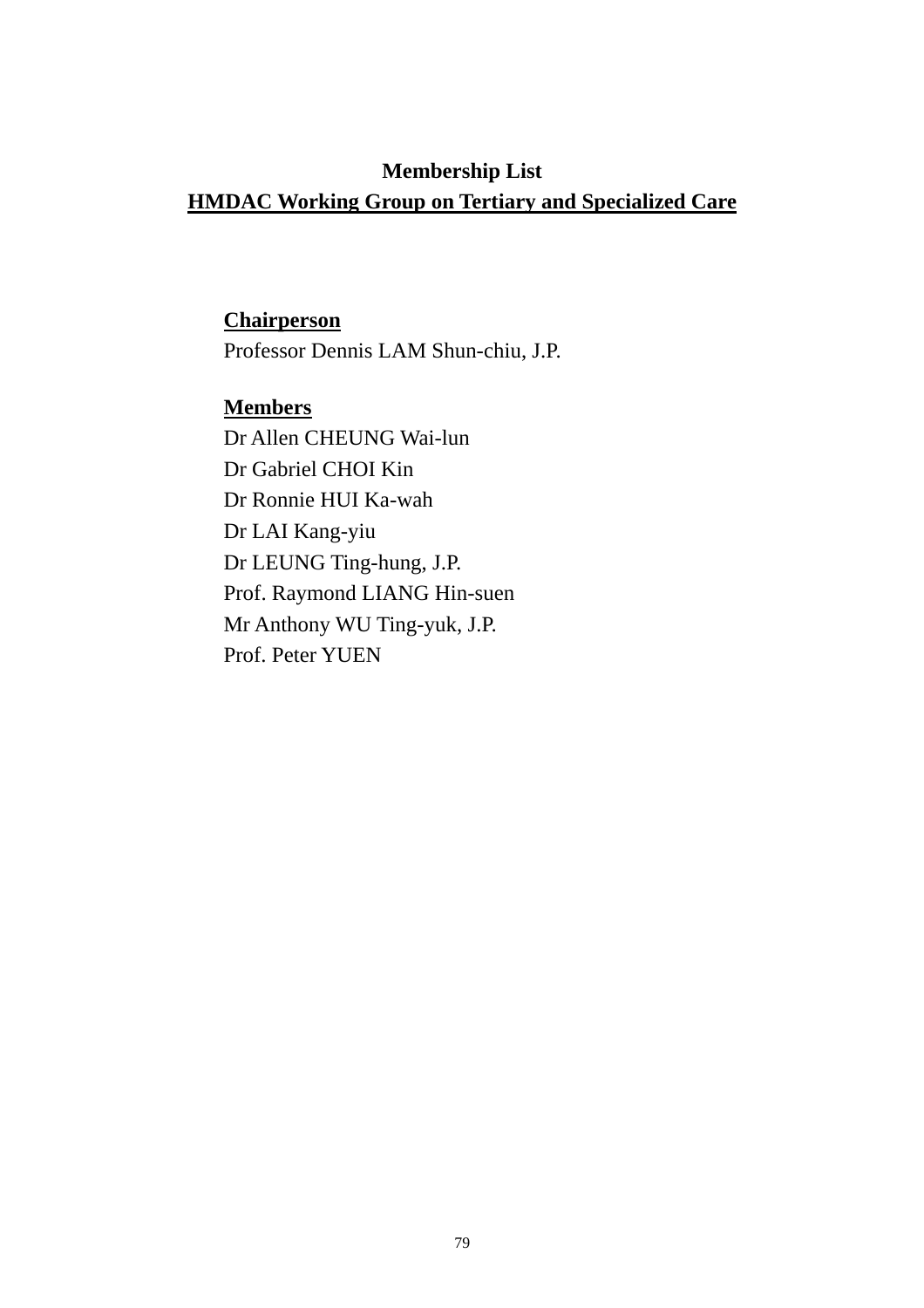## Membership List

## <u>HMDAC Working Group on Tertiary and Specialized Care</u>

**<u>Chairperson</u>**
Professor Dennis LAM Shun-chiu, J.P.

**<u>Members</u>**
Dr Allen CHEUNG Wai-lun
Dr Gabriel CHOI Kin
Dr Ronnie HUI Ka-wah
Dr LAI Kang-yiu
Dr LEUNG Ting-hung, J.P.
Prof. Raymond LIANG Hin-suen
Mr Anthony WU Ting-yuk, J.P.
Prof. Peter YUEN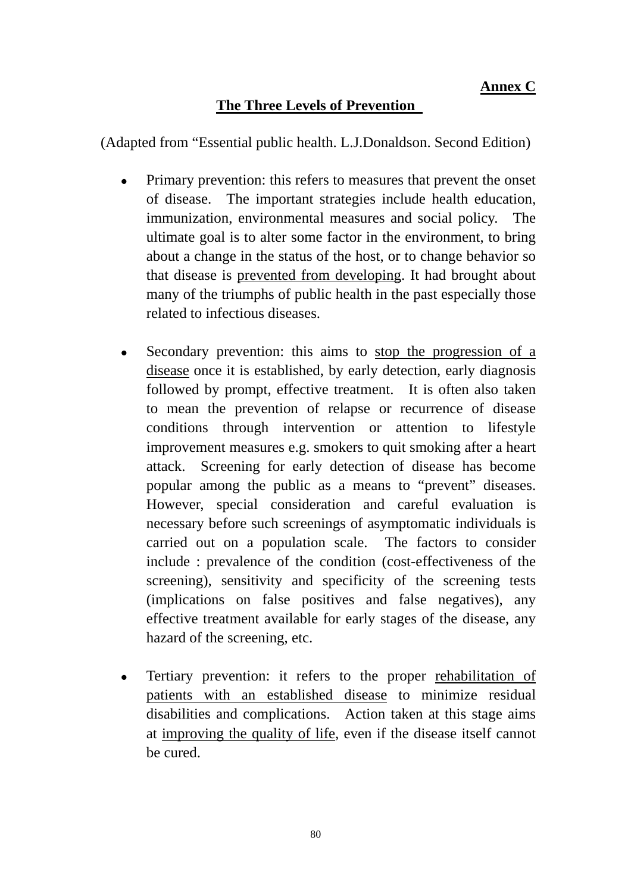**Annex C**

## The Three Levels of Prevention

(Adapted from "Essential public health. L.J.Donaldson. Second Edition)

- Primary prevention: this refers to measures that prevent the onset of disease. The important strategies include health education, immunization, environmental measures and social policy. The ultimate goal is to alter some factor in the environment, to bring about a change in the status of the host, or to change behavior so that disease is <u>prevented from developing</u>. It had brought about many of the triumphs of public health in the past especially those related to infectious diseases.

- Secondary prevention: this aims to <u>stop the progression of a disease</u> once it is established, by early detection, early diagnosis followed by prompt, effective treatment. It is often also taken to mean the prevention of relapse or recurrence of disease conditions through intervention or attention to lifestyle improvement measures e.g. smokers to quit smoking after a heart attack. Screening for early detection of disease has become popular among the public as a means to "prevent" diseases. However, special consideration and careful evaluation is necessary before such screenings of asymptomatic individuals is carried out on a population scale. The factors to consider include : prevalence of the condition (cost-effectiveness of the screening), sensitivity and specificity of the screening tests (implications on false positives and false negatives), any effective treatment available for early stages of the disease, any hazard of the screening, etc.

- Tertiary prevention: it refers to the proper <u>rehabilitation of patients with an established disease</u> to minimize residual disabilities and complications. Action taken at this stage aims at <u>improving the quality of life</u>, even if the disease itself cannot be cured.